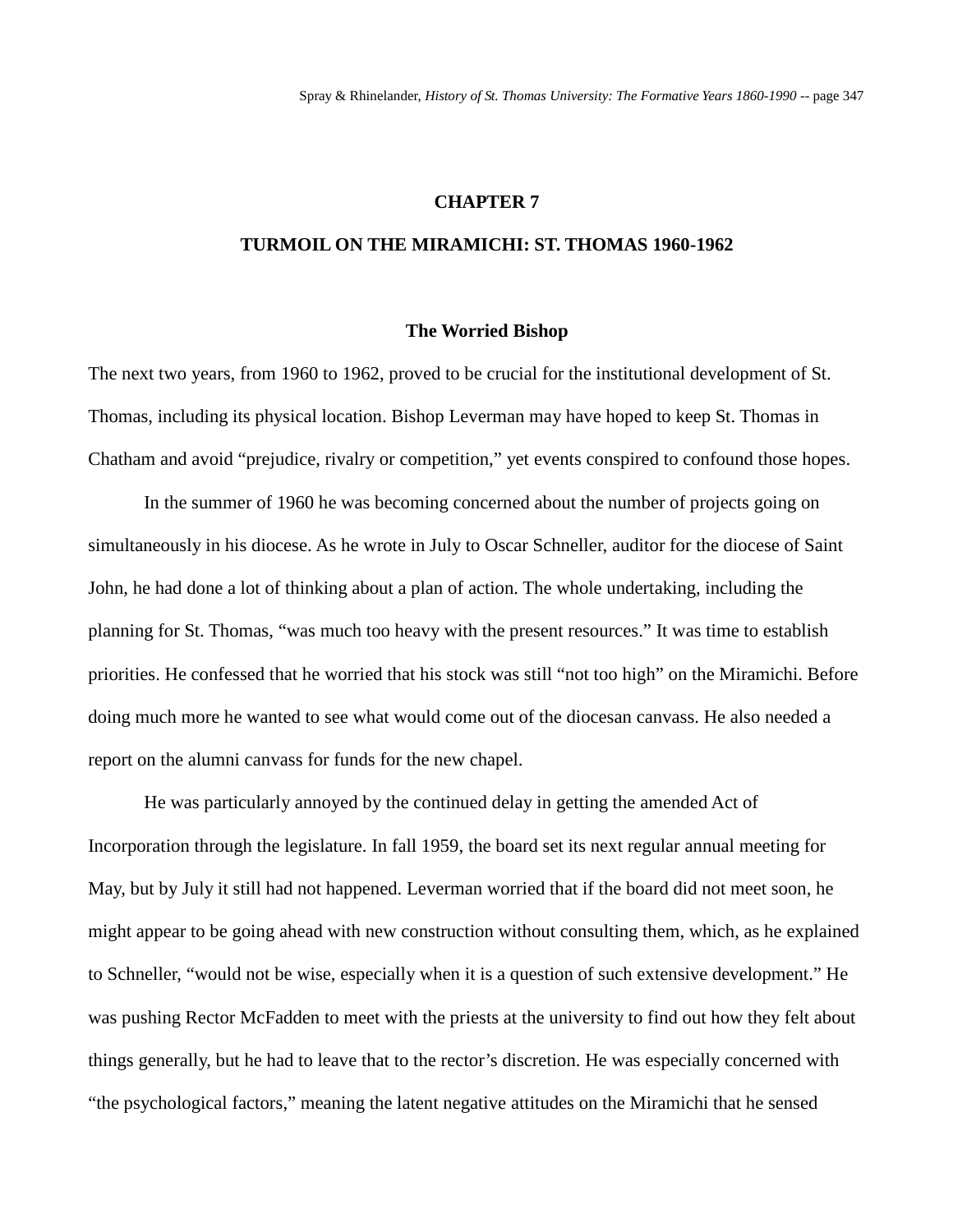# CHAPTER 7

# TURMOIL ON THE MIRAMICHI: ST. THOMAS 1960-1962

## The Worried Bishop

The next two years, from 1960 to 1962, proved to be crucial for the institutional development of St. Thomas, including its physical location. Bishop Leverman may have hoped to keep St. Thomas in Chatham and avoid "prejudice, rivalry or competition," yet events conspired to confound those hopes.

In the summer of 1960 he was becoming concerned about the number of projects going on simultaneously in his diocese. As he wrote in July to Oscar Schneller, auditor for the diocese of Saint John, he had done a lot of thinking about a plan of action. The whole undertaking, including the planning for St. Thomas, "was much too heavy with the present resources." It was time to establish priorities. He confessed that he worried that his stock was still "not too high" on the Miramichi. Before doing much more he wanted to see what would come out of the diocesan canvass. He also needed a report on the alumni canvass for funds for the new chapel.

He was particularly annoyed by the continued delay in getting the amended Act of Incorporation through the legislature. In fall 1959, the board set its next regular annual meeting for May, but by July it still had not happened. Leverman worried that if the board did not meet soon, he might appear to be going ahead with new construction without consulting them, which, as he explained to Schneller, "would not be wise, especially when it is a question of such extensive development." He was pushing Rector McFadden to meet with the priests at the university to find out how they felt about things generally, but he had to leave that to the rector's discretion. He was especially concerned with "the psychological factors," meaning the latent negative attitudes on the Miramichi that he sensed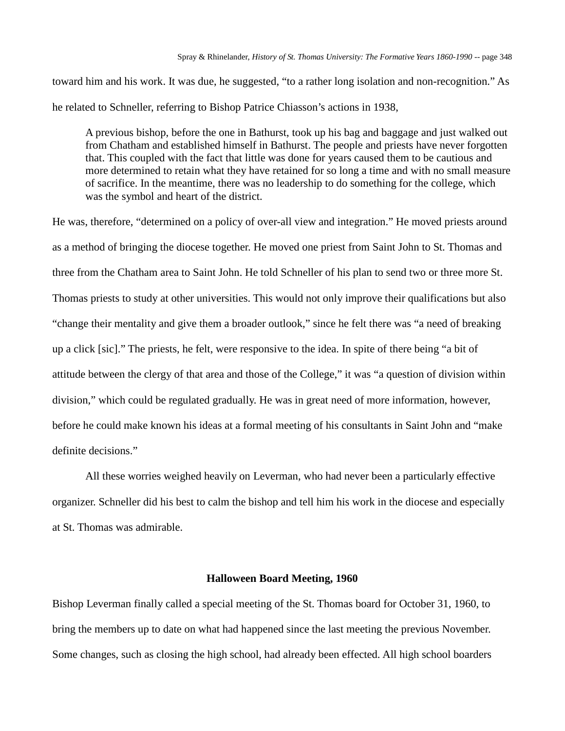toward him and his work. It was due, he suggested, "to a rather long isolation and non-recognition." As he related to Schneller, referring to Bishop Patrice Chiasson's actions in 1938,

> A previous bishop, before the one in Bathurst, took up his bag and baggage and just walked out from Chatham and established himself in Bathurst. The people and priests have never forgotten that. This coupled with the fact that little was done for years caused them to be cautious and more determined to retain what they have retained for so long a time and with no small measure of sacrifice. In the meantime, there was no leadership to do something for the college, which was the symbol and heart of the district.

He was, therefore, "determined on a policy of over-all view and integration." He moved priests around as a method of bringing the diocese together. He moved one priest from Saint John to St. Thomas and three from the Chatham area to Saint John. He told Schneller of his plan to send two or three more St. Thomas priests to study at other universities. This would not only improve their qualifications but also "change their mentality and give them a broader outlook," since he felt there was "a need of breaking up a click [sic]." The priests, he felt, were responsive to the idea. In spite of there being "a bit of attitude between the clergy of that area and those of the College," it was "a question of division within division," which could be regulated gradually. He was in great need of more information, however, before he could make known his ideas at a formal meeting of his consultants in Saint John and "make definite decisions."

All these worries weighed heavily on Leverman, who had never been a particularly effective organizer. Schneller did his best to calm the bishop and tell him his work in the diocese and especially at St. Thomas was admirable.

### Halloween Board Meeting, 1960

Bishop Leverman finally called a special meeting of the St. Thomas board for October 31, 1960, to bring the members up to date on what had happened since the last meeting the previous November. Some changes, such as closing the high school, had already been effected. All high school boarders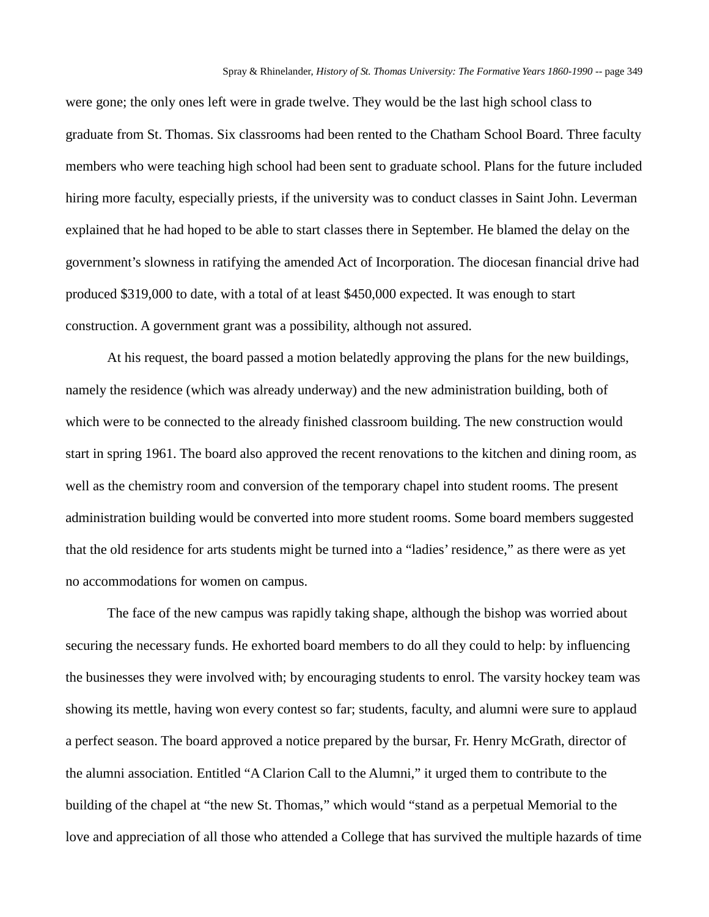were gone; the only ones left were in grade twelve. They would be the last high school class to graduate from St. Thomas. Six classrooms had been rented to the Chatham School Board. Three faculty members who were teaching high school had been sent to graduate school. Plans for the future included hiring more faculty, especially priests, if the university was to conduct classes in Saint John. Leverman explained that he had hoped to be able to start classes there in September. He blamed the delay on the government's slowness in ratifying the amended Act of Incorporation. The diocesan financial drive had produced $319,000 to date, with a total of at least $450,000 expected. It was enough to start construction. A government grant was a possibility, although not assured.

At his request, the board passed a motion belatedly approving the plans for the new buildings, namely the residence (which was already underway) and the new administration building, both of which were to be connected to the already finished classroom building. The new construction would start in spring 1961. The board also approved the recent renovations to the kitchen and dining room, as well as the chemistry room and conversion of the temporary chapel into student rooms. The present administration building would be converted into more student rooms. Some board members suggested that the old residence for arts students might be turned into a "ladies' residence," as there were as yet no accommodations for women on campus.

The face of the new campus was rapidly taking shape, although the bishop was worried about securing the necessary funds. He exhorted board members to do all they could to help: by influencing the businesses they were involved with; by encouraging students to enrol. The varsity hockey team was showing its mettle, having won every contest so far; students, faculty, and alumni were sure to applaud a perfect season. The board approved a notice prepared by the bursar, Fr. Henry McGrath, director of the alumni association. Entitled "A Clarion Call to the Alumni," it urged them to contribute to the building of the chapel at "the new St. Thomas," which would "stand as a perpetual Memorial to the love and appreciation of all those who attended a College that has survived the multiple hazards of time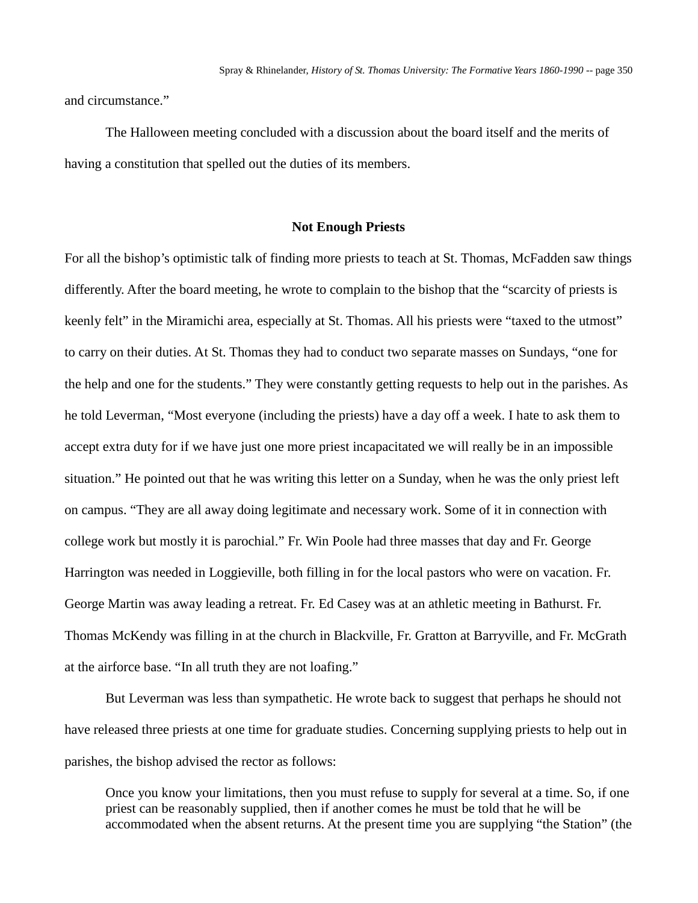and circumstance."

The Halloween meeting concluded with a discussion about the board itself and the merits of having a constitution that spelled out the duties of its members.

## Not Enough Priests

For all the bishop's optimistic talk of finding more priests to teach at St. Thomas, McFadden saw things differently. After the board meeting, he wrote to complain to the bishop that the "scarcity of priests is keenly felt" in the Miramichi area, especially at St. Thomas. All his priests were "taxed to the utmost" to carry on their duties. At St. Thomas they had to conduct two separate masses on Sundays, "one for the help and one for the students." They were constantly getting requests to help out in the parishes. As he told Leverman, "Most everyone (including the priests) have a day off a week. I hate to ask them to accept extra duty for if we have just one more priest incapacitated we will really be in an impossible situation." He pointed out that he was writing this letter on a Sunday, when he was the only priest left on campus. "They are all away doing legitimate and necessary work. Some of it in connection with college work but mostly it is parochial." Fr. Win Poole had three masses that day and Fr. George Harrington was needed in Loggieville, both filling in for the local pastors who were on vacation. Fr. George Martin was away leading a retreat. Fr. Ed Casey was at an athletic meeting in Bathurst. Fr. Thomas McKendy was filling in at the church in Blackville, Fr. Gratton at Barryville, and Fr. McGrath at the airforce base. "In all truth they are not loafing."

But Leverman was less than sympathetic. He wrote back to suggest that perhaps he should not have released three priests at one time for graduate studies. Concerning supplying priests to help out in parishes, the bishop advised the rector as follows:

> Once you know your limitations, then you must refuse to supply for several at a time. So, if one priest can be reasonably supplied, then if another comes he must be told that he will be accommodated when the absent returns. At the present time you are supplying "the Station" (the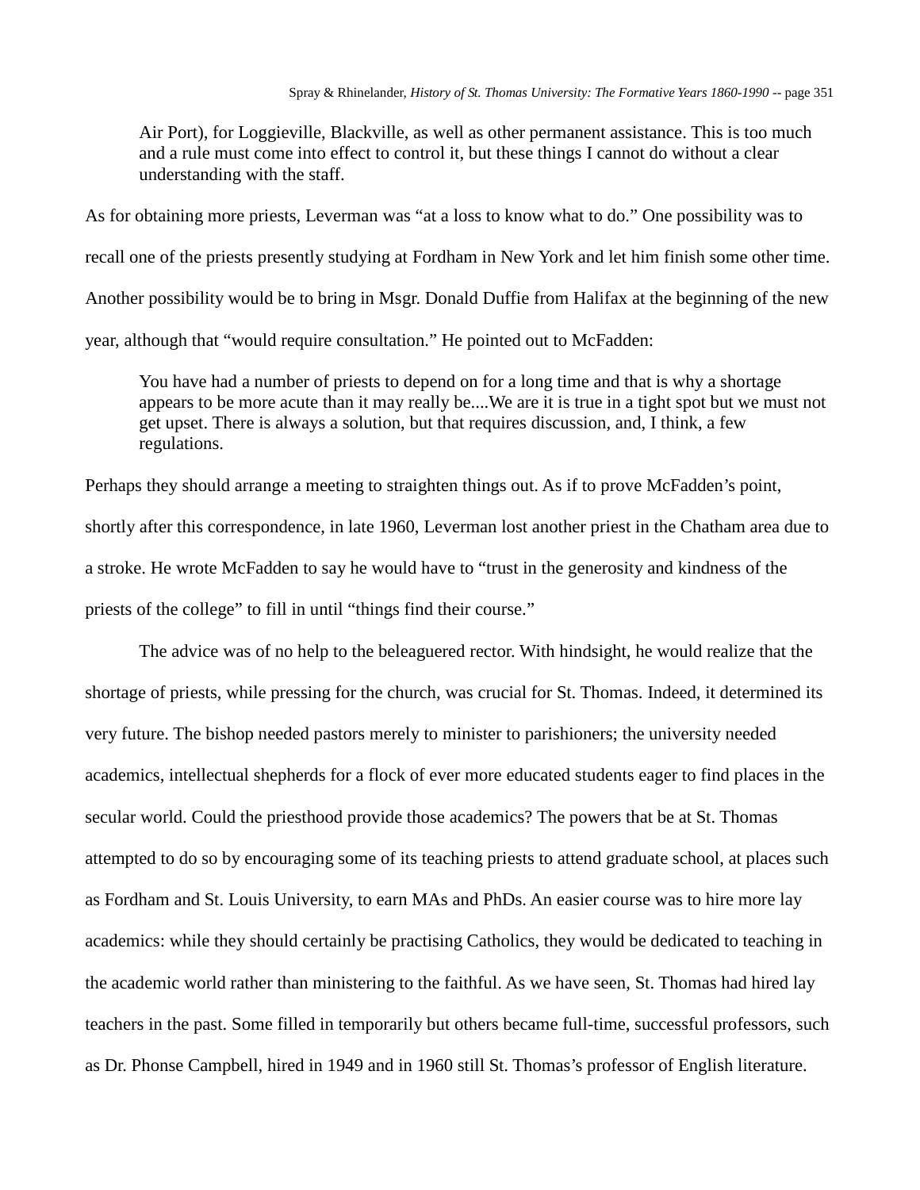> Air Port), for Loggieville, Blackville, as well as other permanent assistance. This is too much and a rule must come into effect to control it, but these things I cannot do without a clear understanding with the staff.

As for obtaining more priests, Leverman was "at a loss to know what to do." One possibility was to recall one of the priests presently studying at Fordham in New York and let him finish some other time. Another possibility would be to bring in Msgr. Donald Duffie from Halifax at the beginning of the new year, although that "would require consultation." He pointed out to McFadden:

> You have had a number of priests to depend on for a long time and that is why a shortage appears to be more acute than it may really be....We are it is true in a tight spot but we must not get upset. There is always a solution, but that requires discussion, and, I think, a few regulations.

Perhaps they should arrange a meeting to straighten things out. As if to prove McFadden's point, shortly after this correspondence, in late 1960, Leverman lost another priest in the Chatham area due to a stroke. He wrote McFadden to say he would have to "trust in the generosity and kindness of the priests of the college" to fill in until "things find their course."

The advice was of no help to the beleaguered rector. With hindsight, he would realize that the shortage of priests, while pressing for the church, was crucial for St. Thomas. Indeed, it determined its very future. The bishop needed pastors merely to minister to parishioners; the university needed academics, intellectual shepherds for a flock of ever more educated students eager to find places in the secular world. Could the priesthood provide those academics? The powers that be at St. Thomas attempted to do so by encouraging some of its teaching priests to attend graduate school, at places such as Fordham and St. Louis University, to earn MAs and PhDs. An easier course was to hire more lay academics: while they should certainly be practising Catholics, they would be dedicated to teaching in the academic world rather than ministering to the faithful. As we have seen, St. Thomas had hired lay teachers in the past. Some filled in temporarily but others became full-time, successful professors, such as Dr. Phonse Campbell, hired in 1949 and in 1960 still St. Thomas's professor of English literature.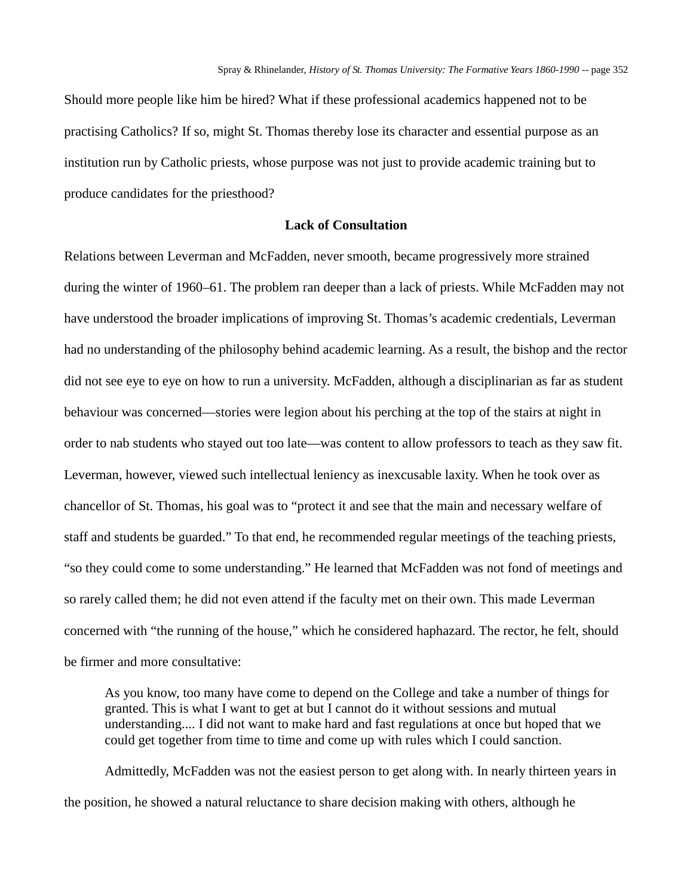Should more people like him be hired? What if these professional academics happened not to be practising Catholics? If so, might St. Thomas thereby lose its character and essential purpose as an institution run by Catholic priests, whose purpose was not just to provide academic training but to produce candidates for the priesthood?

### Lack of Consultation

Relations between Leverman and McFadden, never smooth, became progressively more strained during the winter of 1960–61. The problem ran deeper than a lack of priests. While McFadden may not have understood the broader implications of improving St. Thomas's academic credentials, Leverman had no understanding of the philosophy behind academic learning. As a result, the bishop and the rector did not see eye to eye on how to run a university. McFadden, although a disciplinarian as far as student behaviour was concerned—stories were legion about his perching at the top of the stairs at night in order to nab students who stayed out too late—was content to allow professors to teach as they saw fit. Leverman, however, viewed such intellectual leniency as inexcusable laxity. When he took over as chancellor of St. Thomas, his goal was to "protect it and see that the main and necessary welfare of staff and students be guarded." To that end, he recommended regular meetings of the teaching priests, "so they could come to some understanding." He learned that McFadden was not fond of meetings and so rarely called them; he did not even attend if the faculty met on their own. This made Leverman concerned with "the running of the house," which he considered haphazard. The rector, he felt, should be firmer and more consultative:

> As you know, too many have come to depend on the College and take a number of things for granted. This is what I want to get at but I cannot do it without sessions and mutual understanding.... I did not want to make hard and fast regulations at once but hoped that we could get together from time to time and come up with rules which I could sanction.

Admittedly, McFadden was not the easiest person to get along with. In nearly thirteen years in the position, he showed a natural reluctance to share decision making with others, although he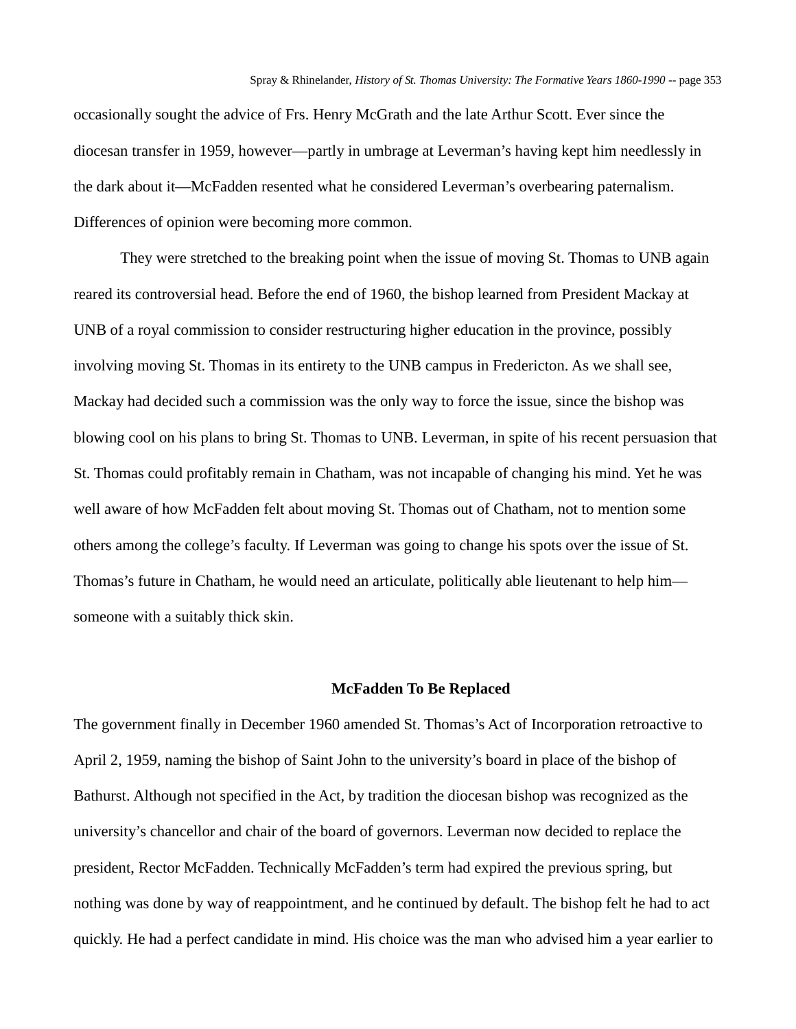occasionally sought the advice of Frs. Henry McGrath and the late Arthur Scott. Ever since the diocesan transfer in 1959, however—partly in umbrage at Leverman's having kept him needlessly in the dark about it—McFadden resented what he considered Leverman's overbearing paternalism. Differences of opinion were becoming more common.

They were stretched to the breaking point when the issue of moving St. Thomas to UNB again reared its controversial head. Before the end of 1960, the bishop learned from President Mackay at UNB of a royal commission to consider restructuring higher education in the province, possibly involving moving St. Thomas in its entirety to the UNB campus in Fredericton. As we shall see, Mackay had decided such a commission was the only way to force the issue, since the bishop was blowing cool on his plans to bring St. Thomas to UNB. Leverman, in spite of his recent persuasion that St. Thomas could profitably remain in Chatham, was not incapable of changing his mind. Yet he was well aware of how McFadden felt about moving St. Thomas out of Chatham, not to mention some others among the college's faculty. If Leverman was going to change his spots over the issue of St. Thomas's future in Chatham, he would need an articulate, politically able lieutenant to help him—someone with a suitably thick skin.

## McFadden To Be Replaced

The government finally in December 1960 amended St. Thomas's Act of Incorporation retroactive to April 2, 1959, naming the bishop of Saint John to the university's board in place of the bishop of Bathurst. Although not specified in the Act, by tradition the diocesan bishop was recognized as the university's chancellor and chair of the board of governors. Leverman now decided to replace the president, Rector McFadden. Technically McFadden's term had expired the previous spring, but nothing was done by way of reappointment, and he continued by default. The bishop felt he had to act quickly. He had a perfect candidate in mind. His choice was the man who advised him a year earlier to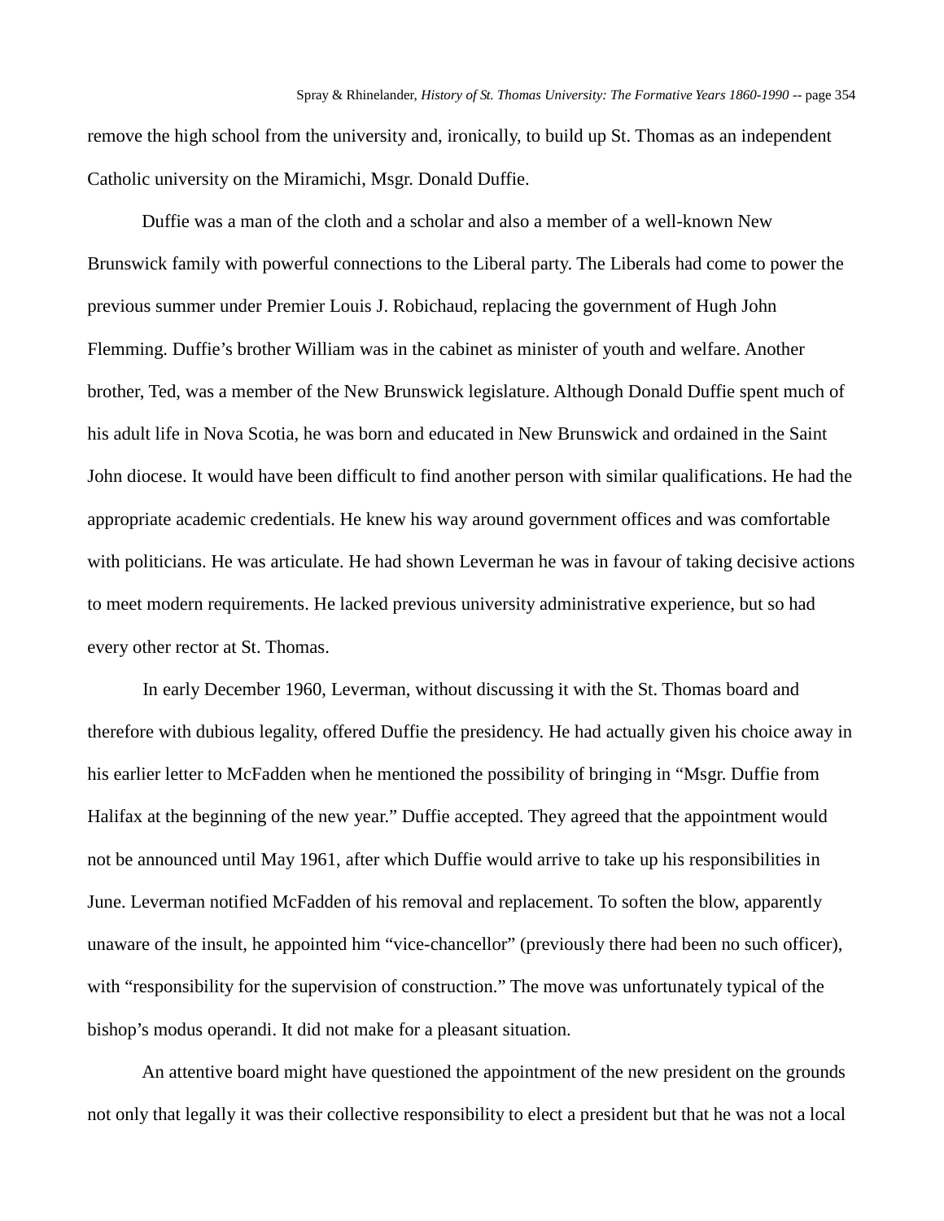remove the high school from the university and, ironically, to build up St. Thomas as an independent Catholic university on the Miramichi, Msgr. Donald Duffie.

Duffie was a man of the cloth and a scholar and also a member of a well-known New Brunswick family with powerful connections to the Liberal party. The Liberals had come to power the previous summer under Premier Louis J. Robichaud, replacing the government of Hugh John Flemming. Duffie's brother William was in the cabinet as minister of youth and welfare. Another brother, Ted, was a member of the New Brunswick legislature. Although Donald Duffie spent much of his adult life in Nova Scotia, he was born and educated in New Brunswick and ordained in the Saint John diocese. It would have been difficult to find another person with similar qualifications. He had the appropriate academic credentials. He knew his way around government offices and was comfortable with politicians. He was articulate. He had shown Leverman he was in favour of taking decisive actions to meet modern requirements. He lacked previous university administrative experience, but so had every other rector at St. Thomas.

In early December 1960, Leverman, without discussing it with the St. Thomas board and therefore with dubious legality, offered Duffie the presidency. He had actually given his choice away in his earlier letter to McFadden when he mentioned the possibility of bringing in "Msgr. Duffie from Halifax at the beginning of the new year." Duffie accepted. They agreed that the appointment would not be announced until May 1961, after which Duffie would arrive to take up his responsibilities in June. Leverman notified McFadden of his removal and replacement. To soften the blow, apparently unaware of the insult, he appointed him "vice-chancellor" (previously there had been no such officer), with "responsibility for the supervision of construction." The move was unfortunately typical of the bishop's modus operandi. It did not make for a pleasant situation.

An attentive board might have questioned the appointment of the new president on the grounds not only that legally it was their collective responsibility to elect a president but that he was not a local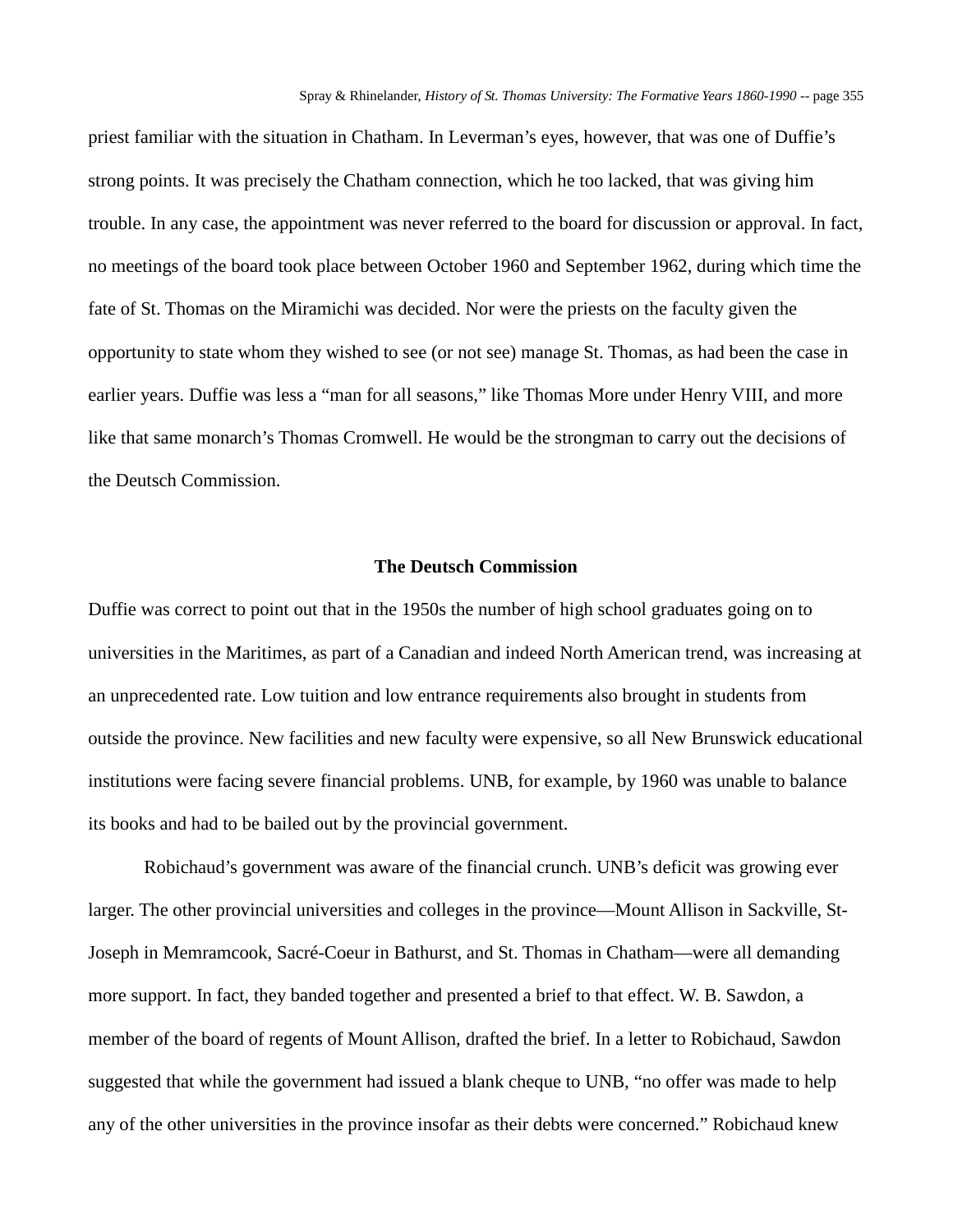priest familiar with the situation in Chatham. In Leverman's eyes, however, that was one of Duffie's strong points. It was precisely the Chatham connection, which he too lacked, that was giving him trouble. In any case, the appointment was never referred to the board for discussion or approval. In fact, no meetings of the board took place between October 1960 and September 1962, during which time the fate of St. Thomas on the Miramichi was decided. Nor were the priests on the faculty given the opportunity to state whom they wished to see (or not see) manage St. Thomas, as had been the case in earlier years. Duffie was less a "man for all seasons," like Thomas More under Henry VIII, and more like that same monarch's Thomas Cromwell. He would be the strongman to carry out the decisions of the Deutsch Commission.

## The Deutsch Commission

Duffie was correct to point out that in the 1950s the number of high school graduates going on to universities in the Maritimes, as part of a Canadian and indeed North American trend, was increasing at an unprecedented rate. Low tuition and low entrance requirements also brought in students from outside the province. New facilities and new faculty were expensive, so all New Brunswick educational institutions were facing severe financial problems. UNB, for example, by 1960 was unable to balance its books and had to be bailed out by the provincial government.

Robichaud's government was aware of the financial crunch. UNB's deficit was growing ever larger. The other provincial universities and colleges in the province—Mount Allison in Sackville, St-Joseph in Memramcook, Sacré-Coeur in Bathurst, and St. Thomas in Chatham—were all demanding more support. In fact, they banded together and presented a brief to that effect. W. B. Sawdon, a member of the board of regents of Mount Allison, drafted the brief. In a letter to Robichaud, Sawdon suggested that while the government had issued a blank cheque to UNB, "no offer was made to help any of the other universities in the province insofar as their debts were concerned." Robichaud knew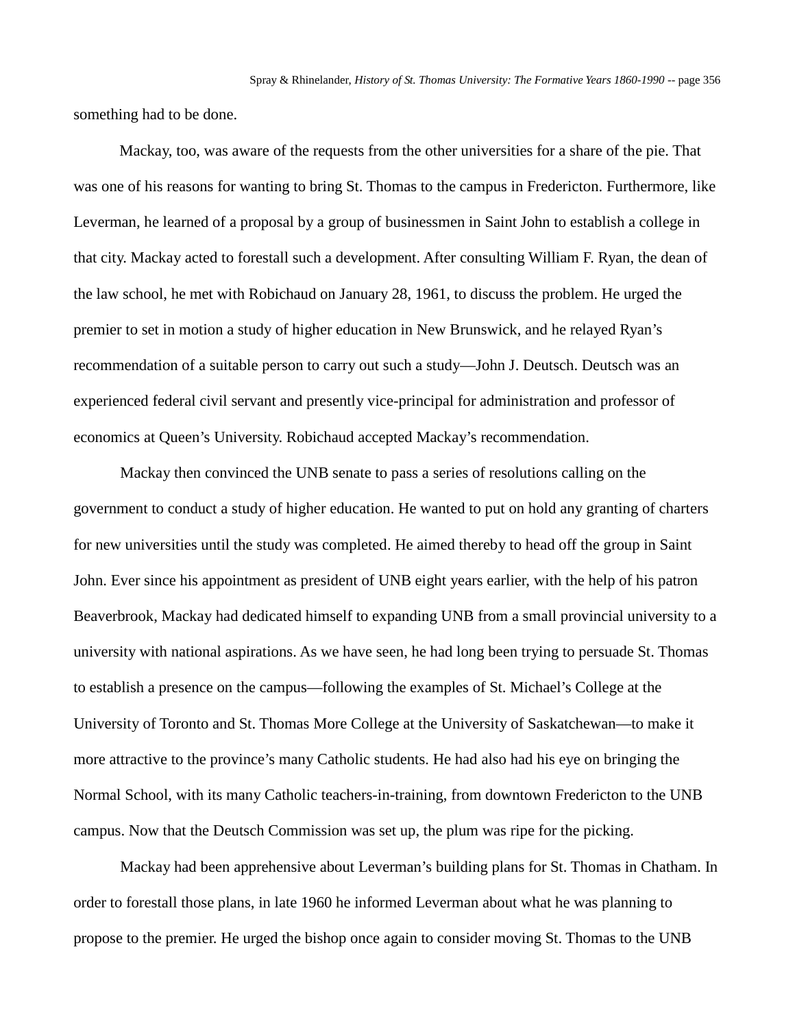something had to be done.

Mackay, too, was aware of the requests from the other universities for a share of the pie. That was one of his reasons for wanting to bring St. Thomas to the campus in Fredericton. Furthermore, like Leverman, he learned of a proposal by a group of businessmen in Saint John to establish a college in that city. Mackay acted to forestall such a development. After consulting William F. Ryan, the dean of the law school, he met with Robichaud on January 28, 1961, to discuss the problem. He urged the premier to set in motion a study of higher education in New Brunswick, and he relayed Ryan's recommendation of a suitable person to carry out such a study—John J. Deutsch. Deutsch was an experienced federal civil servant and presently vice-principal for administration and professor of economics at Queen's University. Robichaud accepted Mackay's recommendation.

Mackay then convinced the UNB senate to pass a series of resolutions calling on the government to conduct a study of higher education. He wanted to put on hold any granting of charters for new universities until the study was completed. He aimed thereby to head off the group in Saint John. Ever since his appointment as president of UNB eight years earlier, with the help of his patron Beaverbrook, Mackay had dedicated himself to expanding UNB from a small provincial university to a university with national aspirations. As we have seen, he had long been trying to persuade St. Thomas to establish a presence on the campus—following the examples of St. Michael's College at the University of Toronto and St. Thomas More College at the University of Saskatchewan—to make it more attractive to the province's many Catholic students. He had also had his eye on bringing the Normal School, with its many Catholic teachers-in-training, from downtown Fredericton to the UNB campus. Now that the Deutsch Commission was set up, the plum was ripe for the picking.

Mackay had been apprehensive about Leverman's building plans for St. Thomas in Chatham. In order to forestall those plans, in late 1960 he informed Leverman about what he was planning to propose to the premier. He urged the bishop once again to consider moving St. Thomas to the UNB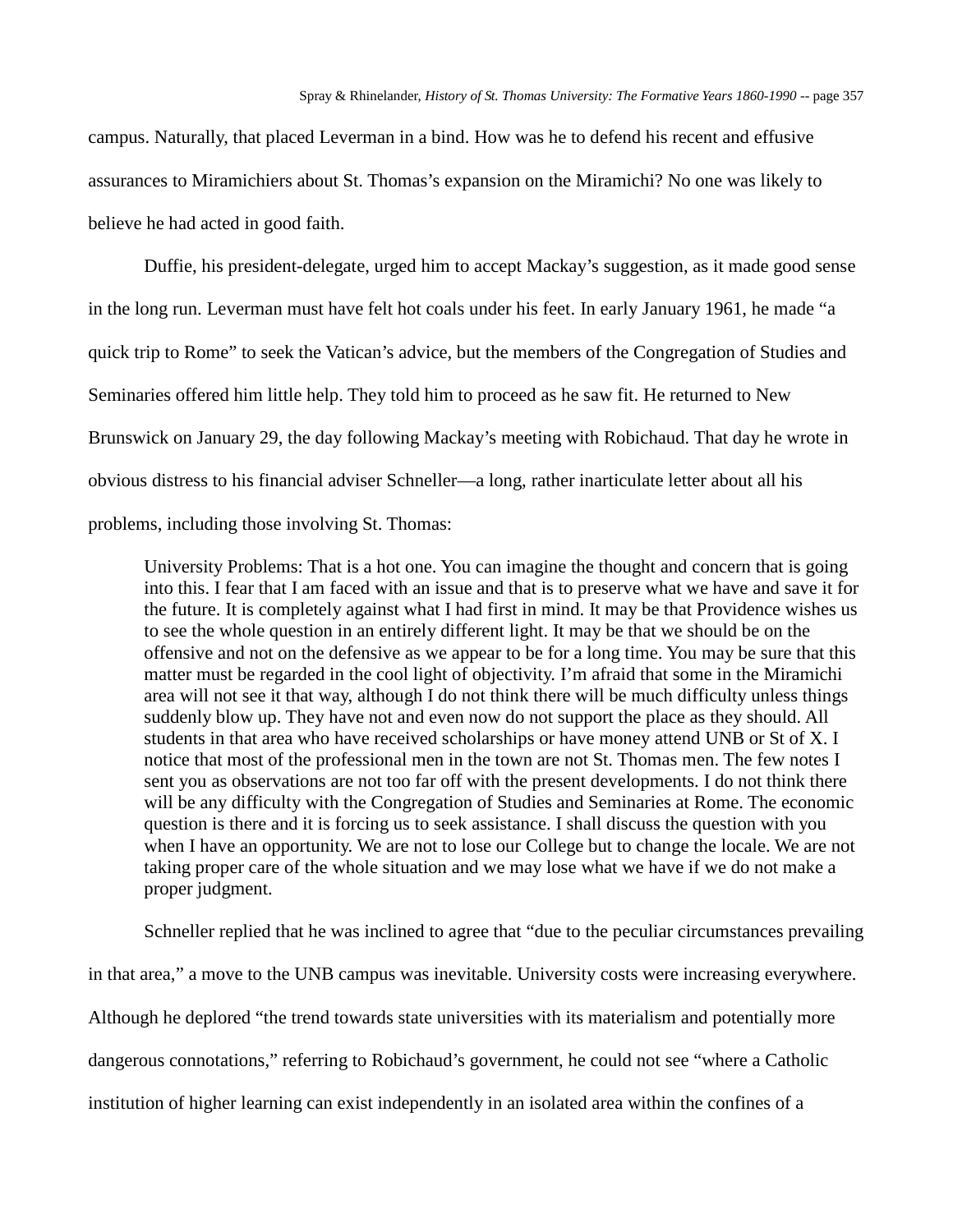campus. Naturally, that placed Leverman in a bind. How was he to defend his recent and effusive assurances to Miramichiers about St. Thomas's expansion on the Miramichi? No one was likely to believe he had acted in good faith.

Duffie, his president-delegate, urged him to accept Mackay's suggestion, as it made good sense in the long run. Leverman must have felt hot coals under his feet. In early January 1961, he made "a quick trip to Rome" to seek the Vatican's advice, but the members of the Congregation of Studies and Seminaries offered him little help. They told him to proceed as he saw fit. He returned to New Brunswick on January 29, the day following Mackay's meeting with Robichaud. That day he wrote in obvious distress to his financial adviser Schneller—a long, rather inarticulate letter about all his problems, including those involving St. Thomas:

> University Problems: That is a hot one. You can imagine the thought and concern that is going into this. I fear that I am faced with an issue and that is to preserve what we have and save it for the future. It is completely against what I had first in mind. It may be that Providence wishes us to see the whole question in an entirely different light. It may be that we should be on the offensive and not on the defensive as we appear to be for a long time. You may be sure that this matter must be regarded in the cool light of objectivity. I'm afraid that some in the Miramichi area will not see it that way, although I do not think there will be much difficulty unless things suddenly blow up. They have not and even now do not support the place as they should. All students in that area who have received scholarships or have money attend UNB or St of X. I notice that most of the professional men in the town are not St. Thomas men. The few notes I sent you as observations are not too far off with the present developments. I do not think there will be any difficulty with the Congregation of Studies and Seminaries at Rome. The economic question is there and it is forcing us to seek assistance. I shall discuss the question with you when I have an opportunity. We are not to lose our College but to change the locale. We are not taking proper care of the whole situation and we may lose what we have if we do not make a proper judgment.

Schneller replied that he was inclined to agree that "due to the peculiar circumstances prevailing in that area," a move to the UNB campus was inevitable. University costs were increasing everywhere. Although he deplored "the trend towards state universities with its materialism and potentially more dangerous connotations," referring to Robichaud's government, he could not see "where a Catholic institution of higher learning can exist independently in an isolated area within the confines of a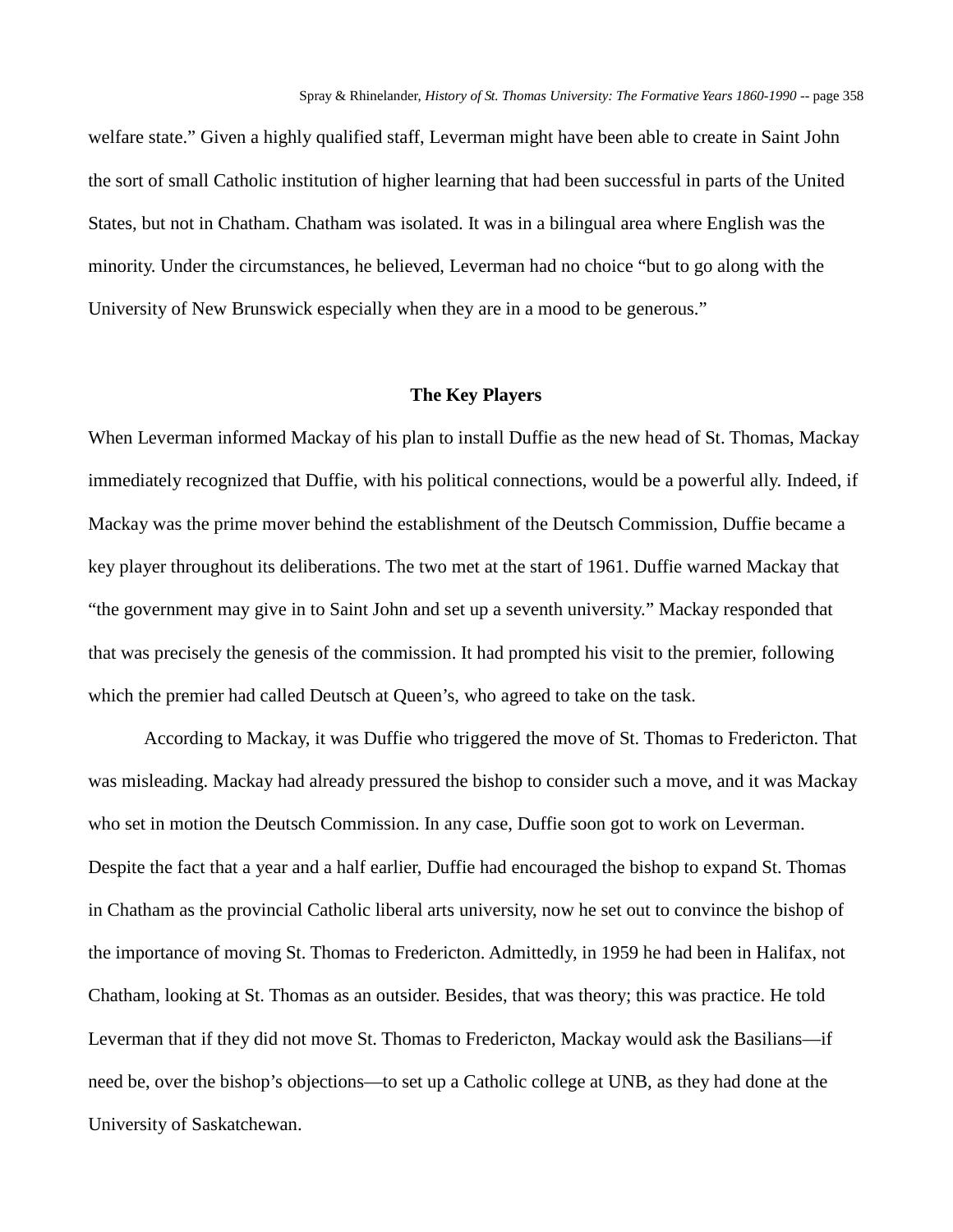welfare state." Given a highly qualified staff, Leverman might have been able to create in Saint John the sort of small Catholic institution of higher learning that had been successful in parts of the United States, but not in Chatham. Chatham was isolated. It was in a bilingual area where English was the minority. Under the circumstances, he believed, Leverman had no choice "but to go along with the University of New Brunswick especially when they are in a mood to be generous."

## The Key Players

When Leverman informed Mackay of his plan to install Duffie as the new head of St. Thomas, Mackay immediately recognized that Duffie, with his political connections, would be a powerful ally. Indeed, if Mackay was the prime mover behind the establishment of the Deutsch Commission, Duffie became a key player throughout its deliberations. The two met at the start of 1961. Duffie warned Mackay that "the government may give in to Saint John and set up a seventh university." Mackay responded that that was precisely the genesis of the commission. It had prompted his visit to the premier, following which the premier had called Deutsch at Queen's, who agreed to take on the task.

According to Mackay, it was Duffie who triggered the move of St. Thomas to Fredericton. That was misleading. Mackay had already pressured the bishop to consider such a move, and it was Mackay who set in motion the Deutsch Commission. In any case, Duffie soon got to work on Leverman. Despite the fact that a year and a half earlier, Duffie had encouraged the bishop to expand St. Thomas in Chatham as the provincial Catholic liberal arts university, now he set out to convince the bishop of the importance of moving St. Thomas to Fredericton. Admittedly, in 1959 he had been in Halifax, not Chatham, looking at St. Thomas as an outsider. Besides, that was theory; this was practice. He told Leverman that if they did not move St. Thomas to Fredericton, Mackay would ask the Basilians—if need be, over the bishop's objections—to set up a Catholic college at UNB, as they had done at the University of Saskatchewan.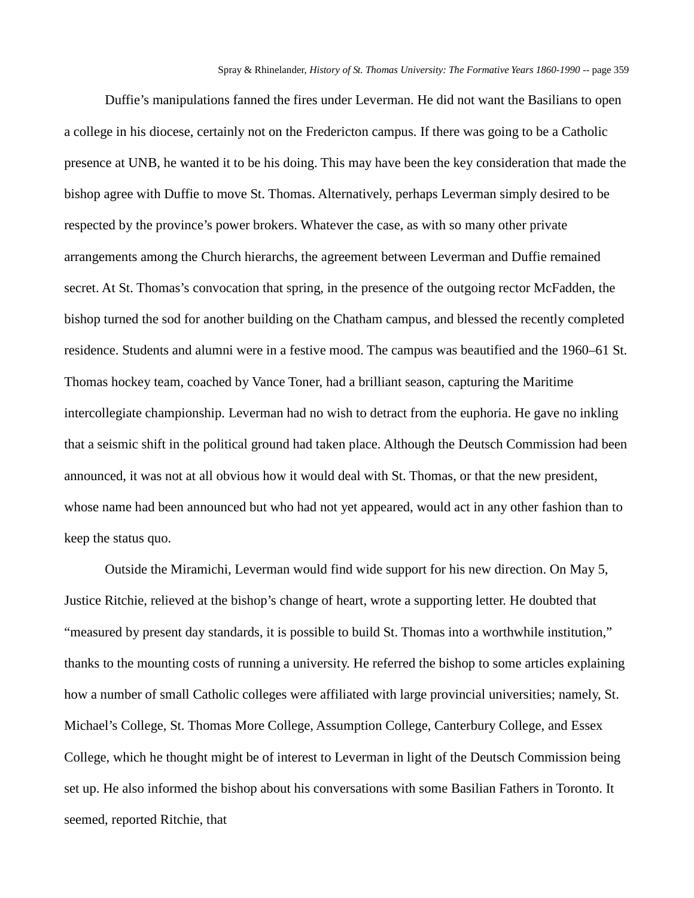Duffie's manipulations fanned the fires under Leverman. He did not want the Basilians to open a college in his diocese, certainly not on the Fredericton campus. If there was going to be a Catholic presence at UNB, he wanted it to be his doing. This may have been the key consideration that made the bishop agree with Duffie to move St. Thomas. Alternatively, perhaps Leverman simply desired to be respected by the province's power brokers. Whatever the case, as with so many other private arrangements among the Church hierarchs, the agreement between Leverman and Duffie remained secret. At St. Thomas's convocation that spring, in the presence of the outgoing rector McFadden, the bishop turned the sod for another building on the Chatham campus, and blessed the recently completed residence. Students and alumni were in a festive mood. The campus was beautified and the 1960–61 St. Thomas hockey team, coached by Vance Toner, had a brilliant season, capturing the Maritime intercollegiate championship. Leverman had no wish to detract from the euphoria. He gave no inkling that a seismic shift in the political ground had taken place. Although the Deutsch Commission had been announced, it was not at all obvious how it would deal with St. Thomas, or that the new president, whose name had been announced but who had not yet appeared, would act in any other fashion than to keep the status quo.

Outside the Miramichi, Leverman would find wide support for his new direction. On May 5, Justice Ritchie, relieved at the bishop's change of heart, wrote a supporting letter. He doubted that "measured by present day standards, it is possible to build St. Thomas into a worthwhile institution," thanks to the mounting costs of running a university. He referred the bishop to some articles explaining how a number of small Catholic colleges were affiliated with large provincial universities; namely, St. Michael's College, St. Thomas More College, Assumption College, Canterbury College, and Essex College, which he thought might be of interest to Leverman in light of the Deutsch Commission being set up. He also informed the bishop about his conversations with some Basilian Fathers in Toronto. It seemed, reported Ritchie, that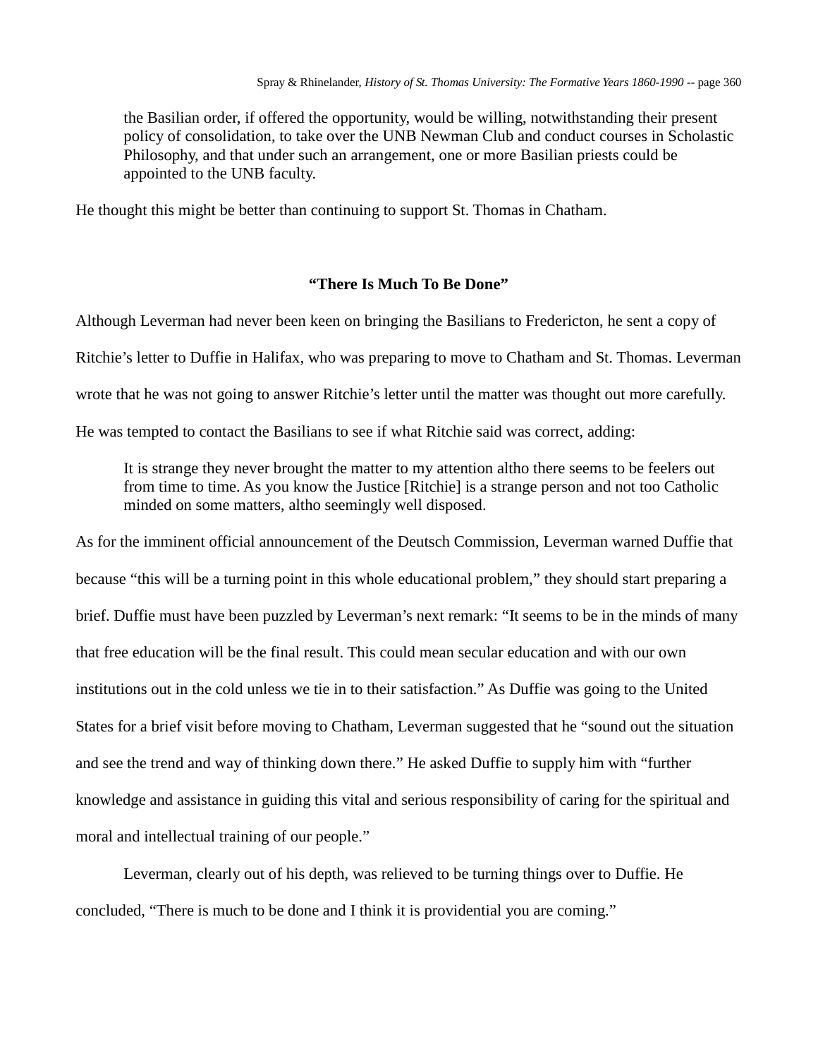> the Basilian order, if offered the opportunity, would be willing, notwithstanding their present policy of consolidation, to take over the UNB Newman Club and conduct courses in Scholastic Philosophy, and that under such an arrangement, one or more Basilian priests could be appointed to the UNB faculty.

He thought this might be better than continuing to support St. Thomas in Chatham.

### "There Is Much To Be Done"

Although Leverman had never been keen on bringing the Basilians to Fredericton, he sent a copy of Ritchie's letter to Duffie in Halifax, who was preparing to move to Chatham and St. Thomas. Leverman wrote that he was not going to answer Ritchie's letter until the matter was thought out more carefully. He was tempted to contact the Basilians to see if what Ritchie said was correct, adding:

> It is strange they never brought the matter to my attention altho there seems to be feelers out from time to time. As you know the Justice [Ritchie] is a strange person and not too Catholic minded on some matters, altho seemingly well disposed.

As for the imminent official announcement of the Deutsch Commission, Leverman warned Duffie that because "this will be a turning point in this whole educational problem," they should start preparing a brief. Duffie must have been puzzled by Leverman's next remark: "It seems to be in the minds of many that free education will be the final result. This could mean secular education and with our own institutions out in the cold unless we tie in to their satisfaction." As Duffie was going to the United States for a brief visit before moving to Chatham, Leverman suggested that he "sound out the situation and see the trend and way of thinking down there." He asked Duffie to supply him with "further knowledge and assistance in guiding this vital and serious responsibility of caring for the spiritual and moral and intellectual training of our people."

Leverman, clearly out of his depth, was relieved to be turning things over to Duffie. He concluded, "There is much to be done and I think it is providential you are coming."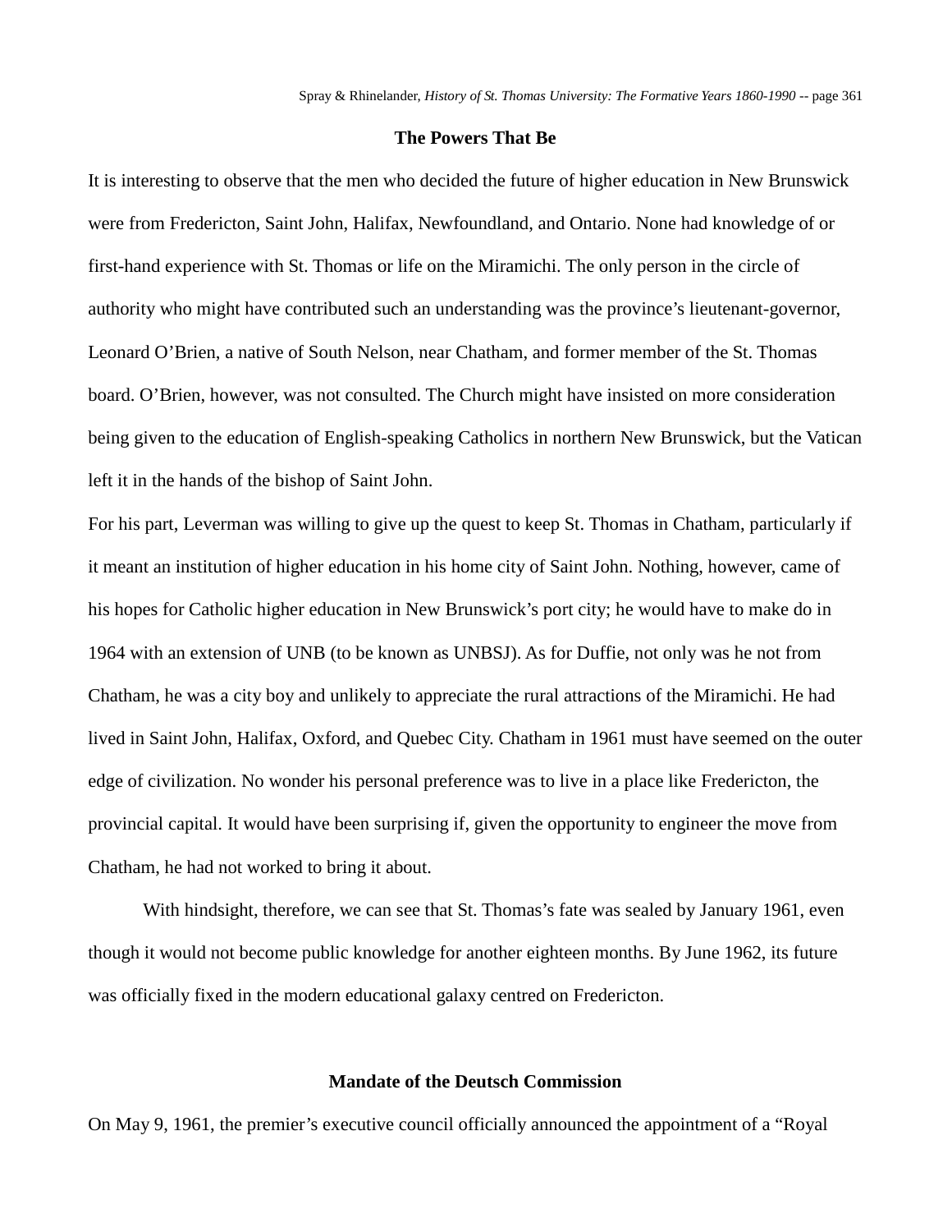## The Powers That Be

It is interesting to observe that the men who decided the future of higher education in New Brunswick were from Fredericton, Saint John, Halifax, Newfoundland, and Ontario. None had knowledge of or first-hand experience with St. Thomas or life on the Miramichi. The only person in the circle of authority who might have contributed such an understanding was the province's lieutenant-governor, Leonard O'Brien, a native of South Nelson, near Chatham, and former member of the St. Thomas board. O'Brien, however, was not consulted. The Church might have insisted on more consideration being given to the education of English-speaking Catholics in northern New Brunswick, but the Vatican left it in the hands of the bishop of Saint John.

For his part, Leverman was willing to give up the quest to keep St. Thomas in Chatham, particularly if it meant an institution of higher education in his home city of Saint John. Nothing, however, came of his hopes for Catholic higher education in New Brunswick's port city; he would have to make do in 1964 with an extension of UNB (to be known as UNBSJ). As for Duffie, not only was he not from Chatham, he was a city boy and unlikely to appreciate the rural attractions of the Miramichi. He had lived in Saint John, Halifax, Oxford, and Quebec City. Chatham in 1961 must have seemed on the outer edge of civilization. No wonder his personal preference was to live in a place like Fredericton, the provincial capital. It would have been surprising if, given the opportunity to engineer the move from Chatham, he had not worked to bring it about.

With hindsight, therefore, we can see that St. Thomas's fate was sealed by January 1961, even though it would not become public knowledge for another eighteen months. By June 1962, its future was officially fixed in the modern educational galaxy centred on Fredericton.

## Mandate of the Deutsch Commission

On May 9, 1961, the premier's executive council officially announced the appointment of a "Royal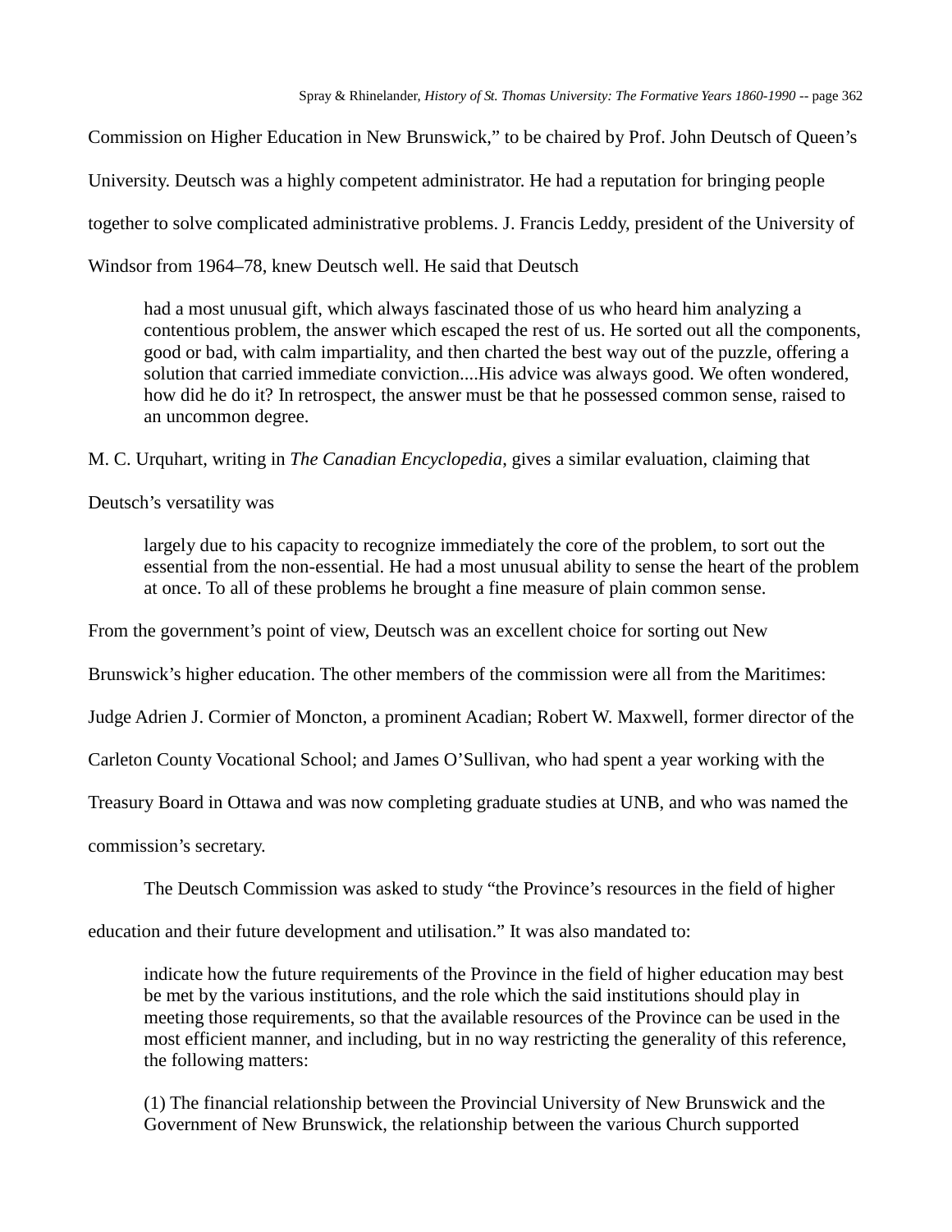Commission on Higher Education in New Brunswick," to be chaired by Prof. John Deutsch of Queen's University. Deutsch was a highly competent administrator. He had a reputation for bringing people together to solve complicated administrative problems. J. Francis Leddy, president of the University of Windsor from 1964–78, knew Deutsch well. He said that Deutsch

> had a most unusual gift, which always fascinated those of us who heard him analyzing a contentious problem, the answer which escaped the rest of us. He sorted out all the components, good or bad, with calm impartiality, and then charted the best way out of the puzzle, offering a solution that carried immediate conviction....His advice was always good. We often wondered, how did he do it? In retrospect, the answer must be that he possessed common sense, raised to an uncommon degree.

M. C. Urquhart, writing in *The Canadian Encyclopedia*, gives a similar evaluation, claiming that Deutsch's versatility was

> largely due to his capacity to recognize immediately the core of the problem, to sort out the essential from the non-essential. He had a most unusual ability to sense the heart of the problem at once. To all of these problems he brought a fine measure of plain common sense.

From the government's point of view, Deutsch was an excellent choice for sorting out New Brunswick's higher education. The other members of the commission were all from the Maritimes: Judge Adrien J. Cormier of Moncton, a prominent Acadian; Robert W. Maxwell, former director of the Carleton County Vocational School; and James O'Sullivan, who had spent a year working with the Treasury Board in Ottawa and was now completing graduate studies at UNB, and who was named the commission's secretary.

The Deutsch Commission was asked to study "the Province's resources in the field of higher education and their future development and utilisation." It was also mandated to:

> indicate how the future requirements of the Province in the field of higher education may best be met by the various institutions, and the role which the said institutions should play in meeting those requirements, so that the available resources of the Province can be used in the most efficient manner, and including, but in no way restricting the generality of this reference, the following matters:
>
> (1) The financial relationship between the Provincial University of New Brunswick and the Government of New Brunswick, the relationship between the various Church supported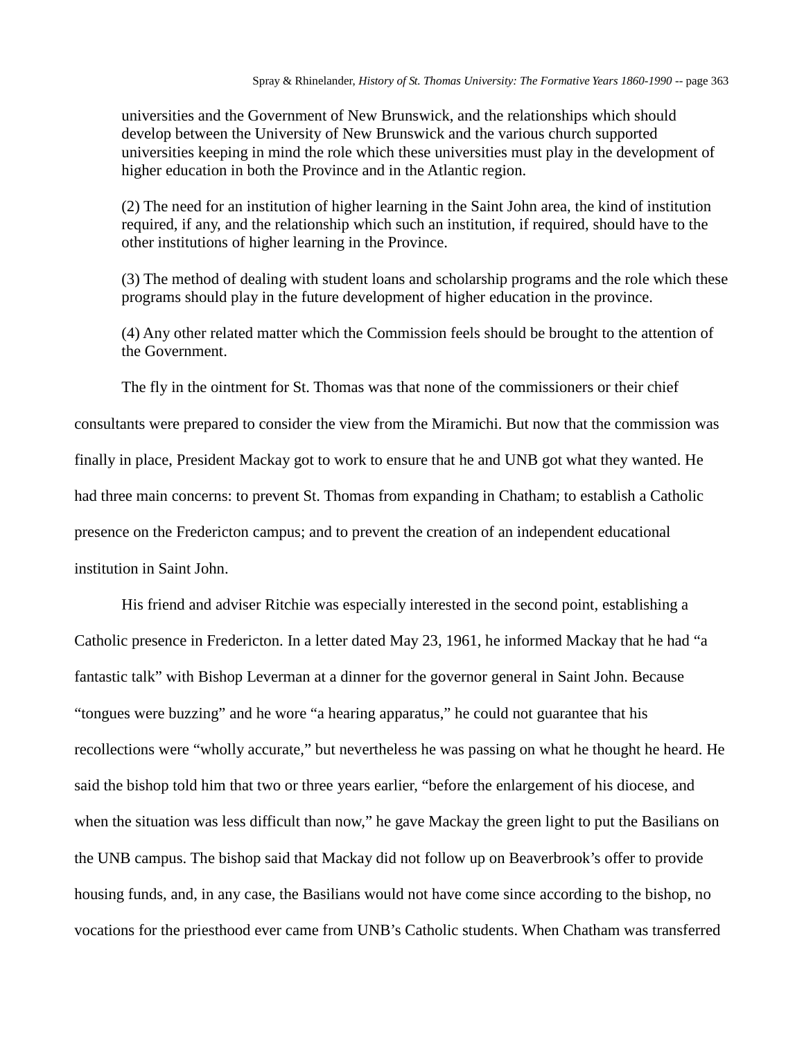universities and the Government of New Brunswick, and the relationships which should develop between the University of New Brunswick and the various church supported universities keeping in mind the role which these universities must play in the development of higher education in both the Province and in the Atlantic region.

(2) The need for an institution of higher learning in the Saint John area, the kind of institution required, if any, and the relationship which such an institution, if required, should have to the other institutions of higher learning in the Province.

(3) The method of dealing with student loans and scholarship programs and the role which these programs should play in the future development of higher education in the province.

(4) Any other related matter which the Commission feels should be brought to the attention of the Government.

The fly in the ointment for St. Thomas was that none of the commissioners or their chief consultants were prepared to consider the view from the Miramichi. But now that the commission was finally in place, President Mackay got to work to ensure that he and UNB got what they wanted. He had three main concerns: to prevent St. Thomas from expanding in Chatham; to establish a Catholic presence on the Fredericton campus; and to prevent the creation of an independent educational institution in Saint John.

His friend and adviser Ritchie was especially interested in the second point, establishing a Catholic presence in Fredericton. In a letter dated May 23, 1961, he informed Mackay that he had "a fantastic talk" with Bishop Leverman at a dinner for the governor general in Saint John. Because "tongues were buzzing" and he wore "a hearing apparatus," he could not guarantee that his recollections were "wholly accurate," but nevertheless he was passing on what he thought he heard. He said the bishop told him that two or three years earlier, "before the enlargement of his diocese, and when the situation was less difficult than now," he gave Mackay the green light to put the Basilians on the UNB campus. The bishop said that Mackay did not follow up on Beaverbrook's offer to provide housing funds, and, in any case, the Basilians would not have come since according to the bishop, no vocations for the priesthood ever came from UNB's Catholic students. When Chatham was transferred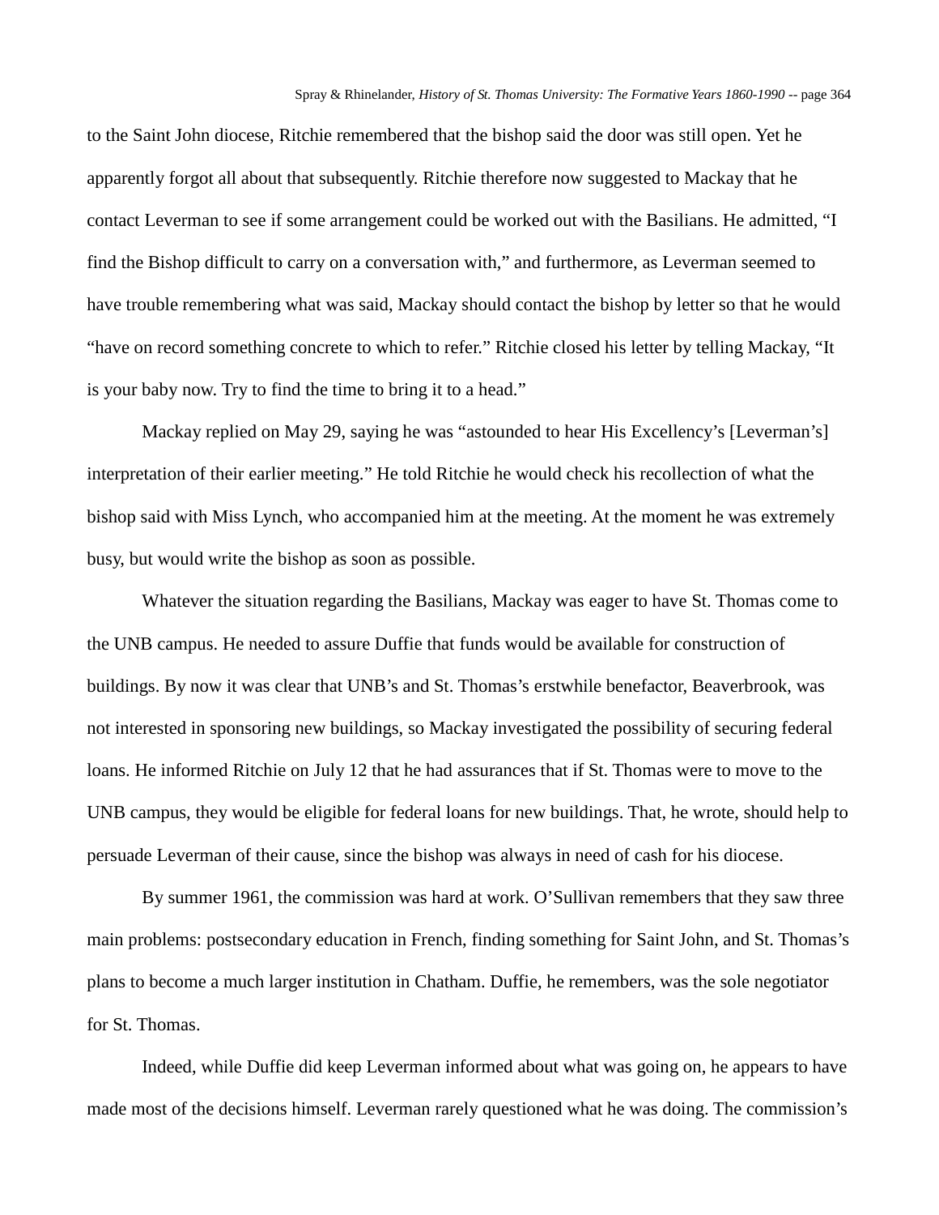to the Saint John diocese, Ritchie remembered that the bishop said the door was still open. Yet he apparently forgot all about that subsequently. Ritchie therefore now suggested to Mackay that he contact Leverman to see if some arrangement could be worked out with the Basilians. He admitted, “I find the Bishop difficult to carry on a conversation with,” and furthermore, as Leverman seemed to have trouble remembering what was said, Mackay should contact the bishop by letter so that he would “have on record something concrete to which to refer.” Ritchie closed his letter by telling Mackay, “It is your baby now. Try to find the time to bring it to a head.”

Mackay replied on May 29, saying he was “astounded to hear His Excellency’s [Leverman’s] interpretation of their earlier meeting.” He told Ritchie he would check his recollection of what the bishop said with Miss Lynch, who accompanied him at the meeting. At the moment he was extremely busy, but would write the bishop as soon as possible.

Whatever the situation regarding the Basilians, Mackay was eager to have St. Thomas come to the UNB campus. He needed to assure Duffie that funds would be available for construction of buildings. By now it was clear that UNB’s and St. Thomas’s erstwhile benefactor, Beaverbrook, was not interested in sponsoring new buildings, so Mackay investigated the possibility of securing federal loans. He informed Ritchie on July 12 that he had assurances that if St. Thomas were to move to the UNB campus, they would be eligible for federal loans for new buildings. That, he wrote, should help to persuade Leverman of their cause, since the bishop was always in need of cash for his diocese.

By summer 1961, the commission was hard at work. O’Sullivan remembers that they saw three main problems: postsecondary education in French, finding something for Saint John, and St. Thomas’s plans to become a much larger institution in Chatham. Duffie, he remembers, was the sole negotiator for St. Thomas.

Indeed, while Duffie did keep Leverman informed about what was going on, he appears to have made most of the decisions himself. Leverman rarely questioned what he was doing. The commission’s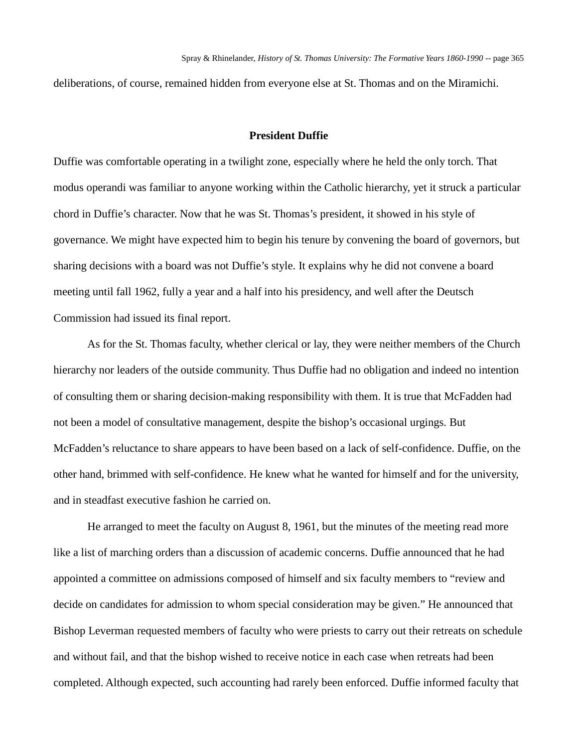deliberations, of course, remained hidden from everyone else at St. Thomas and on the Miramichi.

### President Duffie

Duffie was comfortable operating in a twilight zone, especially where he held the only torch. That modus operandi was familiar to anyone working within the Catholic hierarchy, yet it struck a particular chord in Duffie's character. Now that he was St. Thomas's president, it showed in his style of governance. We might have expected him to begin his tenure by convening the board of governors, but sharing decisions with a board was not Duffie's style. It explains why he did not convene a board meeting until fall 1962, fully a year and a half into his presidency, and well after the Deutsch Commission had issued its final report.

As for the St. Thomas faculty, whether clerical or lay, they were neither members of the Church hierarchy nor leaders of the outside community. Thus Duffie had no obligation and indeed no intention of consulting them or sharing decision-making responsibility with them. It is true that McFadden had not been a model of consultative management, despite the bishop's occasional urgings. But McFadden's reluctance to share appears to have been based on a lack of self-confidence. Duffie, on the other hand, brimmed with self-confidence. He knew what he wanted for himself and for the university, and in steadfast executive fashion he carried on.

He arranged to meet the faculty on August 8, 1961, but the minutes of the meeting read more like a list of marching orders than a discussion of academic concerns. Duffie announced that he had appointed a committee on admissions composed of himself and six faculty members to "review and decide on candidates for admission to whom special consideration may be given." He announced that Bishop Leverman requested members of faculty who were priests to carry out their retreats on schedule and without fail, and that the bishop wished to receive notice in each case when retreats had been completed. Although expected, such accounting had rarely been enforced. Duffie informed faculty that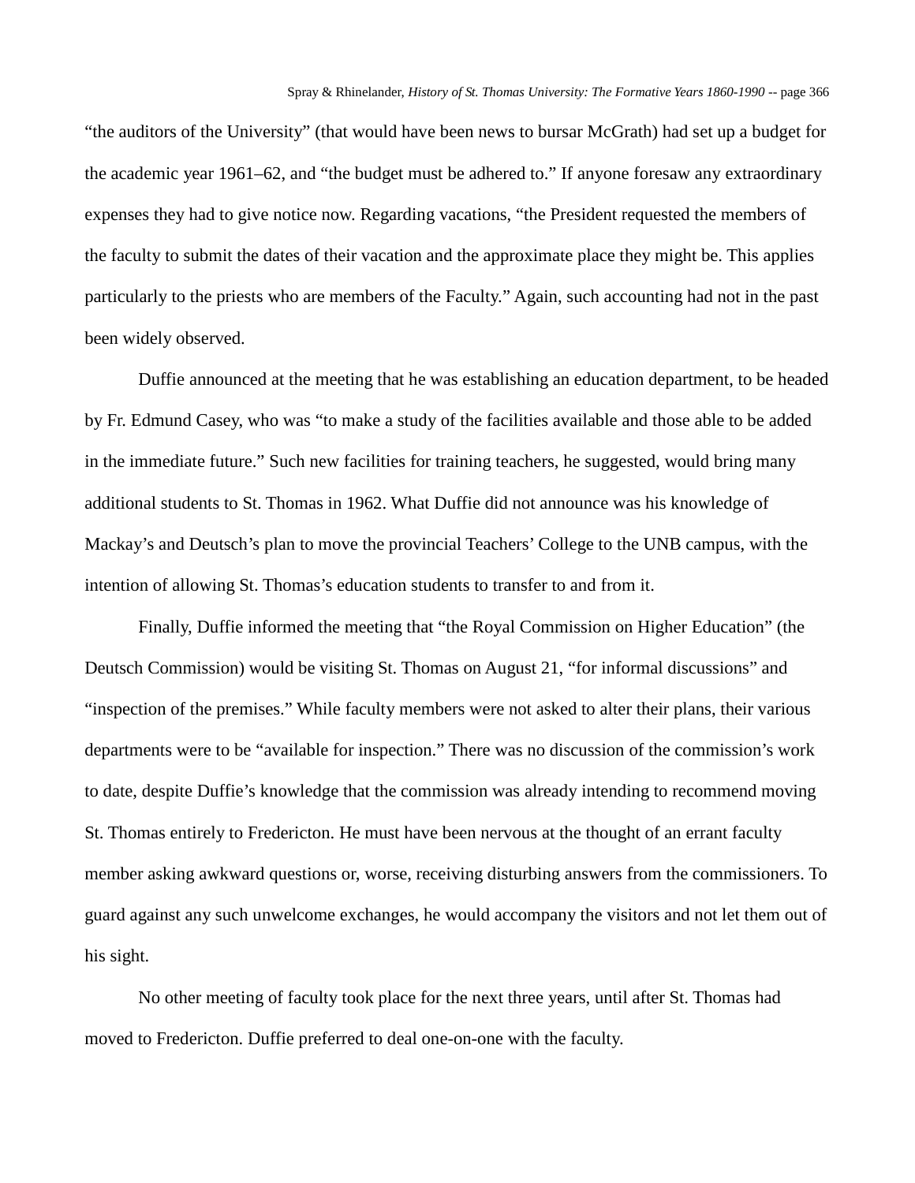"the auditors of the University" (that would have been news to bursar McGrath) had set up a budget for the academic year 1961–62, and "the budget must be adhered to." If anyone foresaw any extraordinary expenses they had to give notice now. Regarding vacations, "the President requested the members of the faculty to submit the dates of their vacation and the approximate place they might be. This applies particularly to the priests who are members of the Faculty." Again, such accounting had not in the past been widely observed.

Duffie announced at the meeting that he was establishing an education department, to be headed by Fr. Edmund Casey, who was "to make a study of the facilities available and those able to be added in the immediate future." Such new facilities for training teachers, he suggested, would bring many additional students to St. Thomas in 1962. What Duffie did not announce was his knowledge of Mackay's and Deutsch's plan to move the provincial Teachers' College to the UNB campus, with the intention of allowing St. Thomas's education students to transfer to and from it.

Finally, Duffie informed the meeting that "the Royal Commission on Higher Education" (the Deutsch Commission) would be visiting St. Thomas on August 21, "for informal discussions" and "inspection of the premises." While faculty members were not asked to alter their plans, their various departments were to be "available for inspection." There was no discussion of the commission's work to date, despite Duffie's knowledge that the commission was already intending to recommend moving St. Thomas entirely to Fredericton. He must have been nervous at the thought of an errant faculty member asking awkward questions or, worse, receiving disturbing answers from the commissioners. To guard against any such unwelcome exchanges, he would accompany the visitors and not let them out of his sight.

No other meeting of faculty took place for the next three years, until after St. Thomas had moved to Fredericton. Duffie preferred to deal one-on-one with the faculty.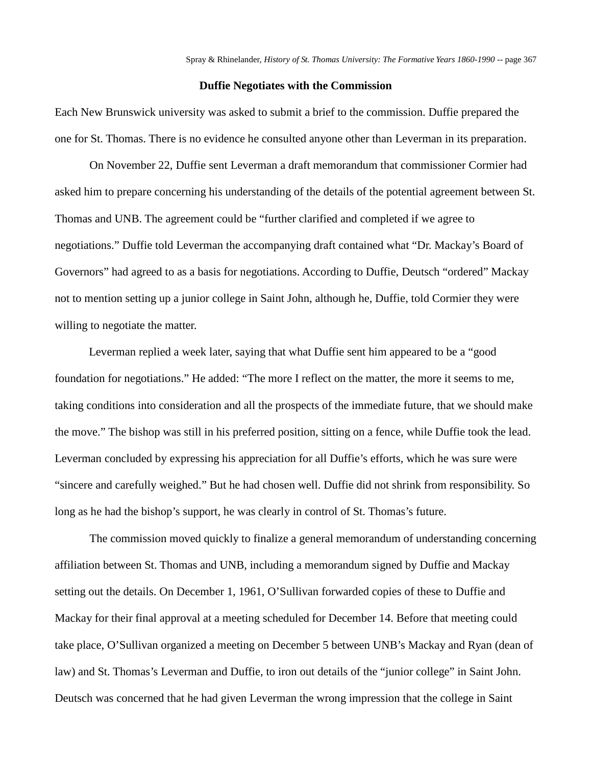### Duffie Negotiates with the Commission

Each New Brunswick university was asked to submit a brief to the commission. Duffie prepared the one for St. Thomas. There is no evidence he consulted anyone other than Leverman in its preparation.

On November 22, Duffie sent Leverman a draft memorandum that commissioner Cormier had asked him to prepare concerning his understanding of the details of the potential agreement between St. Thomas and UNB. The agreement could be "further clarified and completed if we agree to negotiations." Duffie told Leverman the accompanying draft contained what "Dr. Mackay's Board of Governors" had agreed to as a basis for negotiations. According to Duffie, Deutsch "ordered" Mackay not to mention setting up a junior college in Saint John, although he, Duffie, told Cormier they were willing to negotiate the matter.

Leverman replied a week later, saying that what Duffie sent him appeared to be a "good foundation for negotiations." He added: "The more I reflect on the matter, the more it seems to me, taking conditions into consideration and all the prospects of the immediate future, that we should make the move." The bishop was still in his preferred position, sitting on a fence, while Duffie took the lead. Leverman concluded by expressing his appreciation for all Duffie's efforts, which he was sure were "sincere and carefully weighed." But he had chosen well. Duffie did not shrink from responsibility. So long as he had the bishop's support, he was clearly in control of St. Thomas's future.

The commission moved quickly to finalize a general memorandum of understanding concerning affiliation between St. Thomas and UNB, including a memorandum signed by Duffie and Mackay setting out the details. On December 1, 1961, O'Sullivan forwarded copies of these to Duffie and Mackay for their final approval at a meeting scheduled for December 14. Before that meeting could take place, O'Sullivan organized a meeting on December 5 between UNB's Mackay and Ryan (dean of law) and St. Thomas's Leverman and Duffie, to iron out details of the "junior college" in Saint John. Deutsch was concerned that he had given Leverman the wrong impression that the college in Saint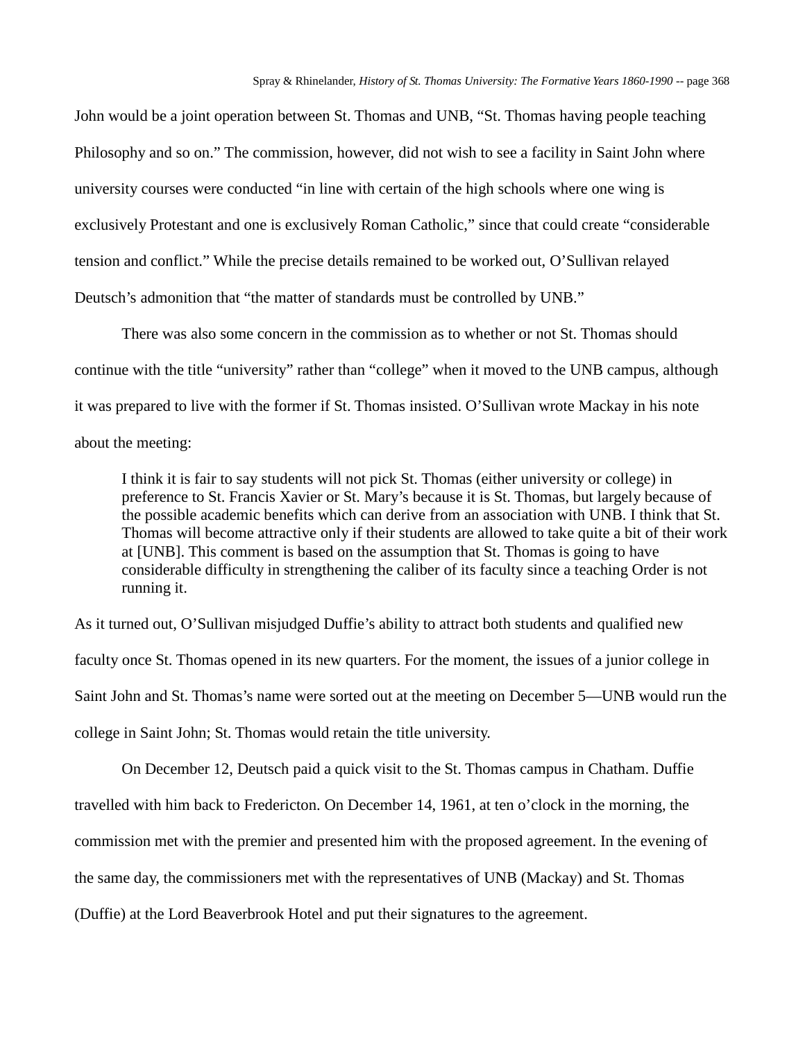John would be a joint operation between St. Thomas and UNB, "St. Thomas having people teaching Philosophy and so on." The commission, however, did not wish to see a facility in Saint John where university courses were conducted "in line with certain of the high schools where one wing is exclusively Protestant and one is exclusively Roman Catholic," since that could create "considerable tension and conflict." While the precise details remained to be worked out, O'Sullivan relayed Deutsch's admonition that "the matter of standards must be controlled by UNB."

There was also some concern in the commission as to whether or not St. Thomas should continue with the title "university" rather than "college" when it moved to the UNB campus, although it was prepared to live with the former if St. Thomas insisted. O'Sullivan wrote Mackay in his note about the meeting:

> I think it is fair to say students will not pick St. Thomas (either university or college) in preference to St. Francis Xavier or St. Mary's because it is St. Thomas, but largely because of the possible academic benefits which can derive from an association with UNB. I think that St. Thomas will become attractive only if their students are allowed to take quite a bit of their work at [UNB]. This comment is based on the assumption that St. Thomas is going to have considerable difficulty in strengthening the caliber of its faculty since a teaching Order is not running it.

As it turned out, O'Sullivan misjudged Duffie's ability to attract both students and qualified new faculty once St. Thomas opened in its new quarters. For the moment, the issues of a junior college in Saint John and St. Thomas's name were sorted out at the meeting on December 5—UNB would run the college in Saint John; St. Thomas would retain the title university.

On December 12, Deutsch paid a quick visit to the St. Thomas campus in Chatham. Duffie travelled with him back to Fredericton. On December 14, 1961, at ten o'clock in the morning, the commission met with the premier and presented him with the proposed agreement. In the evening of the same day, the commissioners met with the representatives of UNB (Mackay) and St. Thomas (Duffie) at the Lord Beaverbrook Hotel and put their signatures to the agreement.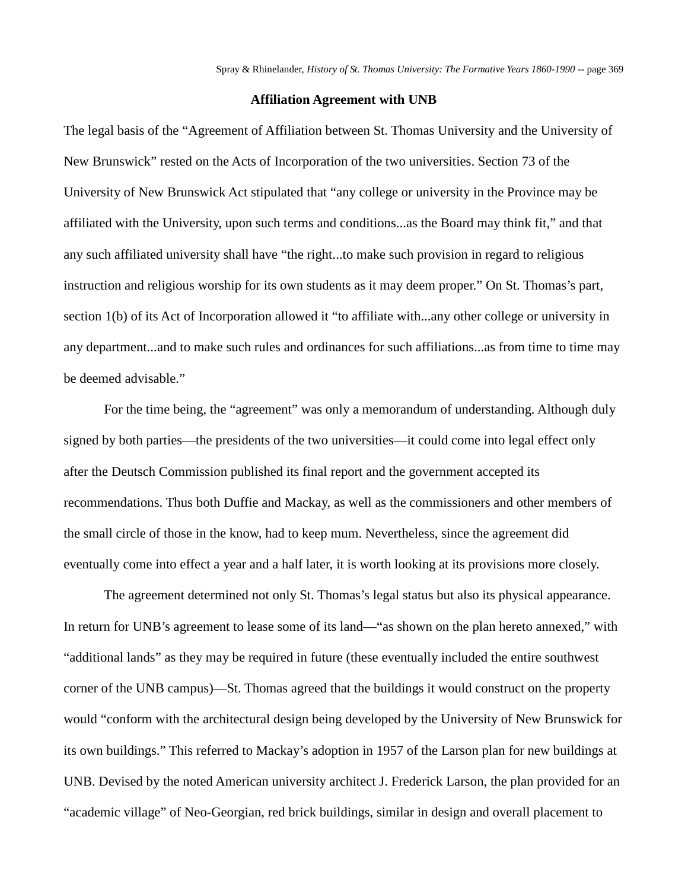## Affiliation Agreement with UNB

The legal basis of the "Agreement of Affiliation between St. Thomas University and the University of New Brunswick" rested on the Acts of Incorporation of the two universities. Section 73 of the University of New Brunswick Act stipulated that "any college or university in the Province may be affiliated with the University, upon such terms and conditions...as the Board may think fit," and that any such affiliated university shall have "the right...to make such provision in regard to religious instruction and religious worship for its own students as it may deem proper." On St. Thomas's part, section 1(b) of its Act of Incorporation allowed it "to affiliate with...any other college or university in any department...and to make such rules and ordinances for such affiliations...as from time to time may be deemed advisable."

For the time being, the "agreement" was only a memorandum of understanding. Although duly signed by both parties—the presidents of the two universities—it could come into legal effect only after the Deutsch Commission published its final report and the government accepted its recommendations. Thus both Duffie and Mackay, as well as the commissioners and other members of the small circle of those in the know, had to keep mum. Nevertheless, since the agreement did eventually come into effect a year and a half later, it is worth looking at its provisions more closely.

The agreement determined not only St. Thomas's legal status but also its physical appearance. In return for UNB's agreement to lease some of its land—"as shown on the plan hereto annexed," with "additional lands" as they may be required in future (these eventually included the entire southwest corner of the UNB campus)—St. Thomas agreed that the buildings it would construct on the property would "conform with the architectural design being developed by the University of New Brunswick for its own buildings." This referred to Mackay's adoption in 1957 of the Larson plan for new buildings at UNB. Devised by the noted American university architect J. Frederick Larson, the plan provided for an "academic village" of Neo-Georgian, red brick buildings, similar in design and overall placement to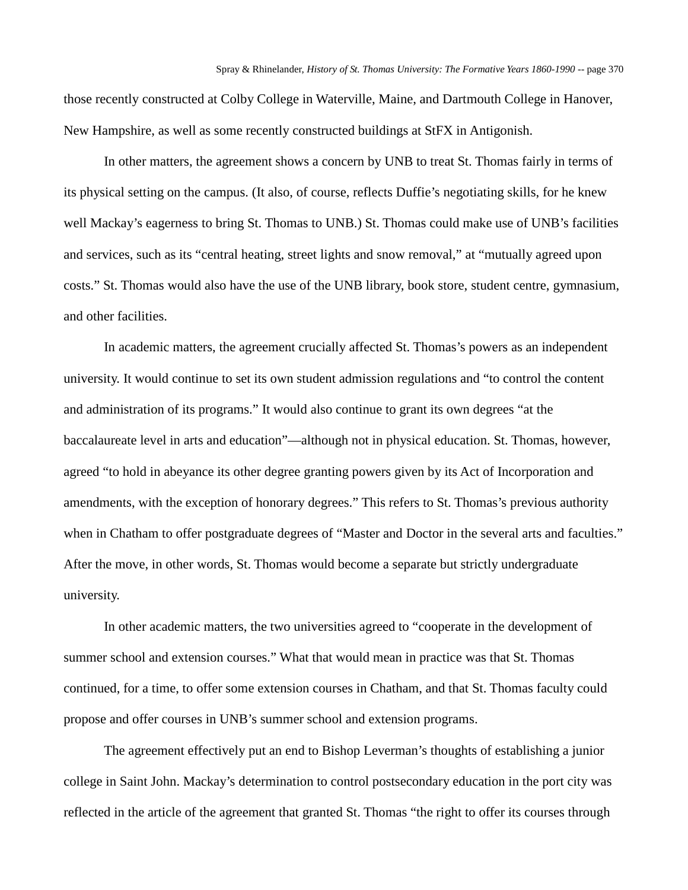those recently constructed at Colby College in Waterville, Maine, and Dartmouth College in Hanover, New Hampshire, as well as some recently constructed buildings at StFX in Antigonish.

In other matters, the agreement shows a concern by UNB to treat St. Thomas fairly in terms of its physical setting on the campus. (It also, of course, reflects Duffie's negotiating skills, for he knew well Mackay's eagerness to bring St. Thomas to UNB.) St. Thomas could make use of UNB's facilities and services, such as its "central heating, street lights and snow removal," at "mutually agreed upon costs." St. Thomas would also have the use of the UNB library, book store, student centre, gymnasium, and other facilities.

In academic matters, the agreement crucially affected St. Thomas's powers as an independent university. It would continue to set its own student admission regulations and "to control the content and administration of its programs." It would also continue to grant its own degrees "at the baccalaureate level in arts and education"—although not in physical education. St. Thomas, however, agreed "to hold in abeyance its other degree granting powers given by its Act of Incorporation and amendments, with the exception of honorary degrees." This refers to St. Thomas's previous authority when in Chatham to offer postgraduate degrees of "Master and Doctor in the several arts and faculties." After the move, in other words, St. Thomas would become a separate but strictly undergraduate university.

In other academic matters, the two universities agreed to "cooperate in the development of summer school and extension courses." What that would mean in practice was that St. Thomas continued, for a time, to offer some extension courses in Chatham, and that St. Thomas faculty could propose and offer courses in UNB's summer school and extension programs.

The agreement effectively put an end to Bishop Leverman's thoughts of establishing a junior college in Saint John. Mackay's determination to control postsecondary education in the port city was reflected in the article of the agreement that granted St. Thomas "the right to offer its courses through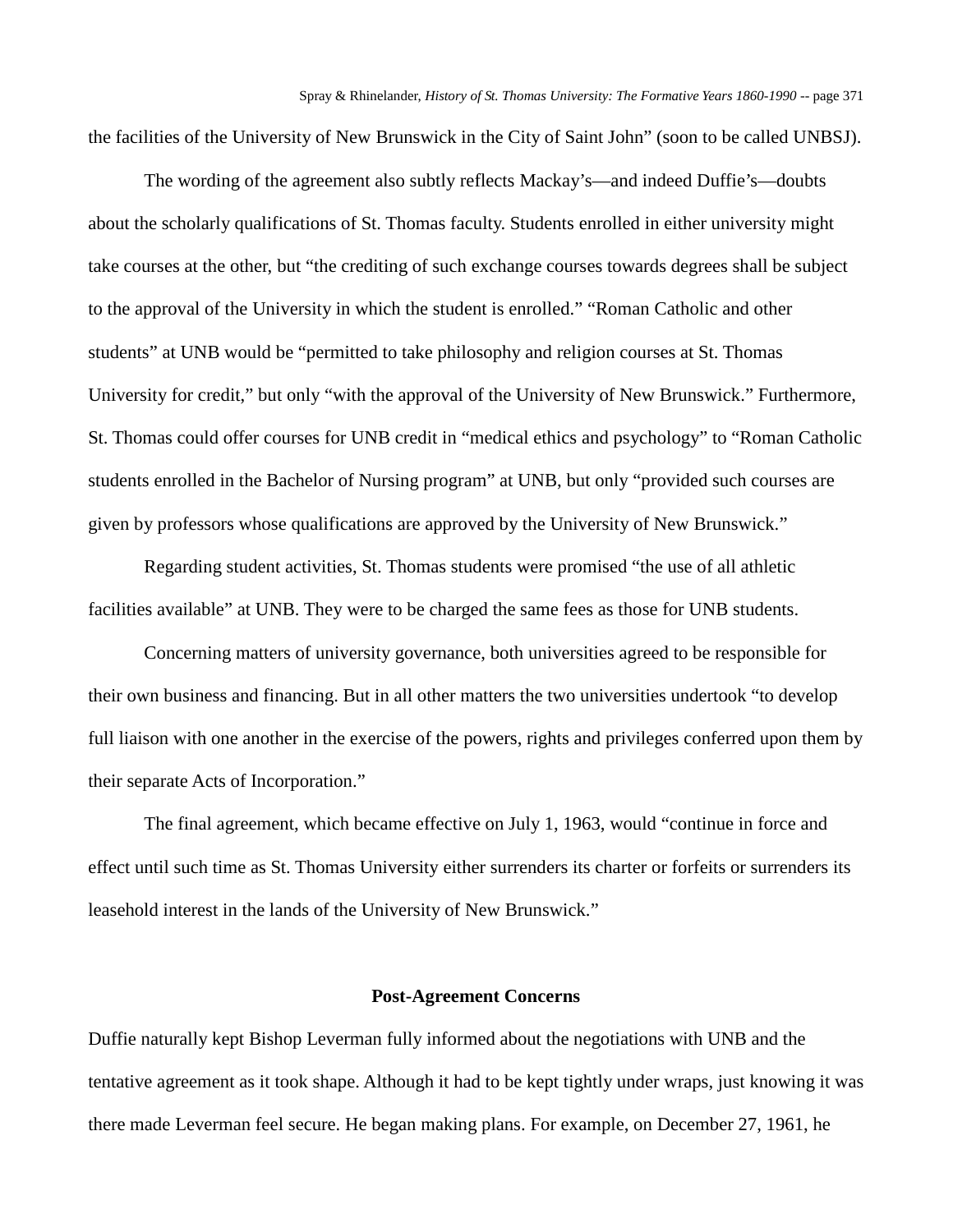the facilities of the University of New Brunswick in the City of Saint John" (soon to be called UNBSJ).

The wording of the agreement also subtly reflects Mackay's—and indeed Duffie's—doubts about the scholarly qualifications of St. Thomas faculty. Students enrolled in either university might take courses at the other, but "the crediting of such exchange courses towards degrees shall be subject to the approval of the University in which the student is enrolled." "Roman Catholic and other students" at UNB would be "permitted to take philosophy and religion courses at St. Thomas University for credit," but only "with the approval of the University of New Brunswick." Furthermore, St. Thomas could offer courses for UNB credit in "medical ethics and psychology" to "Roman Catholic students enrolled in the Bachelor of Nursing program" at UNB, but only "provided such courses are given by professors whose qualifications are approved by the University of New Brunswick."

Regarding student activities, St. Thomas students were promised "the use of all athletic facilities available" at UNB. They were to be charged the same fees as those for UNB students.

Concerning matters of university governance, both universities agreed to be responsible for their own business and financing. But in all other matters the two universities undertook "to develop full liaison with one another in the exercise of the powers, rights and privileges conferred upon them by their separate Acts of Incorporation."

The final agreement, which became effective on July 1, 1963, would "continue in force and effect until such time as St. Thomas University either surrenders its charter or forfeits or surrenders its leasehold interest in the lands of the University of New Brunswick."

## Post-Agreement Concerns

Duffie naturally kept Bishop Leverman fully informed about the negotiations with UNB and the tentative agreement as it took shape. Although it had to be kept tightly under wraps, just knowing it was there made Leverman feel secure. He began making plans. For example, on December 27, 1961, he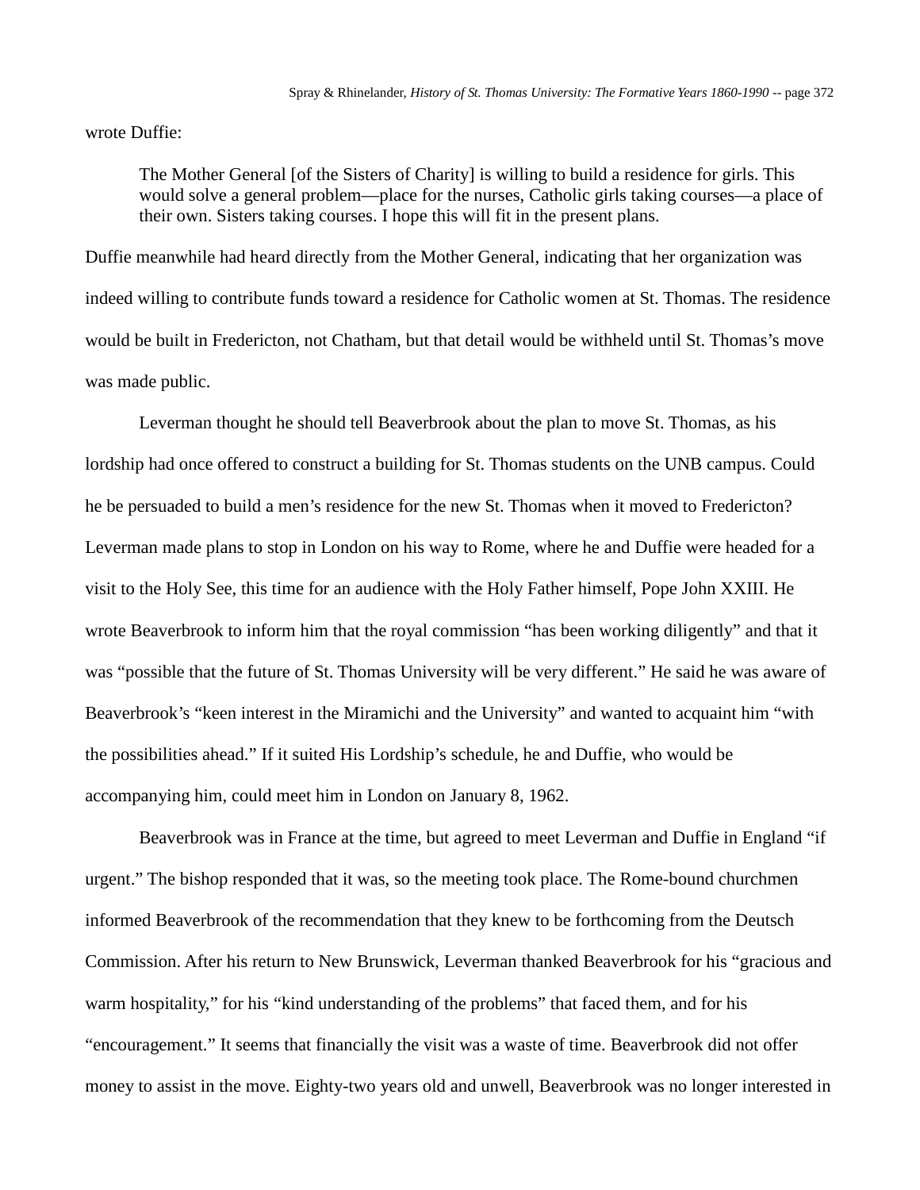wrote Duffie:

> The Mother General [of the Sisters of Charity] is willing to build a residence for girls. This would solve a general problem—place for the nurses, Catholic girls taking courses—a place of their own. Sisters taking courses. I hope this will fit in the present plans.

Duffie meanwhile had heard directly from the Mother General, indicating that her organization was indeed willing to contribute funds toward a residence for Catholic women at St. Thomas. The residence would be built in Fredericton, not Chatham, but that detail would be withheld until St. Thomas's move was made public.

Leverman thought he should tell Beaverbrook about the plan to move St. Thomas, as his lordship had once offered to construct a building for St. Thomas students on the UNB campus. Could he be persuaded to build a men's residence for the new St. Thomas when it moved to Fredericton? Leverman made plans to stop in London on his way to Rome, where he and Duffie were headed for a visit to the Holy See, this time for an audience with the Holy Father himself, Pope John XXIII. He wrote Beaverbrook to inform him that the royal commission "has been working diligently" and that it was "possible that the future of St. Thomas University will be very different." He said he was aware of Beaverbrook's "keen interest in the Miramichi and the University" and wanted to acquaint him "with the possibilities ahead." If it suited His Lordship's schedule, he and Duffie, who would be accompanying him, could meet him in London on January 8, 1962.

Beaverbrook was in France at the time, but agreed to meet Leverman and Duffie in England "if urgent." The bishop responded that it was, so the meeting took place. The Rome-bound churchmen informed Beaverbrook of the recommendation that they knew to be forthcoming from the Deutsch Commission. After his return to New Brunswick, Leverman thanked Beaverbrook for his "gracious and warm hospitality," for his "kind understanding of the problems" that faced them, and for his "encouragement." It seems that financially the visit was a waste of time. Beaverbrook did not offer money to assist in the move. Eighty-two years old and unwell, Beaverbrook was no longer interested in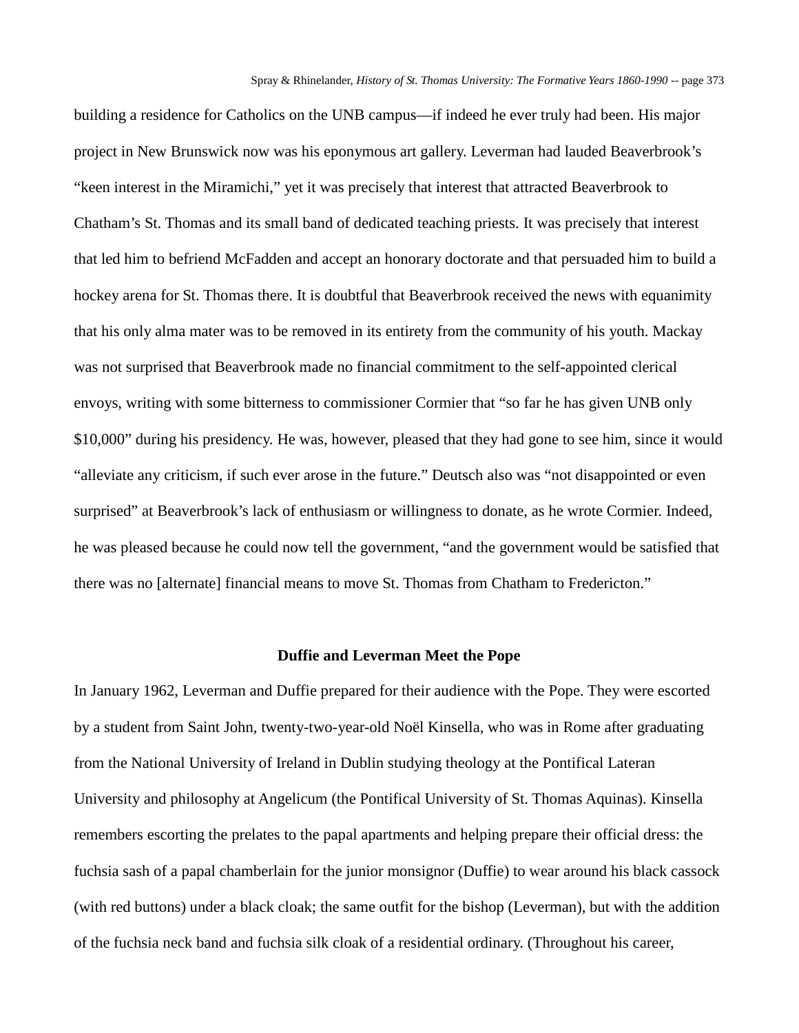building a residence for Catholics on the UNB campus—if indeed he ever truly had been. His major project in New Brunswick now was his eponymous art gallery. Leverman had lauded Beaverbrook's "keen interest in the Miramichi," yet it was precisely that interest that attracted Beaverbrook to Chatham's St. Thomas and its small band of dedicated teaching priests. It was precisely that interest that led him to befriend McFadden and accept an honorary doctorate and that persuaded him to build a hockey arena for St. Thomas there. It is doubtful that Beaverbrook received the news with equanimity that his only alma mater was to be removed in its entirety from the community of his youth. Mackay was not surprised that Beaverbrook made no financial commitment to the self-appointed clerical envoys, writing with some bitterness to commissioner Cormier that "so far he has given UNB only $10,000" during his presidency. He was, however, pleased that they had gone to see him, since it would "alleviate any criticism, if such ever arose in the future." Deutsch also was "not disappointed or even surprised" at Beaverbrook's lack of enthusiasm or willingness to donate, as he wrote Cormier. Indeed, he was pleased because he could now tell the government, "and the government would be satisfied that there was no [alternate] financial means to move St. Thomas from Chatham to Fredericton."

## Duffie and Leverman Meet the Pope

In January 1962, Leverman and Duffie prepared for their audience with the Pope. They were escorted by a student from Saint John, twenty-two-year-old Noël Kinsella, who was in Rome after graduating from the National University of Ireland in Dublin studying theology at the Pontifical Lateran University and philosophy at Angelicum (the Pontifical University of St. Thomas Aquinas). Kinsella remembers escorting the prelates to the papal apartments and helping prepare their official dress: the fuchsia sash of a papal chamberlain for the junior monsignor (Duffie) to wear around his black cassock (with red buttons) under a black cloak; the same outfit for the bishop (Leverman), but with the addition of the fuchsia neck band and fuchsia silk cloak of a residential ordinary. (Throughout his career,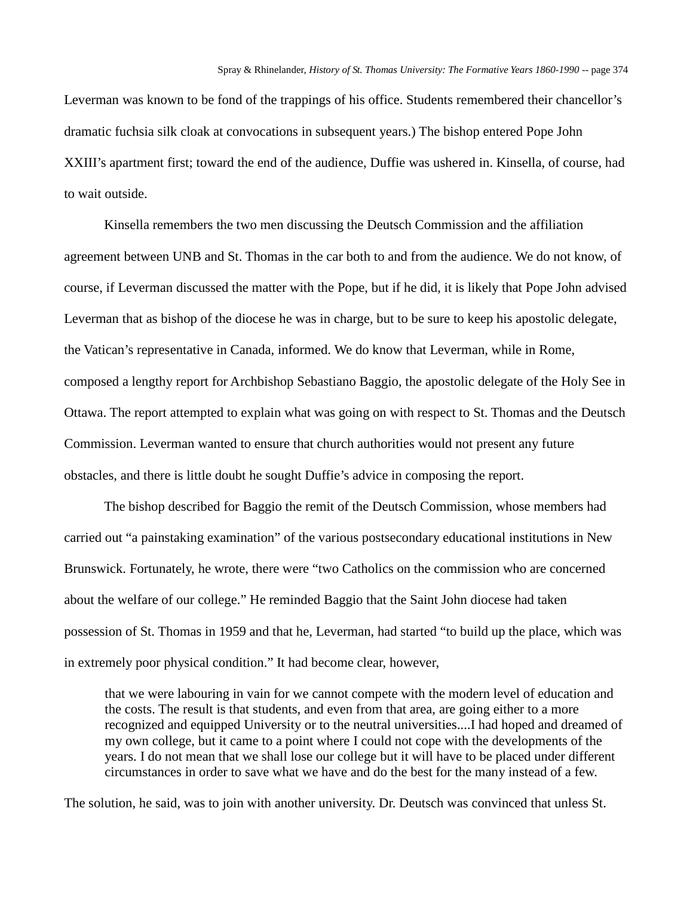Leverman was known to be fond of the trappings of his office. Students remembered their chancellor's dramatic fuchsia silk cloak at convocations in subsequent years.) The bishop entered Pope John XXIII's apartment first; toward the end of the audience, Duffie was ushered in. Kinsella, of course, had to wait outside.

Kinsella remembers the two men discussing the Deutsch Commission and the affiliation agreement between UNB and St. Thomas in the car both to and from the audience. We do not know, of course, if Leverman discussed the matter with the Pope, but if he did, it is likely that Pope John advised Leverman that as bishop of the diocese he was in charge, but to be sure to keep his apostolic delegate, the Vatican's representative in Canada, informed. We do know that Leverman, while in Rome, composed a lengthy report for Archbishop Sebastiano Baggio, the apostolic delegate of the Holy See in Ottawa. The report attempted to explain what was going on with respect to St. Thomas and the Deutsch Commission. Leverman wanted to ensure that church authorities would not present any future obstacles, and there is little doubt he sought Duffie's advice in composing the report.

The bishop described for Baggio the remit of the Deutsch Commission, whose members had carried out "a painstaking examination" of the various postsecondary educational institutions in New Brunswick. Fortunately, he wrote, there were "two Catholics on the commission who are concerned about the welfare of our college." He reminded Baggio that the Saint John diocese had taken possession of St. Thomas in 1959 and that he, Leverman, had started "to build up the place, which was in extremely poor physical condition." It had become clear, however,

> that we were labouring in vain for we cannot compete with the modern level of education and the costs. The result is that students, and even from that area, are going either to a more recognized and equipped University or to the neutral universities....I had hoped and dreamed of my own college, but it came to a point where I could not cope with the developments of the years. I do not mean that we shall lose our college but it will have to be placed under different circumstances in order to save what we have and do the best for the many instead of a few.

The solution, he said, was to join with another university. Dr. Deutsch was convinced that unless St.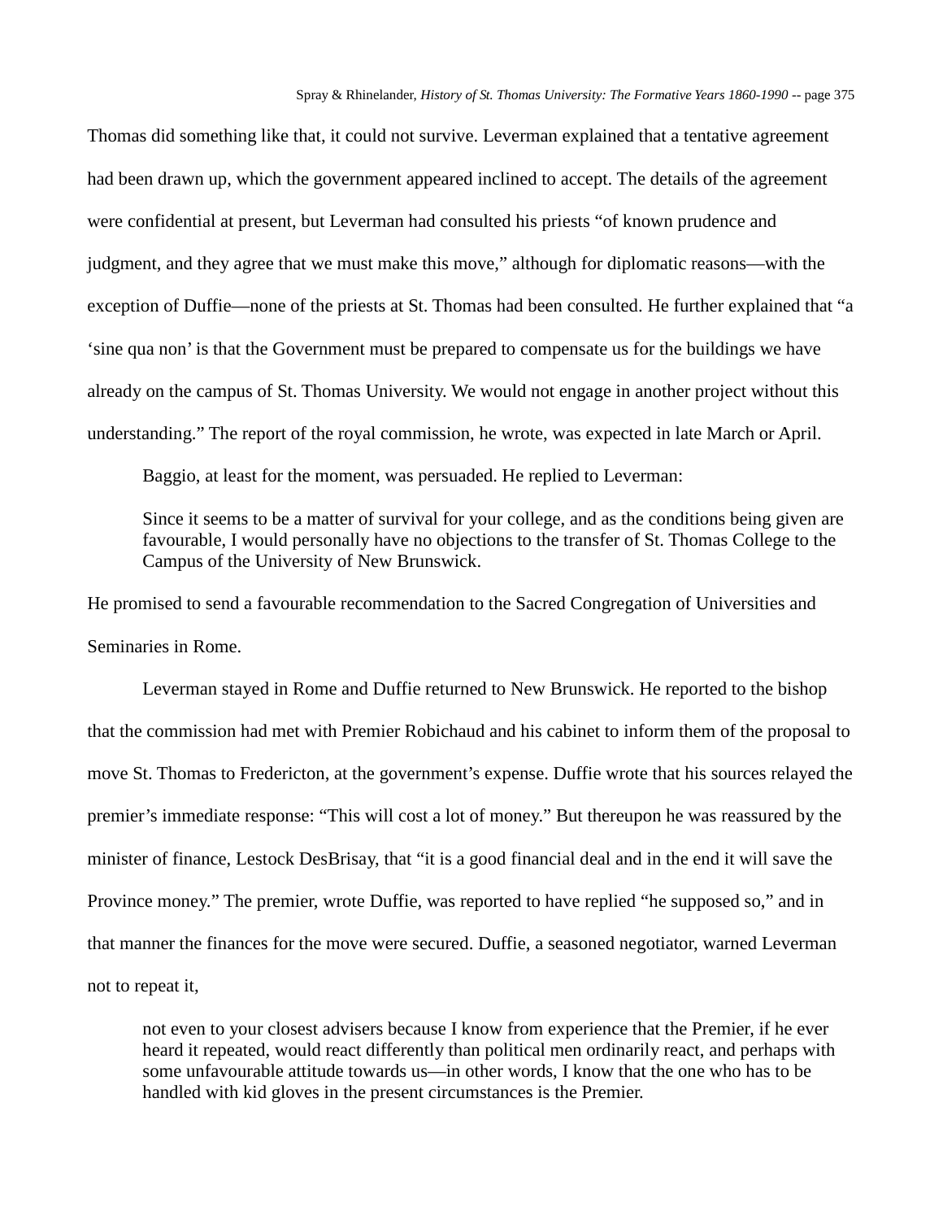Thomas did something like that, it could not survive. Leverman explained that a tentative agreement had been drawn up, which the government appeared inclined to accept. The details of the agreement were confidential at present, but Leverman had consulted his priests "of known prudence and judgment, and they agree that we must make this move," although for diplomatic reasons—with the exception of Duffie—none of the priests at St. Thomas had been consulted. He further explained that "a 'sine qua non' is that the Government must be prepared to compensate us for the buildings we have already on the campus of St. Thomas University. We would not engage in another project without this understanding." The report of the royal commission, he wrote, was expected in late March or April.

Baggio, at least for the moment, was persuaded. He replied to Leverman:

> Since it seems to be a matter of survival for your college, and as the conditions being given are favourable, I would personally have no objections to the transfer of St. Thomas College to the Campus of the University of New Brunswick.

He promised to send a favourable recommendation to the Sacred Congregation of Universities and Seminaries in Rome.

Leverman stayed in Rome and Duffie returned to New Brunswick. He reported to the bishop that the commission had met with Premier Robichaud and his cabinet to inform them of the proposal to move St. Thomas to Fredericton, at the government's expense. Duffie wrote that his sources relayed the premier's immediate response: "This will cost a lot of money." But thereupon he was reassured by the minister of finance, Lestock DesBrisay, that "it is a good financial deal and in the end it will save the Province money." The premier, wrote Duffie, was reported to have replied "he supposed so," and in that manner the finances for the move were secured. Duffie, a seasoned negotiator, warned Leverman not to repeat it,

> not even to your closest advisers because I know from experience that the Premier, if he ever heard it repeated, would react differently than political men ordinarily react, and perhaps with some unfavourable attitude towards us—in other words, I know that the one who has to be handled with kid gloves in the present circumstances is the Premier.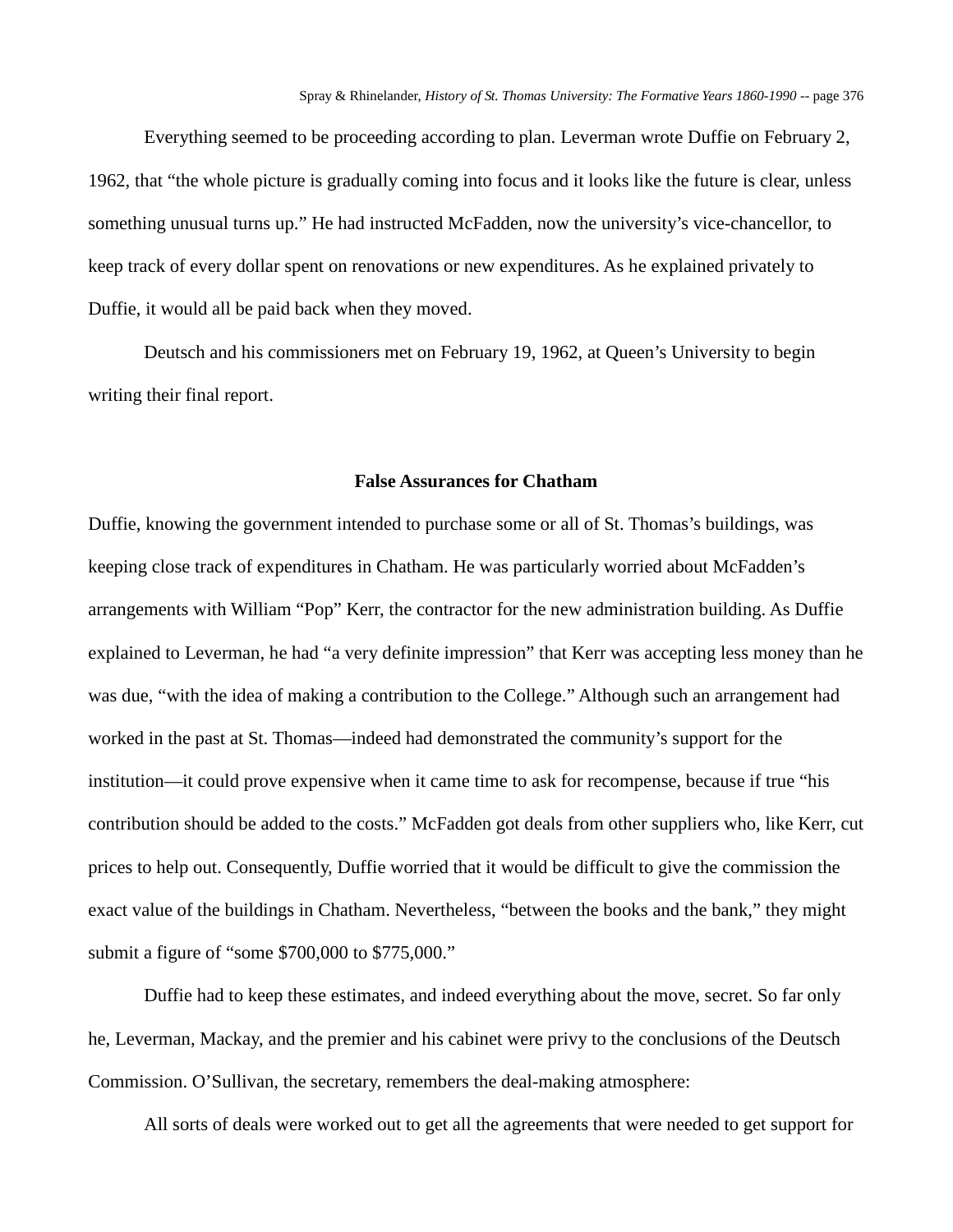Everything seemed to be proceeding according to plan. Leverman wrote Duffie on February 2, 1962, that "the whole picture is gradually coming into focus and it looks like the future is clear, unless something unusual turns up." He had instructed McFadden, now the university's vice-chancellor, to keep track of every dollar spent on renovations or new expenditures. As he explained privately to Duffie, it would all be paid back when they moved.

Deutsch and his commissioners met on February 19, 1962, at Queen's University to begin writing their final report.

### False Assurances for Chatham

Duffie, knowing the government intended to purchase some or all of St. Thomas's buildings, was keeping close track of expenditures in Chatham. He was particularly worried about McFadden's arrangements with William "Pop" Kerr, the contractor for the new administration building. As Duffie explained to Leverman, he had "a very definite impression" that Kerr was accepting less money than he was due, "with the idea of making a contribution to the College." Although such an arrangement had worked in the past at St. Thomas—indeed had demonstrated the community's support for the institution—it could prove expensive when it came time to ask for recompense, because if true "his contribution should be added to the costs." McFadden got deals from other suppliers who, like Kerr, cut prices to help out. Consequently, Duffie worried that it would be difficult to give the commission the exact value of the buildings in Chatham. Nevertheless, "between the books and the bank," they might submit a figure of "some $700,000 to $775,000."

Duffie had to keep these estimates, and indeed everything about the move, secret. So far only he, Leverman, Mackay, and the premier and his cabinet were privy to the conclusions of the Deutsch Commission. O'Sullivan, the secretary, remembers the deal-making atmosphere:

All sorts of deals were worked out to get all the agreements that were needed to get support for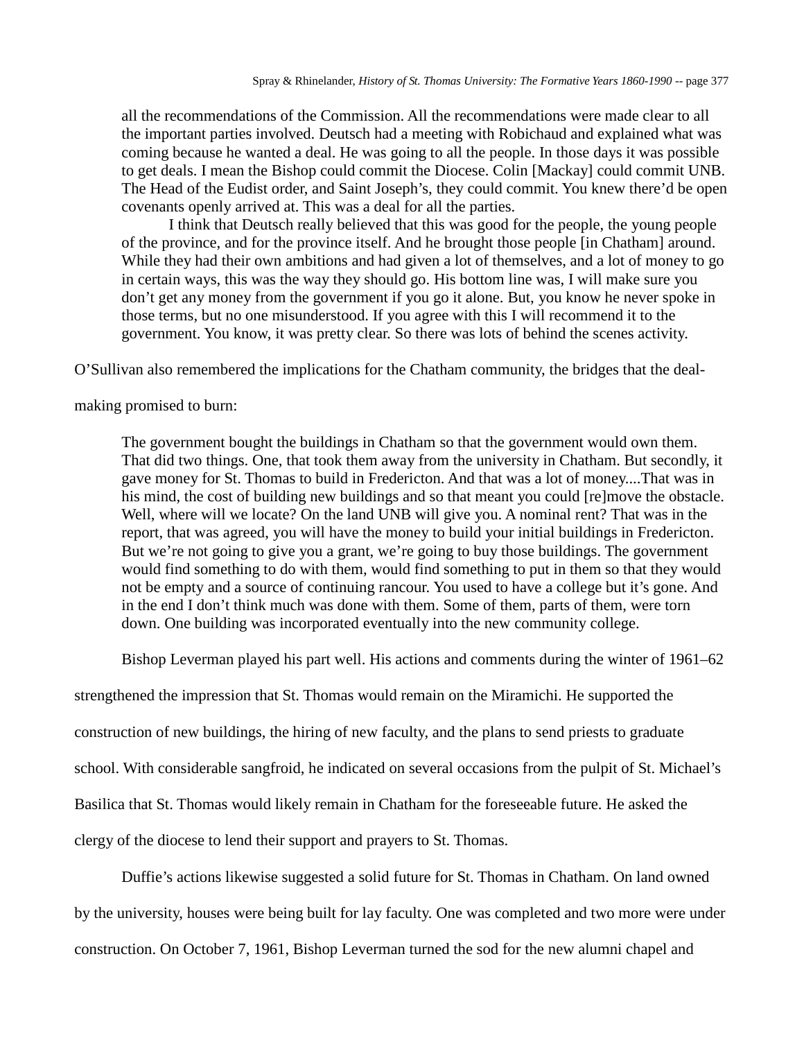> all the recommendations of the Commission. All the recommendations were made clear to all the important parties involved. Deutsch had a meeting with Robichaud and explained what was coming because he wanted a deal. He was going to all the people. In those days it was possible to get deals. I mean the Bishop could commit the Diocese. Colin [Mackay] could commit UNB. The Head of the Eudist order, and Saint Joseph's, they could commit. You knew there'd be open covenants openly arrived at. This was a deal for all the parties.
>
> I think that Deutsch really believed that this was good for the people, the young people of the province, and for the province itself. And he brought those people [in Chatham] around. While they had their own ambitions and had given a lot of themselves, and a lot of money to go in certain ways, this was the way they should go. His bottom line was, I will make sure you don't get any money from the government if you go it alone. But, you know he never spoke in those terms, but no one misunderstood. If you agree with this I will recommend it to the government. You know, it was pretty clear. So there was lots of behind the scenes activity.

O'Sullivan also remembered the implications for the Chatham community, the bridges that the deal-making promised to burn:

> The government bought the buildings in Chatham so that the government would own them. That did two things. One, that took them away from the university in Chatham. But secondly, it gave money for St. Thomas to build in Fredericton. And that was a lot of money....That was in his mind, the cost of building new buildings and so that meant you could [re]move the obstacle. Well, where will we locate? On the land UNB will give you. A nominal rent? That was in the report, that was agreed, you will have the money to build your initial buildings in Fredericton. But we're not going to give you a grant, we're going to buy those buildings. The government would find something to do with them, would find something to put in them so that they would not be empty and a source of continuing rancour. You used to have a college but it's gone. And in the end I don't think much was done with them. Some of them, parts of them, were torn down. One building was incorporated eventually into the new community college.

Bishop Leverman played his part well. His actions and comments during the winter of 1961–62 strengthened the impression that St. Thomas would remain on the Miramichi. He supported the construction of new buildings, the hiring of new faculty, and the plans to send priests to graduate school. With considerable sangfroid, he indicated on several occasions from the pulpit of St. Michael's Basilica that St. Thomas would likely remain in Chatham for the foreseeable future. He asked the clergy of the diocese to lend their support and prayers to St. Thomas.

Duffie's actions likewise suggested a solid future for St. Thomas in Chatham. On land owned by the university, houses were being built for lay faculty. One was completed and two more were under construction. On October 7, 1961, Bishop Leverman turned the sod for the new alumni chapel and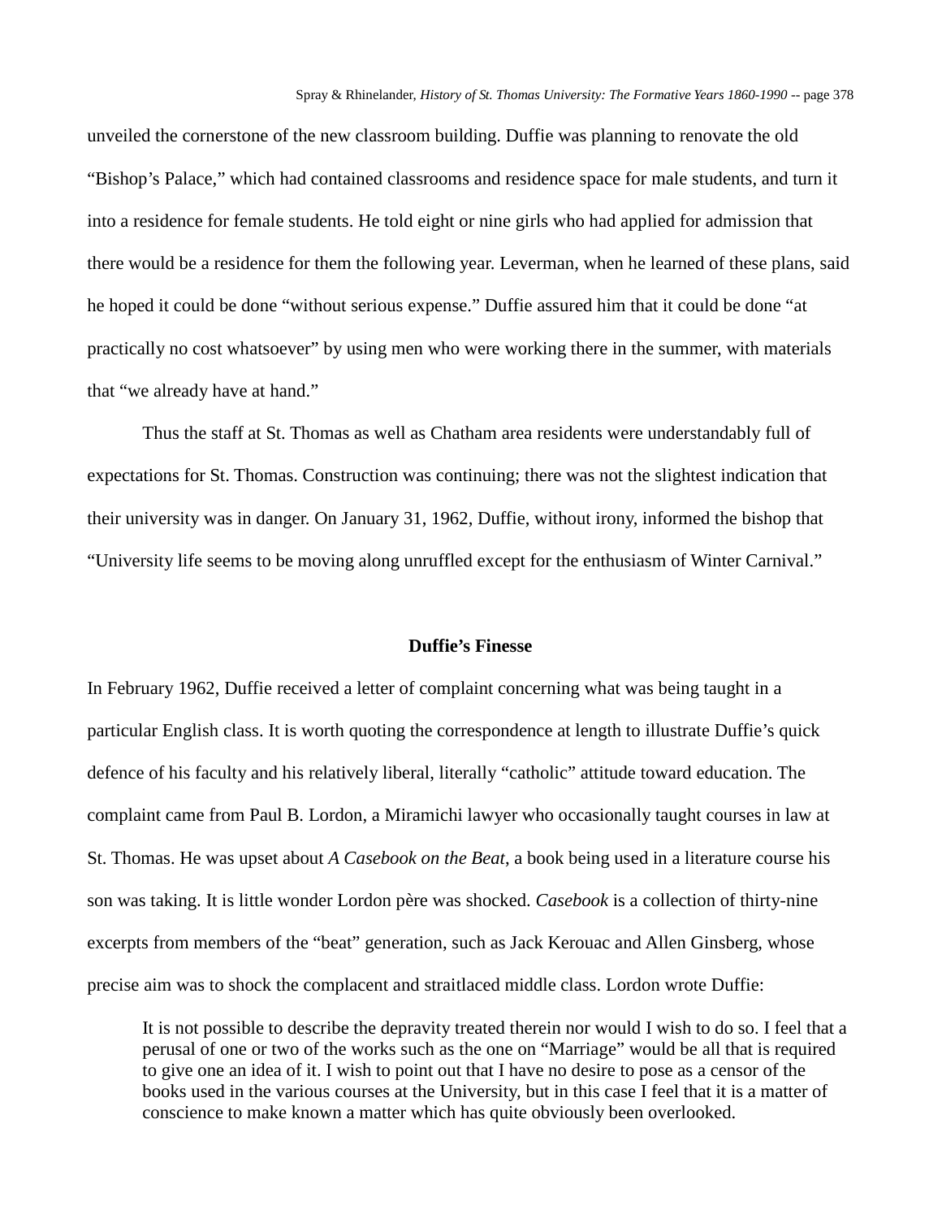unveiled the cornerstone of the new classroom building. Duffie was planning to renovate the old "Bishop's Palace," which had contained classrooms and residence space for male students, and turn it into a residence for female students. He told eight or nine girls who had applied for admission that there would be a residence for them the following year. Leverman, when he learned of these plans, said he hoped it could be done "without serious expense." Duffie assured him that it could be done "at practically no cost whatsoever" by using men who were working there in the summer, with materials that "we already have at hand."

Thus the staff at St. Thomas as well as Chatham area residents were understandably full of expectations for St. Thomas. Construction was continuing; there was not the slightest indication that their university was in danger. On January 31, 1962, Duffie, without irony, informed the bishop that "University life seems to be moving along unruffled except for the enthusiasm of Winter Carnival."

### Duffie's Finesse

In February 1962, Duffie received a letter of complaint concerning what was being taught in a particular English class. It is worth quoting the correspondence at length to illustrate Duffie's quick defence of his faculty and his relatively liberal, literally "catholic" attitude toward education. The complaint came from Paul B. Lordon, a Miramichi lawyer who occasionally taught courses in law at St. Thomas. He was upset about *A Casebook on the Beat*, a book being used in a literature course his son was taking. It is little wonder Lordon père was shocked. *Casebook* is a collection of thirty-nine excerpts from members of the "beat" generation, such as Jack Kerouac and Allen Ginsberg, whose precise aim was to shock the complacent and straitlaced middle class. Lordon wrote Duffie:

> It is not possible to describe the depravity treated therein nor would I wish to do so. I feel that a perusal of one or two of the works such as the one on "Marriage" would be all that is required to give one an idea of it. I wish to point out that I have no desire to pose as a censor of the books used in the various courses at the University, but in this case I feel that it is a matter of conscience to make known a matter which has quite obviously been overlooked.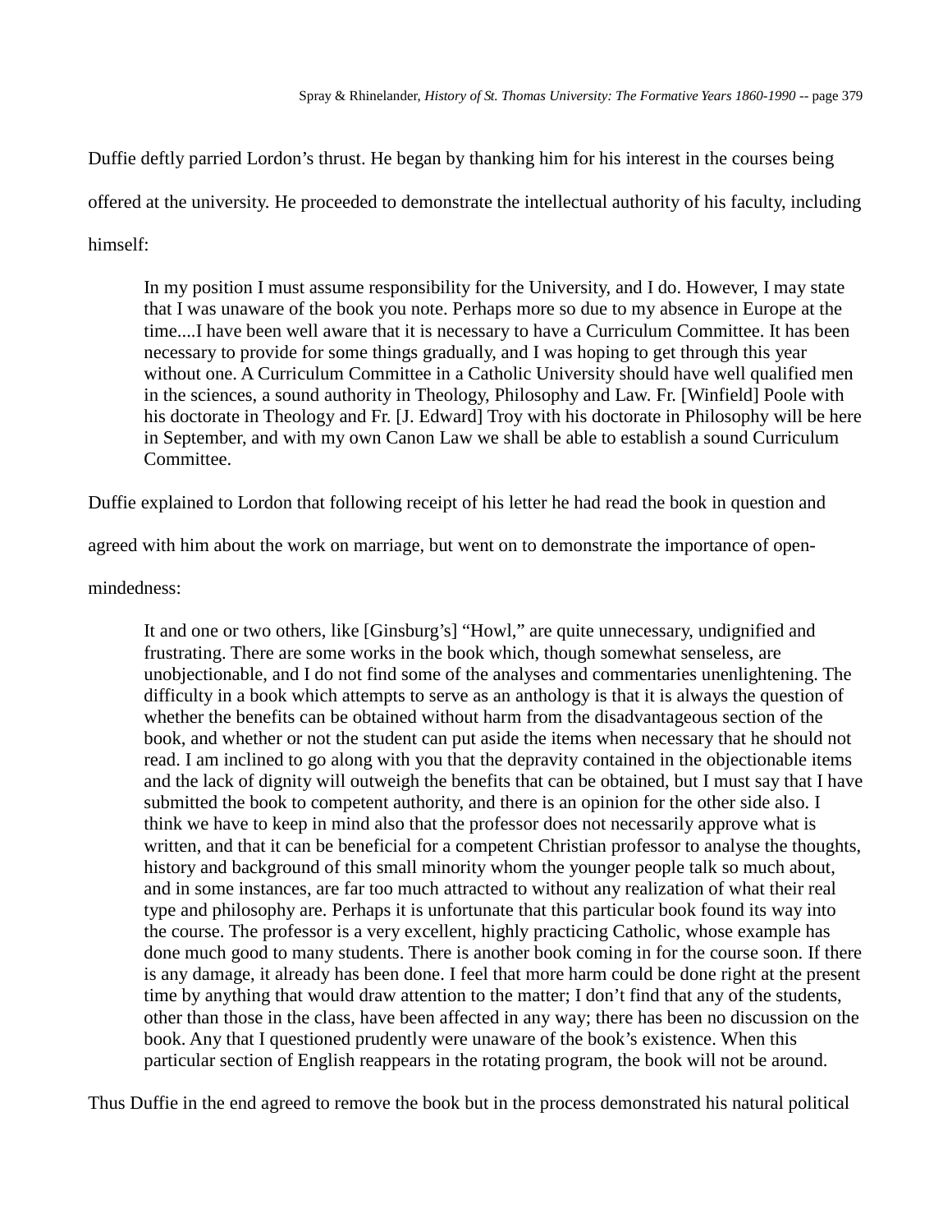Duffie deftly parried Lordon's thrust. He began by thanking him for his interest in the courses being offered at the university. He proceeded to demonstrate the intellectual authority of his faculty, including himself:

> In my position I must assume responsibility for the University, and I do. However, I may state that I was unaware of the book you note. Perhaps more so due to my absence in Europe at the time....I have been well aware that it is necessary to have a Curriculum Committee. It has been necessary to provide for some things gradually, and I was hoping to get through this year without one. A Curriculum Committee in a Catholic University should have well qualified men in the sciences, a sound authority in Theology, Philosophy and Law. Fr. [Winfield] Poole with his doctorate in Theology and Fr. [J. Edward] Troy with his doctorate in Philosophy will be here in September, and with my own Canon Law we shall be able to establish a sound Curriculum Committee.

Duffie explained to Lordon that following receipt of his letter he had read the book in question and agreed with him about the work on marriage, but went on to demonstrate the importance of open-mindedness:

> It and one or two others, like [Ginsburg's] "Howl," are quite unnecessary, undignified and frustrating. There are some works in the book which, though somewhat senseless, are unobjectionable, and I do not find some of the analyses and commentaries unenlightening. The difficulty in a book which attempts to serve as an anthology is that it is always the question of whether the benefits can be obtained without harm from the disadvantageous section of the book, and whether or not the student can put aside the items when necessary that he should not read. I am inclined to go along with you that the depravity contained in the objectionable items and the lack of dignity will outweigh the benefits that can be obtained, but I must say that I have submitted the book to competent authority, and there is an opinion for the other side also. I think we have to keep in mind also that the professor does not necessarily approve what is written, and that it can be beneficial for a competent Christian professor to analyse the thoughts, history and background of this small minority whom the younger people talk so much about, and in some instances, are far too much attracted to without any realization of what their real type and philosophy are. Perhaps it is unfortunate that this particular book found its way into the course. The professor is a very excellent, highly practicing Catholic, whose example has done much good to many students. There is another book coming in for the course soon. If there is any damage, it already has been done. I feel that more harm could be done right at the present time by anything that would draw attention to the matter; I don't find that any of the students, other than those in the class, have been affected in any way; there has been no discussion on the book. Any that I questioned prudently were unaware of the book's existence. When this particular section of English reappears in the rotating program, the book will not be around.

Thus Duffie in the end agreed to remove the book but in the process demonstrated his natural political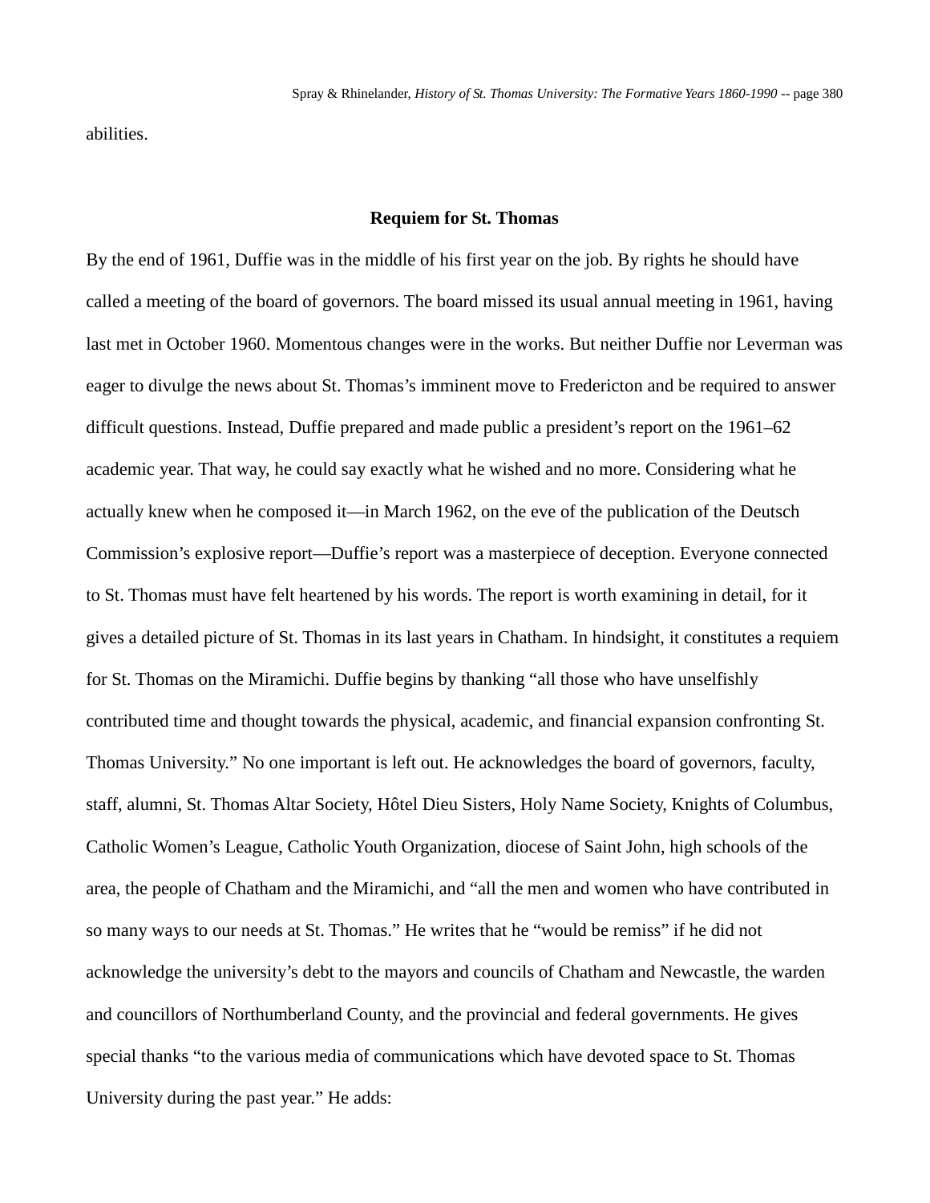abilities.

## Requiem for St. Thomas

By the end of 1961, Duffie was in the middle of his first year on the job. By rights he should have called a meeting of the board of governors. The board missed its usual annual meeting in 1961, having last met in October 1960. Momentous changes were in the works. But neither Duffie nor Leverman was eager to divulge the news about St. Thomas's imminent move to Fredericton and be required to answer difficult questions. Instead, Duffie prepared and made public a president's report on the 1961–62 academic year. That way, he could say exactly what he wished and no more. Considering what he actually knew when he composed it—in March 1962, on the eve of the publication of the Deutsch Commission's explosive report—Duffie's report was a masterpiece of deception. Everyone connected to St. Thomas must have felt heartened by his words. The report is worth examining in detail, for it gives a detailed picture of St. Thomas in its last years in Chatham. In hindsight, it constitutes a requiem for St. Thomas on the Miramichi. Duffie begins by thanking "all those who have unselfishly contributed time and thought towards the physical, academic, and financial expansion confronting St. Thomas University." No one important is left out. He acknowledges the board of governors, faculty, staff, alumni, St. Thomas Altar Society, Hôtel Dieu Sisters, Holy Name Society, Knights of Columbus, Catholic Women's League, Catholic Youth Organization, diocese of Saint John, high schools of the area, the people of Chatham and the Miramichi, and "all the men and women who have contributed in so many ways to our needs at St. Thomas." He writes that he "would be remiss" if he did not acknowledge the university's debt to the mayors and councils of Chatham and Newcastle, the warden and councillors of Northumberland County, and the provincial and federal governments. He gives special thanks "to the various media of communications which have devoted space to St. Thomas University during the past year." He adds: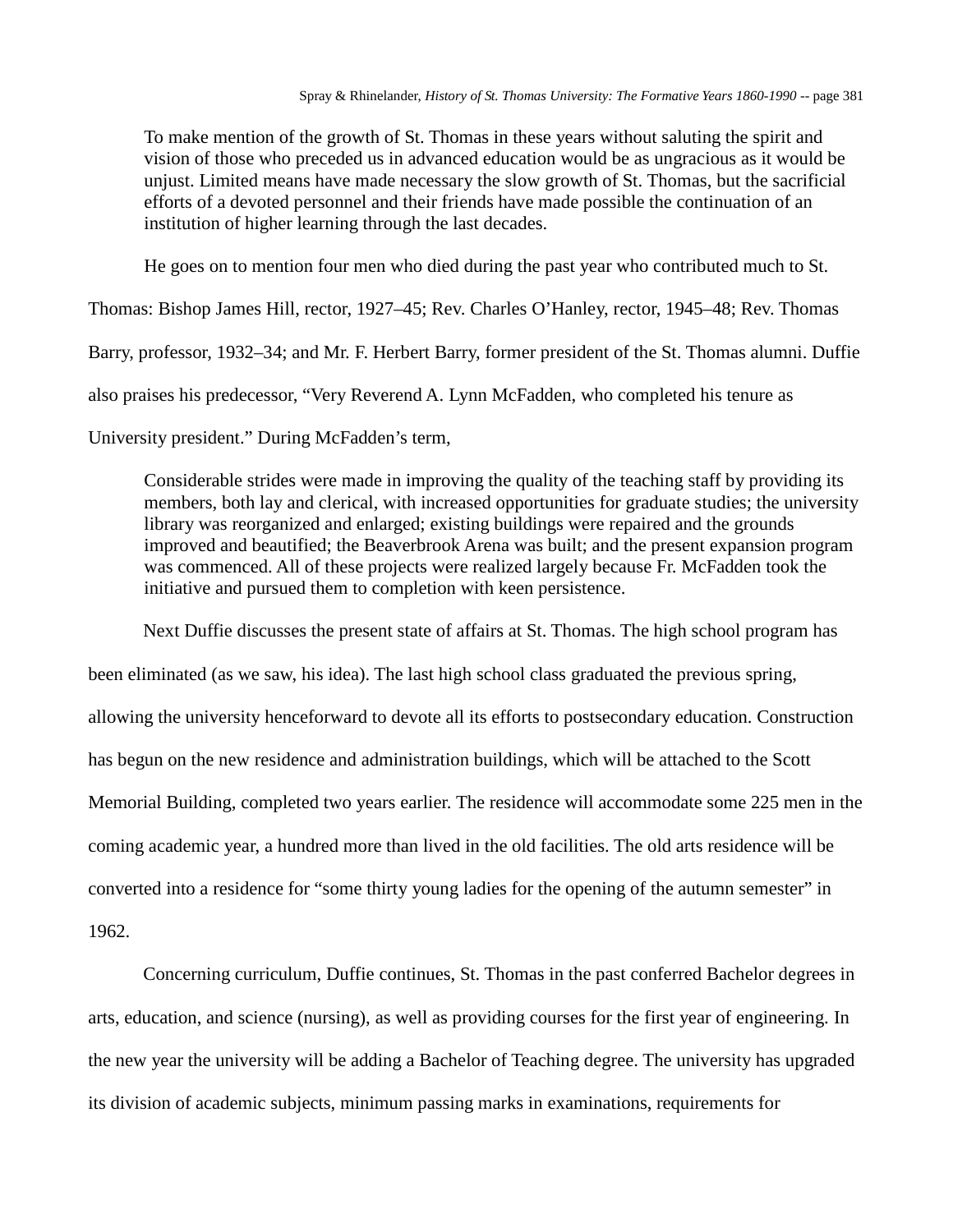> To make mention of the growth of St. Thomas in these years without saluting the spirit and vision of those who preceded us in advanced education would be as ungracious as it would be unjust. Limited means have made necessary the slow growth of St. Thomas, but the sacrificial efforts of a devoted personnel and their friends have made possible the continuation of an institution of higher learning through the last decades.

He goes on to mention four men who died during the past year who contributed much to St. Thomas: Bishop James Hill, rector, 1927–45; Rev. Charles O'Hanley, rector, 1945–48; Rev. Thomas Barry, professor, 1932–34; and Mr. F. Herbert Barry, former president of the St. Thomas alumni. Duffie also praises his predecessor, "Very Reverend A. Lynn McFadden, who completed his tenure as University president." During McFadden's term,

> Considerable strides were made in improving the quality of the teaching staff by providing its members, both lay and clerical, with increased opportunities for graduate studies; the university library was reorganized and enlarged; existing buildings were repaired and the grounds improved and beautified; the Beaverbrook Arena was built; and the present expansion program was commenced. All of these projects were realized largely because Fr. McFadden took the initiative and pursued them to completion with keen persistence.

Next Duffie discusses the present state of affairs at St. Thomas. The high school program has been eliminated (as we saw, his idea). The last high school class graduated the previous spring, allowing the university henceforward to devote all its efforts to postsecondary education. Construction has begun on the new residence and administration buildings, which will be attached to the Scott Memorial Building, completed two years earlier. The residence will accommodate some 225 men in the coming academic year, a hundred more than lived in the old facilities. The old arts residence will be converted into a residence for "some thirty young ladies for the opening of the autumn semester" in 1962.

Concerning curriculum, Duffie continues, St. Thomas in the past conferred Bachelor degrees in arts, education, and science (nursing), as well as providing courses for the first year of engineering. In the new year the university will be adding a Bachelor of Teaching degree. The university has upgraded its division of academic subjects, minimum passing marks in examinations, requirements for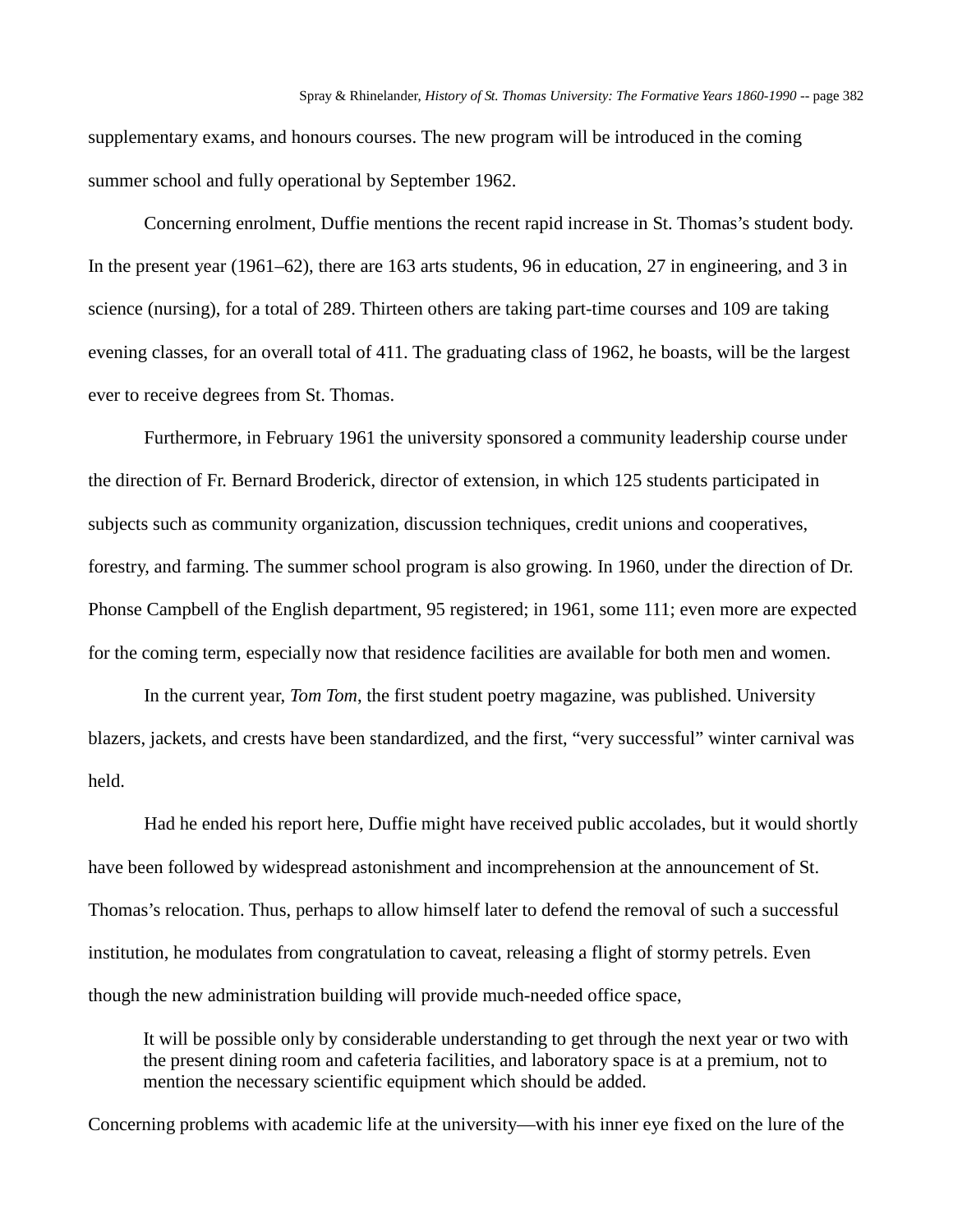supplementary exams, and honours courses. The new program will be introduced in the coming summer school and fully operational by September 1962.

Concerning enrolment, Duffie mentions the recent rapid increase in St. Thomas's student body. In the present year (1961–62), there are 163 arts students, 96 in education, 27 in engineering, and 3 in science (nursing), for a total of 289. Thirteen others are taking part-time courses and 109 are taking evening classes, for an overall total of 411. The graduating class of 1962, he boasts, will be the largest ever to receive degrees from St. Thomas.

Furthermore, in February 1961 the university sponsored a community leadership course under the direction of Fr. Bernard Broderick, director of extension, in which 125 students participated in subjects such as community organization, discussion techniques, credit unions and cooperatives, forestry, and farming. The summer school program is also growing. In 1960, under the direction of Dr. Phonse Campbell of the English department, 95 registered; in 1961, some 111; even more are expected for the coming term, especially now that residence facilities are available for both men and women.

In the current year, *Tom Tom*, the first student poetry magazine, was published. University blazers, jackets, and crests have been standardized, and the first, "very successful" winter carnival was held.

Had he ended his report here, Duffie might have received public accolades, but it would shortly have been followed by widespread astonishment and incomprehension at the announcement of St. Thomas's relocation. Thus, perhaps to allow himself later to defend the removal of such a successful institution, he modulates from congratulation to caveat, releasing a flight of stormy petrels. Even though the new administration building will provide much-needed office space,

> It will be possible only by considerable understanding to get through the next year or two with the present dining room and cafeteria facilities, and laboratory space is at a premium, not to mention the necessary scientific equipment which should be added.

Concerning problems with academic life at the university—with his inner eye fixed on the lure of the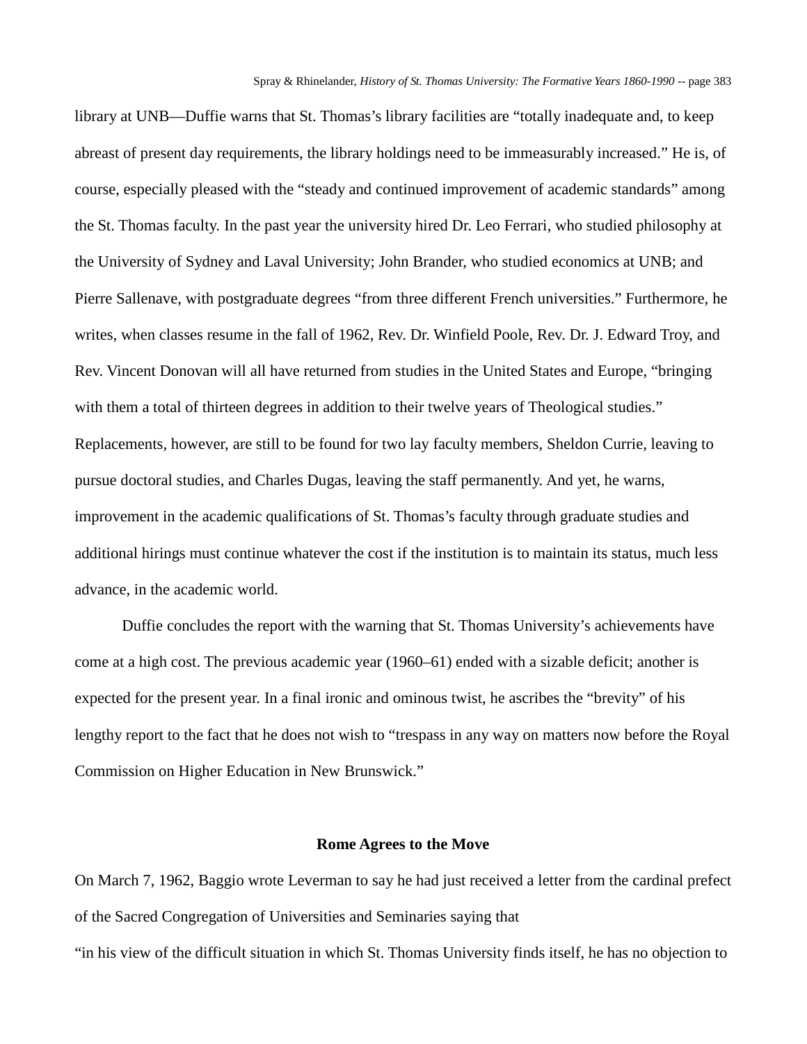library at UNB—Duffie warns that St. Thomas's library facilities are "totally inadequate and, to keep abreast of present day requirements, the library holdings need to be immeasurably increased." He is, of course, especially pleased with the "steady and continued improvement of academic standards" among the St. Thomas faculty. In the past year the university hired Dr. Leo Ferrari, who studied philosophy at the University of Sydney and Laval University; John Brander, who studied economics at UNB; and Pierre Sallenave, with postgraduate degrees "from three different French universities." Furthermore, he writes, when classes resume in the fall of 1962, Rev. Dr. Winfield Poole, Rev. Dr. J. Edward Troy, and Rev. Vincent Donovan will all have returned from studies in the United States and Europe, "bringing with them a total of thirteen degrees in addition to their twelve years of Theological studies." Replacements, however, are still to be found for two lay faculty members, Sheldon Currie, leaving to pursue doctoral studies, and Charles Dugas, leaving the staff permanently. And yet, he warns, improvement in the academic qualifications of St. Thomas's faculty through graduate studies and additional hirings must continue whatever the cost if the institution is to maintain its status, much less advance, in the academic world.

Duffie concludes the report with the warning that St. Thomas University's achievements have come at a high cost. The previous academic year (1960–61) ended with a sizable deficit; another is expected for the present year. In a final ironic and ominous twist, he ascribes the "brevity" of his lengthy report to the fact that he does not wish to "trespass in any way on matters now before the Royal Commission on Higher Education in New Brunswick."

### Rome Agrees to the Move

On March 7, 1962, Baggio wrote Leverman to say he had just received a letter from the cardinal prefect of the Sacred Congregation of Universities and Seminaries saying that

"in his view of the difficult situation in which St. Thomas University finds itself, he has no objection to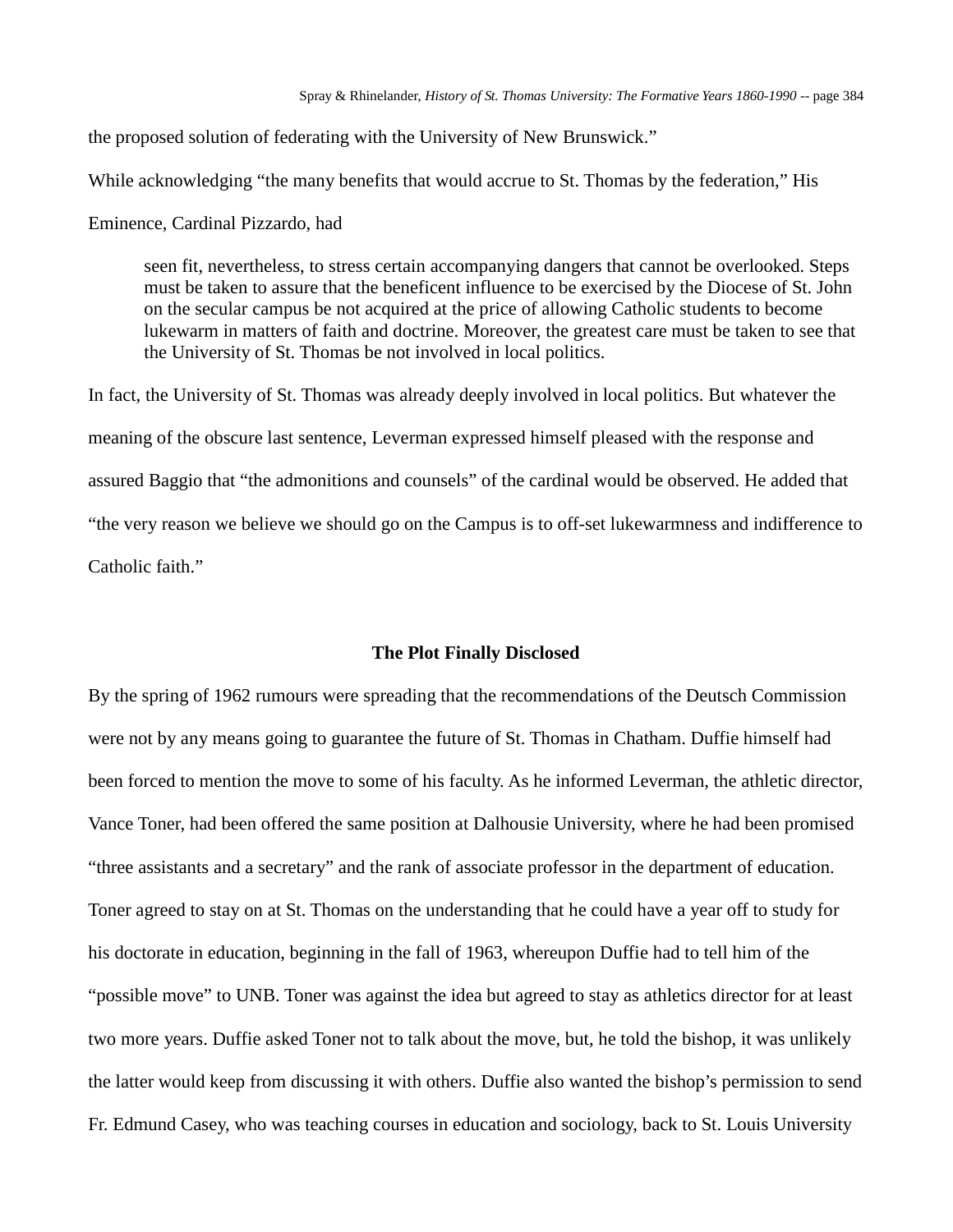the proposed solution of federating with the University of New Brunswick."

While acknowledging "the many benefits that would accrue to St. Thomas by the federation," His Eminence, Cardinal Pizzardo, had

> seen fit, nevertheless, to stress certain accompanying dangers that cannot be overlooked. Steps must be taken to assure that the beneficent influence to be exercised by the Diocese of St. John on the secular campus be not acquired at the price of allowing Catholic students to become lukewarm in matters of faith and doctrine. Moreover, the greatest care must be taken to see that the University of St. Thomas be not involved in local politics.

In fact, the University of St. Thomas was already deeply involved in local politics. But whatever the meaning of the obscure last sentence, Leverman expressed himself pleased with the response and assured Baggio that "the admonitions and counsels" of the cardinal would be observed. He added that "the very reason we believe we should go on the Campus is to off-set lukewarmness and indifference to Catholic faith."

### The Plot Finally Disclosed

By the spring of 1962 rumours were spreading that the recommendations of the Deutsch Commission were not by any means going to guarantee the future of St. Thomas in Chatham. Duffie himself had been forced to mention the move to some of his faculty. As he informed Leverman, the athletic director, Vance Toner, had been offered the same position at Dalhousie University, where he had been promised "three assistants and a secretary" and the rank of associate professor in the department of education. Toner agreed to stay on at St. Thomas on the understanding that he could have a year off to study for his doctorate in education, beginning in the fall of 1963, whereupon Duffie had to tell him of the "possible move" to UNB. Toner was against the idea but agreed to stay as athletics director for at least two more years. Duffie asked Toner not to talk about the move, but, he told the bishop, it was unlikely the latter would keep from discussing it with others. Duffie also wanted the bishop's permission to send Fr. Edmund Casey, who was teaching courses in education and sociology, back to St. Louis University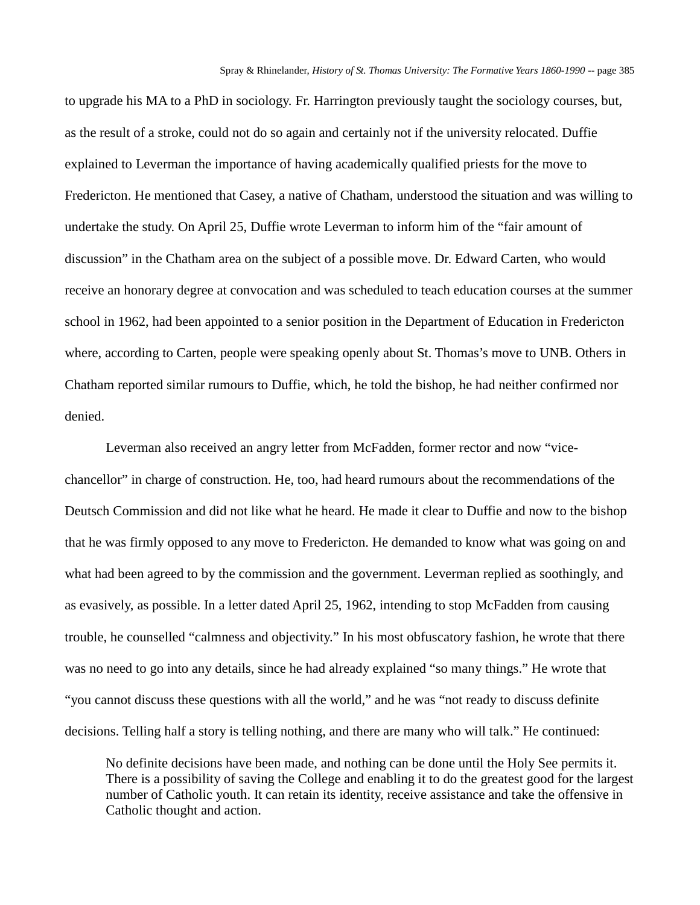to upgrade his MA to a PhD in sociology. Fr. Harrington previously taught the sociology courses, but, as the result of a stroke, could not do so again and certainly not if the university relocated. Duffie explained to Leverman the importance of having academically qualified priests for the move to Fredericton. He mentioned that Casey, a native of Chatham, understood the situation and was willing to undertake the study. On April 25, Duffie wrote Leverman to inform him of the "fair amount of discussion" in the Chatham area on the subject of a possible move. Dr. Edward Carten, who would receive an honorary degree at convocation and was scheduled to teach education courses at the summer school in 1962, had been appointed to a senior position in the Department of Education in Fredericton where, according to Carten, people were speaking openly about St. Thomas's move to UNB. Others in Chatham reported similar rumours to Duffie, which, he told the bishop, he had neither confirmed nor denied.

Leverman also received an angry letter from McFadden, former rector and now "vice-chancellor" in charge of construction. He, too, had heard rumours about the recommendations of the Deutsch Commission and did not like what he heard. He made it clear to Duffie and now to the bishop that he was firmly opposed to any move to Fredericton. He demanded to know what was going on and what had been agreed to by the commission and the government. Leverman replied as soothingly, and as evasively, as possible. In a letter dated April 25, 1962, intending to stop McFadden from causing trouble, he counselled "calmness and objectivity." In his most obfuscatory fashion, he wrote that there was no need to go into any details, since he had already explained "so many things." He wrote that "you cannot discuss these questions with all the world," and he was "not ready to discuss definite decisions. Telling half a story is telling nothing, and there are many who will talk." He continued:

> No definite decisions have been made, and nothing can be done until the Holy See permits it. There is a possibility of saving the College and enabling it to do the greatest good for the largest number of Catholic youth. It can retain its identity, receive assistance and take the offensive in Catholic thought and action.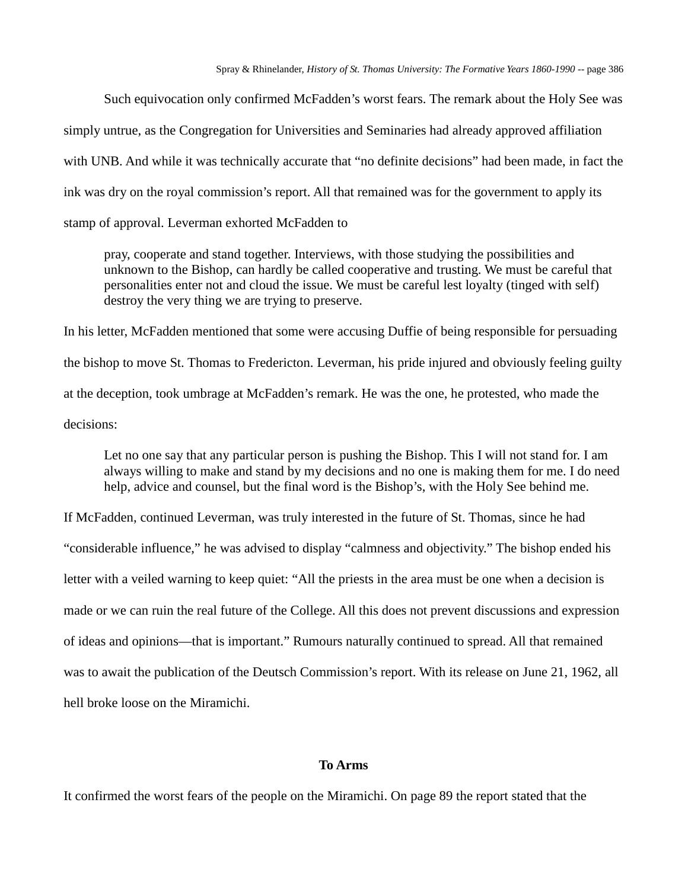Such equivocation only confirmed McFadden's worst fears. The remark about the Holy See was simply untrue, as the Congregation for Universities and Seminaries had already approved affiliation with UNB. And while it was technically accurate that "no definite decisions" had been made, in fact the ink was dry on the royal commission's report. All that remained was for the government to apply its stamp of approval. Leverman exhorted McFadden to

> pray, cooperate and stand together. Interviews, with those studying the possibilities and unknown to the Bishop, can hardly be called cooperative and trusting. We must be careful that personalities enter not and cloud the issue. We must be careful lest loyalty (tinged with self) destroy the very thing we are trying to preserve.

In his letter, McFadden mentioned that some were accusing Duffie of being responsible for persuading the bishop to move St. Thomas to Fredericton. Leverman, his pride injured and obviously feeling guilty at the deception, took umbrage at McFadden's remark. He was the one, he protested, who made the decisions:

> Let no one say that any particular person is pushing the Bishop. This I will not stand for. I am always willing to make and stand by my decisions and no one is making them for me. I do need help, advice and counsel, but the final word is the Bishop's, with the Holy See behind me.

If McFadden, continued Leverman, was truly interested in the future of St. Thomas, since he had "considerable influence," he was advised to display "calmness and objectivity." The bishop ended his letter with a veiled warning to keep quiet: "All the priests in the area must be one when a decision is made or we can ruin the real future of the College. All this does not prevent discussions and expression of ideas and opinions—that is important." Rumours naturally continued to spread. All that remained was to await the publication of the Deutsch Commission's report. With its release on June 21, 1962, all hell broke loose on the Miramichi.

### To Arms

It confirmed the worst fears of the people on the Miramichi. On page 89 the report stated that the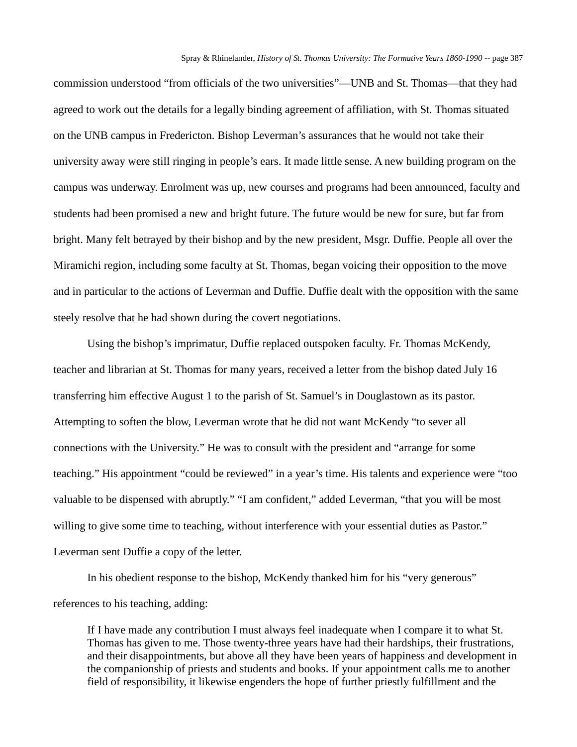commission understood “from officials of the two universities”—UNB and St. Thomas—that they had agreed to work out the details for a legally binding agreement of affiliation, with St. Thomas situated on the UNB campus in Fredericton. Bishop Leverman’s assurances that he would not take their university away were still ringing in people’s ears. It made little sense. A new building program on the campus was underway. Enrolment was up, new courses and programs had been announced, faculty and students had been promised a new and bright future. The future would be new for sure, but far from bright. Many felt betrayed by their bishop and by the new president, Msgr. Duffie. People all over the Miramichi region, including some faculty at St. Thomas, began voicing their opposition to the move and in particular to the actions of Leverman and Duffie. Duffie dealt with the opposition with the same steely resolve that he had shown during the covert negotiations.

Using the bishop’s imprimatur, Duffie replaced outspoken faculty. Fr. Thomas McKendy, teacher and librarian at St. Thomas for many years, received a letter from the bishop dated July 16 transferring him effective August 1 to the parish of St. Samuel’s in Douglastown as its pastor. Attempting to soften the blow, Leverman wrote that he did not want McKendy “to sever all connections with the University.” He was to consult with the president and “arrange for some teaching.” His appointment “could be reviewed” in a year’s time. His talents and experience were “too valuable to be dispensed with abruptly.” “I am confident,” added Leverman, “that you will be most willing to give some time to teaching, without interference with your essential duties as Pastor.” Leverman sent Duffie a copy of the letter.

In his obedient response to the bishop, McKendy thanked him for his “very generous” references to his teaching, adding:

> If I have made any contribution I must always feel inadequate when I compare it to what St. Thomas has given to me. Those twenty-three years have had their hardships, their frustrations, and their disappointments, but above all they have been years of happiness and development in the companionship of priests and students and books. If your appointment calls me to another field of responsibility, it likewise engenders the hope of further priestly fulfillment and the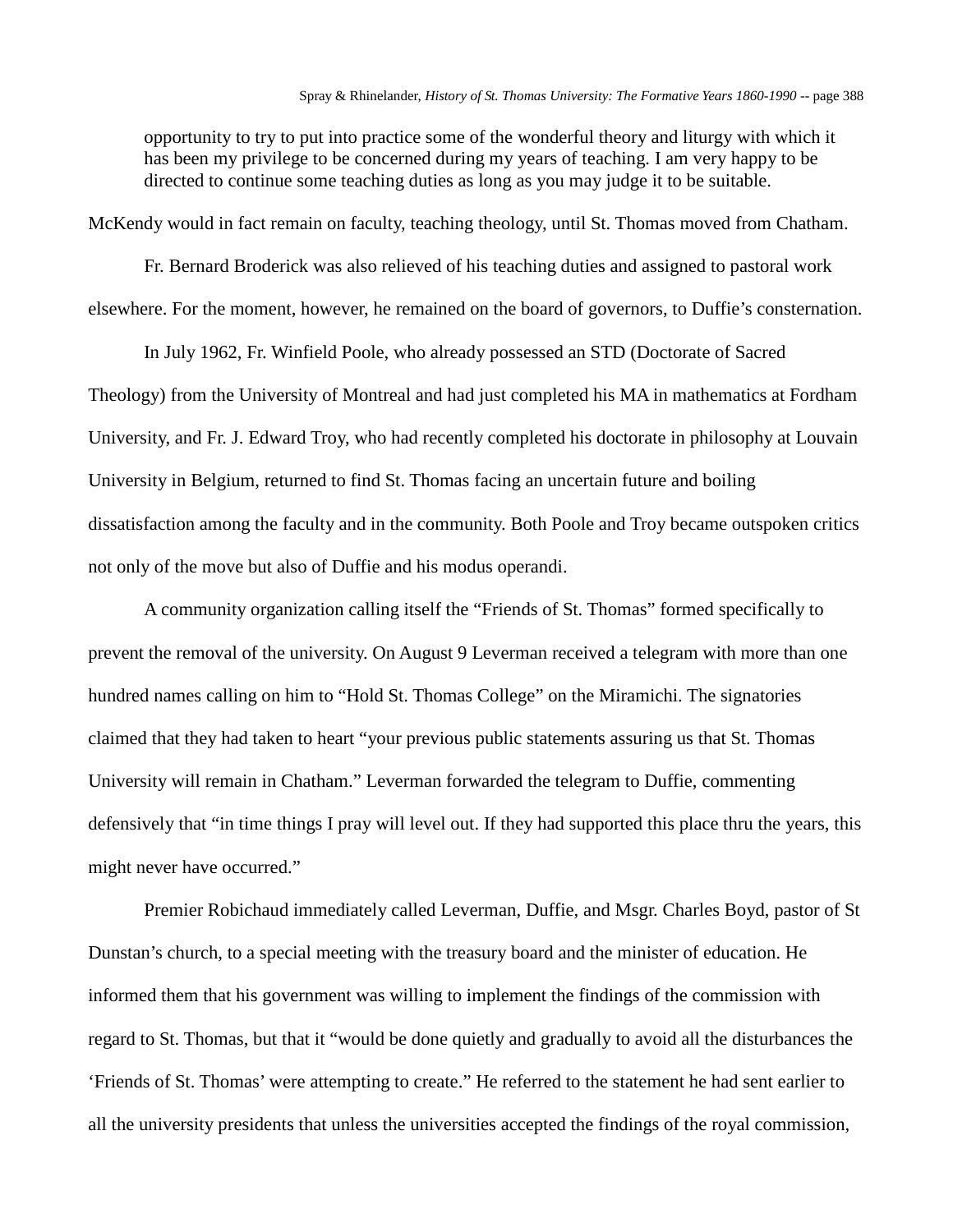> opportunity to try to put into practice some of the wonderful theory and liturgy with which it has been my privilege to be concerned during my years of teaching. I am very happy to be directed to continue some teaching duties as long as you may judge it to be suitable.

McKendy would in fact remain on faculty, teaching theology, until St. Thomas moved from Chatham.

Fr. Bernard Broderick was also relieved of his teaching duties and assigned to pastoral work elsewhere. For the moment, however, he remained on the board of governors, to Duffie's consternation.

In July 1962, Fr. Winfield Poole, who already possessed an STD (Doctorate of Sacred Theology) from the University of Montreal and had just completed his MA in mathematics at Fordham University, and Fr. J. Edward Troy, who had recently completed his doctorate in philosophy at Louvain University in Belgium, returned to find St. Thomas facing an uncertain future and boiling dissatisfaction among the faculty and in the community. Both Poole and Troy became outspoken critics not only of the move but also of Duffie and his modus operandi.

A community organization calling itself the "Friends of St. Thomas" formed specifically to prevent the removal of the university. On August 9 Leverman received a telegram with more than one hundred names calling on him to "Hold St. Thomas College" on the Miramichi. The signatories claimed that they had taken to heart "your previous public statements assuring us that St. Thomas University will remain in Chatham." Leverman forwarded the telegram to Duffie, commenting defensively that "in time things I pray will level out. If they had supported this place thru the years, this might never have occurred."

Premier Robichaud immediately called Leverman, Duffie, and Msgr. Charles Boyd, pastor of St Dunstan's church, to a special meeting with the treasury board and the minister of education. He informed them that his government was willing to implement the findings of the commission with regard to St. Thomas, but that it "would be done quietly and gradually to avoid all the disturbances the 'Friends of St. Thomas' were attempting to create." He referred to the statement he had sent earlier to all the university presidents that unless the universities accepted the findings of the royal commission,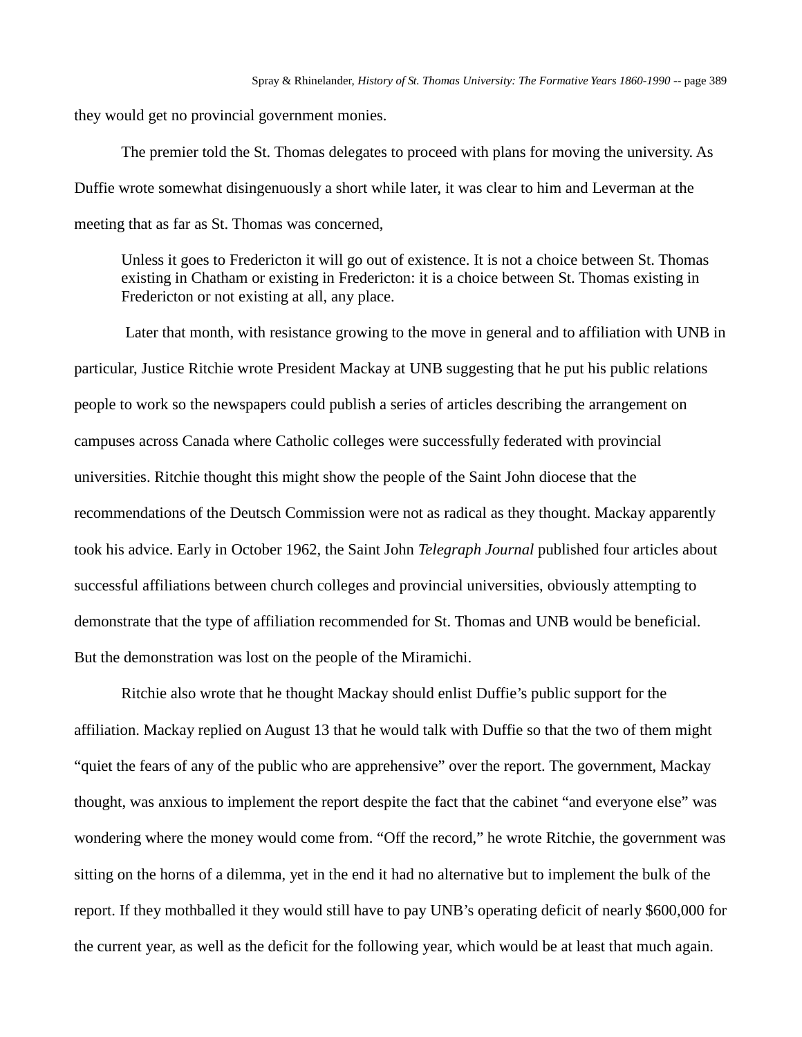they would get no provincial government monies.

The premier told the St. Thomas delegates to proceed with plans for moving the university. As Duffie wrote somewhat disingenuously a short while later, it was clear to him and Leverman at the meeting that as far as St. Thomas was concerned,

> Unless it goes to Fredericton it will go out of existence. It is not a choice between St. Thomas existing in Chatham or existing in Fredericton: it is a choice between St. Thomas existing in Fredericton or not existing at all, any place.

Later that month, with resistance growing to the move in general and to affiliation with UNB in particular, Justice Ritchie wrote President Mackay at UNB suggesting that he put his public relations people to work so the newspapers could publish a series of articles describing the arrangement on campuses across Canada where Catholic colleges were successfully federated with provincial universities. Ritchie thought this might show the people of the Saint John diocese that the recommendations of the Deutsch Commission were not as radical as they thought. Mackay apparently took his advice. Early in October 1962, the Saint John *Telegraph Journal* published four articles about successful affiliations between church colleges and provincial universities, obviously attempting to demonstrate that the type of affiliation recommended for St. Thomas and UNB would be beneficial. But the demonstration was lost on the people of the Miramichi.

Ritchie also wrote that he thought Mackay should enlist Duffie's public support for the affiliation. Mackay replied on August 13 that he would talk with Duffie so that the two of them might "quiet the fears of any of the public who are apprehensive" over the report. The government, Mackay thought, was anxious to implement the report despite the fact that the cabinet "and everyone else" was wondering where the money would come from. "Off the record," he wrote Ritchie, the government was sitting on the horns of a dilemma, yet in the end it had no alternative but to implement the bulk of the report. If they mothballed it they would still have to pay UNB's operating deficit of nearly $600,000 for the current year, as well as the deficit for the following year, which would be at least that much again.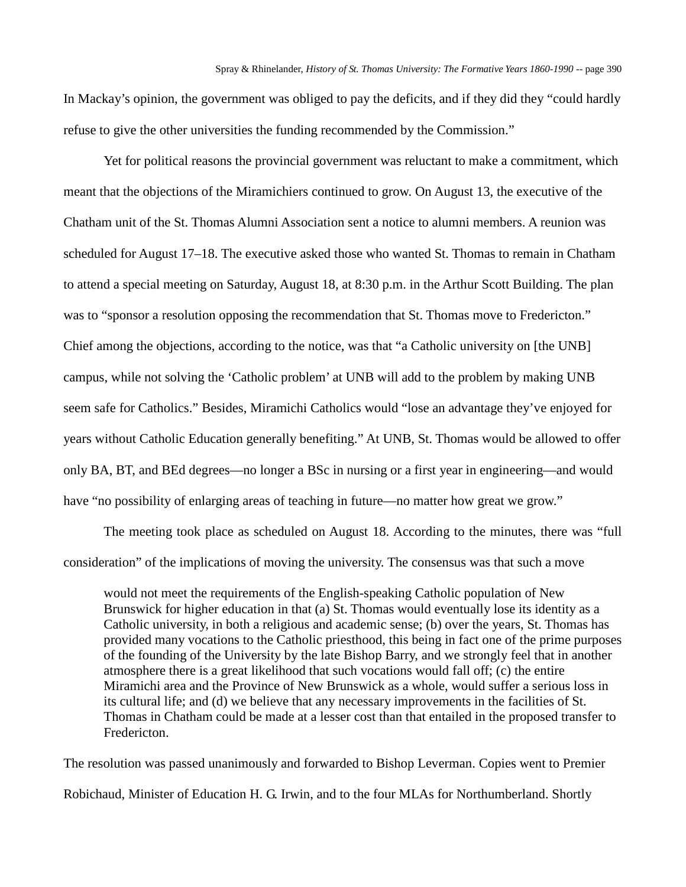In Mackay's opinion, the government was obliged to pay the deficits, and if they did they "could hardly refuse to give the other universities the funding recommended by the Commission."

Yet for political reasons the provincial government was reluctant to make a commitment, which meant that the objections of the Miramichiers continued to grow. On August 13, the executive of the Chatham unit of the St. Thomas Alumni Association sent a notice to alumni members. A reunion was scheduled for August 17–18. The executive asked those who wanted St. Thomas to remain in Chatham to attend a special meeting on Saturday, August 18, at 8:30 p.m. in the Arthur Scott Building. The plan was to "sponsor a resolution opposing the recommendation that St. Thomas move to Fredericton." Chief among the objections, according to the notice, was that "a Catholic university on [the UNB] campus, while not solving the 'Catholic problem' at UNB will add to the problem by making UNB seem safe for Catholics." Besides, Miramichi Catholics would "lose an advantage they've enjoyed for years without Catholic Education generally benefiting." At UNB, St. Thomas would be allowed to offer only BA, BT, and BEd degrees—no longer a BSc in nursing or a first year in engineering—and would have "no possibility of enlarging areas of teaching in future—no matter how great we grow."

The meeting took place as scheduled on August 18. According to the minutes, there was "full consideration" of the implications of moving the university. The consensus was that such a move

> would not meet the requirements of the English-speaking Catholic population of New Brunswick for higher education in that (a) St. Thomas would eventually lose its identity as a Catholic university, in both a religious and academic sense; (b) over the years, St. Thomas has provided many vocations to the Catholic priesthood, this being in fact one of the prime purposes of the founding of the University by the late Bishop Barry, and we strongly feel that in another atmosphere there is a great likelihood that such vocations would fall off; (c) the entire Miramichi area and the Province of New Brunswick as a whole, would suffer a serious loss in its cultural life; and (d) we believe that any necessary improvements in the facilities of St. Thomas in Chatham could be made at a lesser cost than that entailed in the proposed transfer to Fredericton.

The resolution was passed unanimously and forwarded to Bishop Leverman. Copies went to Premier Robichaud, Minister of Education H. G. Irwin, and to the four MLAs for Northumberland. Shortly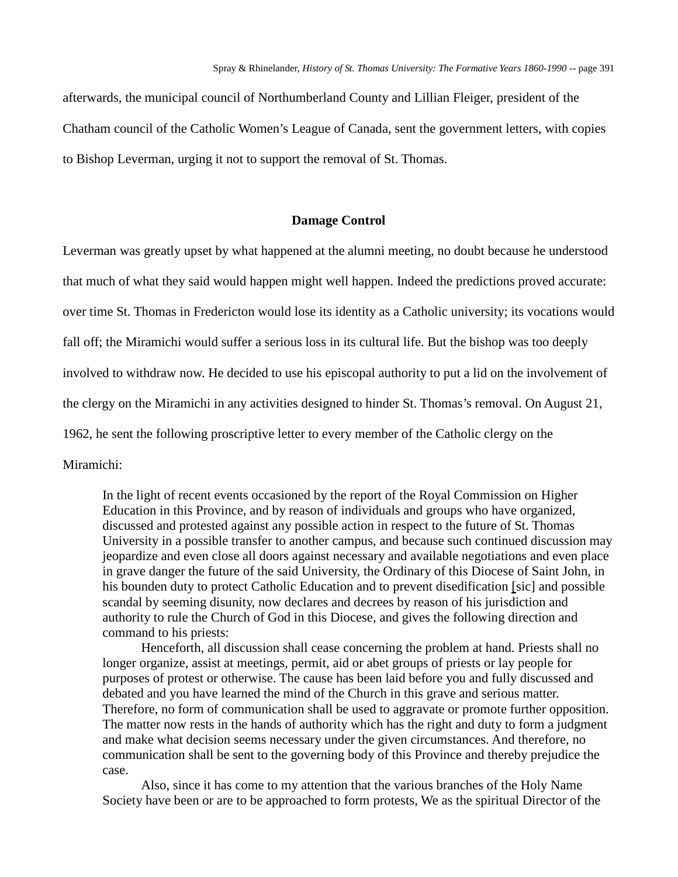afterwards, the municipal council of Northumberland County and Lillian Fleiger, president of the Chatham council of the Catholic Women's League of Canada, sent the government letters, with copies to Bishop Leverman, urging it not to support the removal of St. Thomas.

## Damage Control

Leverman was greatly upset by what happened at the alumni meeting, no doubt because he understood that much of what they said would happen might well happen. Indeed the predictions proved accurate: over time St. Thomas in Fredericton would lose its identity as a Catholic university; its vocations would fall off; the Miramichi would suffer a serious loss in its cultural life. But the bishop was too deeply involved to withdraw now. He decided to use his episcopal authority to put a lid on the involvement of the clergy on the Miramichi in any activities designed to hinder St. Thomas's removal. On August 21, 1962, he sent the following proscriptive letter to every member of the Catholic clergy on the Miramichi:

> In the light of recent events occasioned by the report of the Royal Commission on Higher Education in this Province, and by reason of individuals and groups who have organized, discussed and protested against any possible action in respect to the future of St. Thomas University in a possible transfer to another campus, and because such continued discussion may jeopardize and even close all doors against necessary and available negotiations and even place in grave danger the future of the said University, the Ordinary of this Diocese of Saint John, in his bounden duty to protect Catholic Education and to prevent disedification [sic] and possible scandal by seeming disunity, now declares and decrees by reason of his jurisdiction and authority to rule the Church of God in this Diocese, and gives the following direction and command to his priests:
>
> Henceforth, all discussion shall cease concerning the problem at hand. Priests shall no longer organize, assist at meetings, permit, aid or abet groups of priests or lay people for purposes of protest or otherwise. The cause has been laid before you and fully discussed and debated and you have learned the mind of the Church in this grave and serious matter. Therefore, no form of communication shall be used to aggravate or promote further opposition. The matter now rests in the hands of authority which has the right and duty to form a judgment and make what decision seems necessary under the given circumstances. And therefore, no communication shall be sent to the governing body of this Province and thereby prejudice the case.
>
> Also, since it has come to my attention that the various branches of the Holy Name Society have been or are to be approached to form protests, We as the spiritual Director of the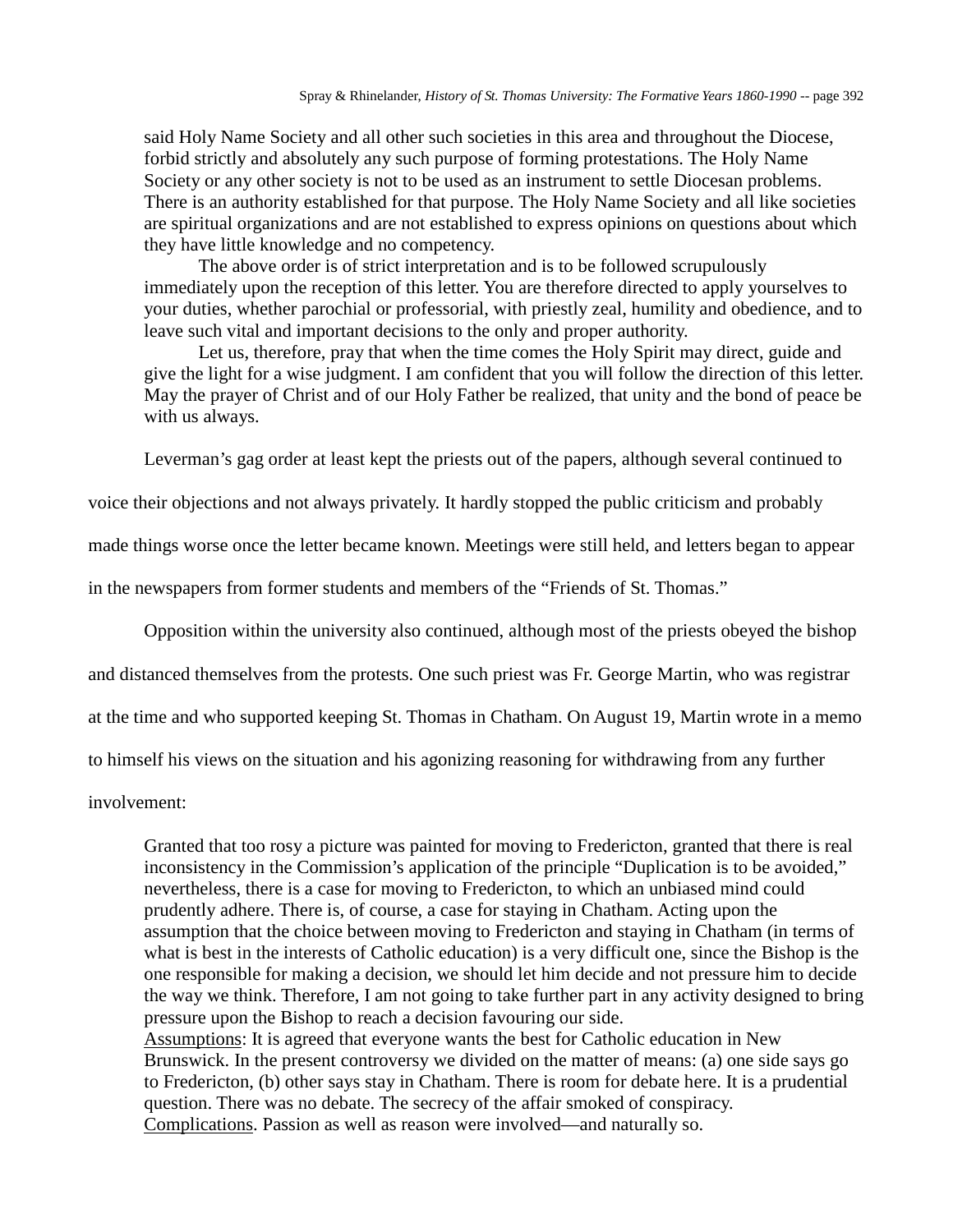> said Holy Name Society and all other such societies in this area and throughout the Diocese, forbid strictly and absolutely any such purpose of forming protestations. The Holy Name Society or any other society is not to be used as an instrument to settle Diocesan problems. There is an authority established for that purpose. The Holy Name Society and all like societies are spiritual organizations and are not established to express opinions on questions about which they have little knowledge and no competency.
>
> The above order is of strict interpretation and is to be followed scrupulously immediately upon the reception of this letter. You are therefore directed to apply yourselves to your duties, whether parochial or professorial, with priestly zeal, humility and obedience, and to leave such vital and important decisions to the only and proper authority.
>
> Let us, therefore, pray that when the time comes the Holy Spirit may direct, guide and give the light for a wise judgment. I am confident that you will follow the direction of this letter. May the prayer of Christ and of our Holy Father be realized, that unity and the bond of peace be with us always.

Leverman's gag order at least kept the priests out of the papers, although several continued to voice their objections and not always privately. It hardly stopped the public criticism and probably made things worse once the letter became known. Meetings were still held, and letters began to appear in the newspapers from former students and members of the "Friends of St. Thomas."

Opposition within the university also continued, although most of the priests obeyed the bishop and distanced themselves from the protests. One such priest was Fr. George Martin, who was registrar at the time and who supported keeping St. Thomas in Chatham. On August 19, Martin wrote in a memo to himself his views on the situation and his agonizing reasoning for withdrawing from any further involvement:

> Granted that too rosy a picture was painted for moving to Fredericton, granted that there is real inconsistency in the Commission's application of the principle "Duplication is to be avoided," nevertheless, there is a case for moving to Fredericton, to which an unbiased mind could prudently adhere. There is, of course, a case for staying in Chatham. Acting upon the assumption that the choice between moving to Fredericton and staying in Chatham (in terms of what is best in the interests of Catholic education) is a very difficult one, since the Bishop is the one responsible for making a decision, we should let him decide and not pressure him to decide the way we think. Therefore, I am not going to take further part in any activity designed to bring pressure upon the Bishop to reach a decision favouring our side.
>
> <u>Assumptions</u>: It is agreed that everyone wants the best for Catholic education in New Brunswick. In the present controversy we divided on the matter of means: (a) one side says go to Fredericton, (b) other says stay in Chatham. There is room for debate here. It is a prudential question. There was no debate. The secrecy of the affair smoked of conspiracy.
>
> <u>Complications</u>. Passion as well as reason were involved—and naturally so.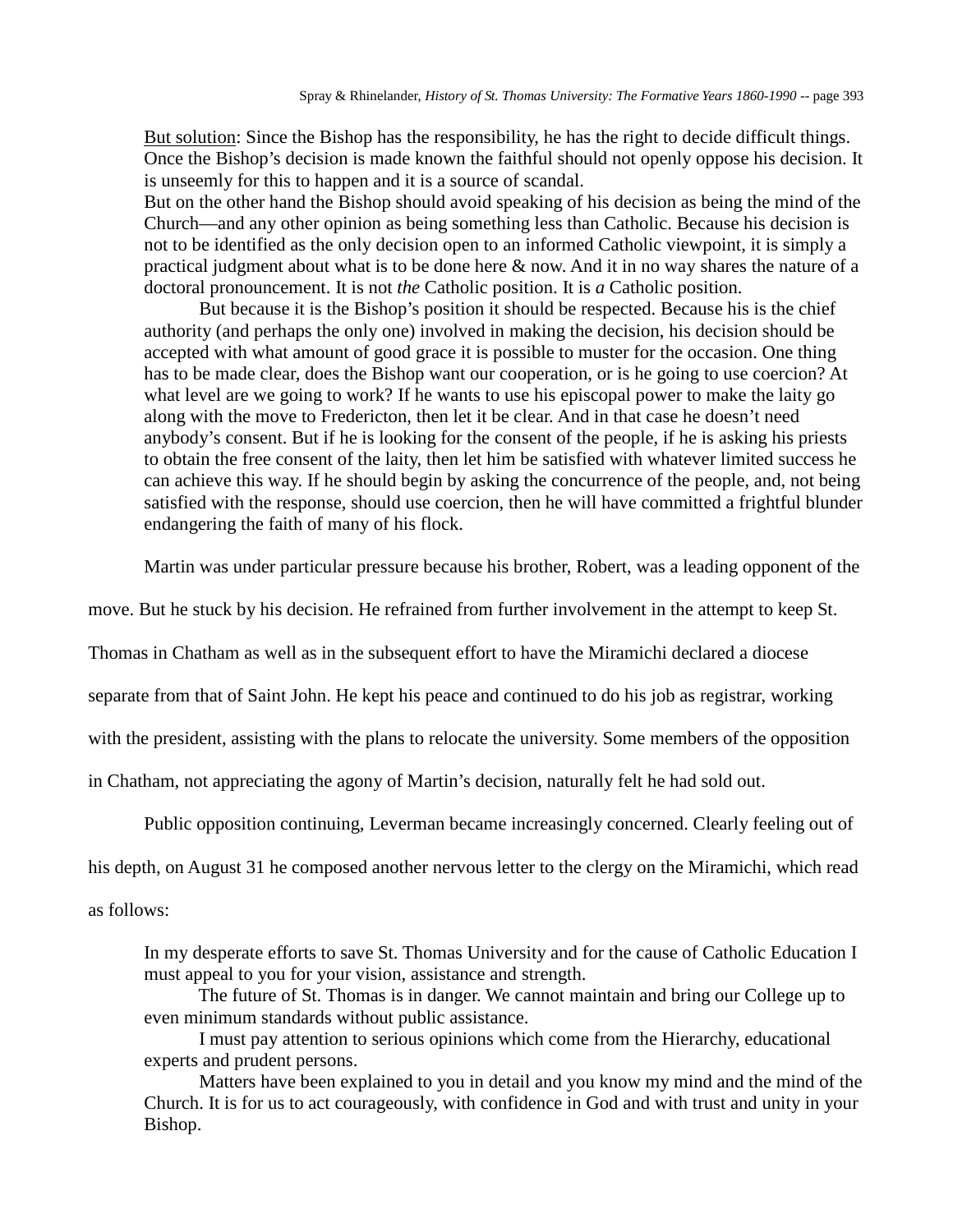> But solution: Since the Bishop has the responsibility, he has the right to decide difficult things. Once the Bishop's decision is made known the faithful should not openly oppose his decision. It is unseemly for this to happen and it is a source of scandal.
> But on the other hand the Bishop should avoid speaking of his decision as being the mind of the Church—and any other opinion as being something less than Catholic. Because his decision is not to be identified as the only decision open to an informed Catholic viewpoint, it is simply a practical judgment about what is to be done here & now. And it in no way shares the nature of a doctoral pronouncement. It is not *the* Catholic position. It is *a* Catholic position.
>
> But because it is the Bishop's position it should be respected. Because his is the chief authority (and perhaps the only one) involved in making the decision, his decision should be accepted with what amount of good grace it is possible to muster for the occasion. One thing has to be made clear, does the Bishop want our cooperation, or is he going to use coercion? At what level are we going to work? If he wants to use his episcopal power to make the laity go along with the move to Fredericton, then let it be clear. And in that case he doesn't need anybody's consent. But if he is looking for the consent of the people, if he is asking his priests to obtain the free consent of the laity, then let him be satisfied with whatever limited success he can achieve this way. If he should begin by asking the concurrence of the people, and, not being satisfied with the response, should use coercion, then he will have committed a frightful blunder endangering the faith of many of his flock.

Martin was under particular pressure because his brother, Robert, was a leading opponent of the move. But he stuck by his decision. He refrained from further involvement in the attempt to keep St. Thomas in Chatham as well as in the subsequent effort to have the Miramichi declared a diocese separate from that of Saint John. He kept his peace and continued to do his job as registrar, working with the president, assisting with the plans to relocate the university. Some members of the opposition in Chatham, not appreciating the agony of Martin's decision, naturally felt he had sold out.

Public opposition continuing, Leverman became increasingly concerned. Clearly feeling out of his depth, on August 31 he composed another nervous letter to the clergy on the Miramichi, which read as follows:

> In my desperate efforts to save St. Thomas University and for the cause of Catholic Education I must appeal to you for your vision, assistance and strength.
>
> The future of St. Thomas is in danger. We cannot maintain and bring our College up to even minimum standards without public assistance.
>
> I must pay attention to serious opinions which come from the Hierarchy, educational experts and prudent persons.
>
> Matters have been explained to you in detail and you know my mind and the mind of the Church. It is for us to act courageously, with confidence in God and with trust and unity in your Bishop.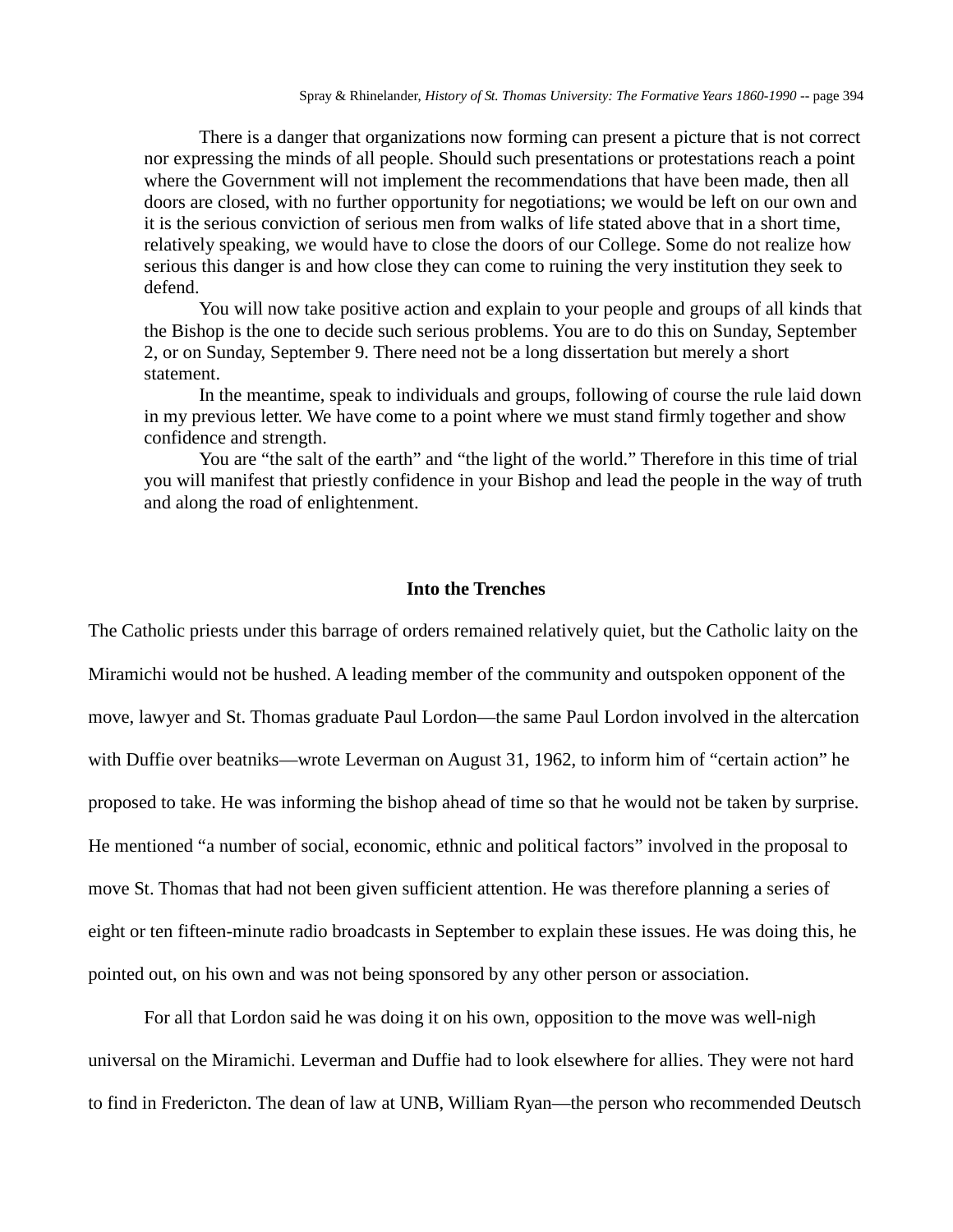There is a danger that organizations now forming can present a picture that is not correct nor expressing the minds of all people. Should such presentations or protestations reach a point where the Government will not implement the recommendations that have been made, then all doors are closed, with no further opportunity for negotiations; we would be left on our own and it is the serious conviction of serious men from walks of life stated above that in a short time, relatively speaking, we would have to close the doors of our College. Some do not realize how serious this danger is and how close they can come to ruining the very institution they seek to defend.

> You will now take positive action and explain to your people and groups of all kinds that the Bishop is the one to decide such serious problems. You are to do this on Sunday, September 2, or on Sunday, September 9. There need not be a long dissertation but merely a short statement.
>
> In the meantime, speak to individuals and groups, following of course the rule laid down in my previous letter. We have come to a point where we must stand firmly together and show confidence and strength.
>
> You are "the salt of the earth" and "the light of the world." Therefore in this time of trial you will manifest that priestly confidence in your Bishop and lead the people in the way of truth and along the road of enlightenment.

### Into the Trenches

The Catholic priests under this barrage of orders remained relatively quiet, but the Catholic laity on the Miramichi would not be hushed. A leading member of the community and outspoken opponent of the move, lawyer and St. Thomas graduate Paul Lordon—the same Paul Lordon involved in the altercation with Duffie over beatniks—wrote Leverman on August 31, 1962, to inform him of "certain action" he proposed to take. He was informing the bishop ahead of time so that he would not be taken by surprise. He mentioned "a number of social, economic, ethnic and political factors" involved in the proposal to move St. Thomas that had not been given sufficient attention. He was therefore planning a series of eight or ten fifteen-minute radio broadcasts in September to explain these issues. He was doing this, he pointed out, on his own and was not being sponsored by any other person or association.

For all that Lordon said he was doing it on his own, opposition to the move was well-nigh universal on the Miramichi. Leverman and Duffie had to look elsewhere for allies. They were not hard to find in Fredericton. The dean of law at UNB, William Ryan—the person who recommended Deutsch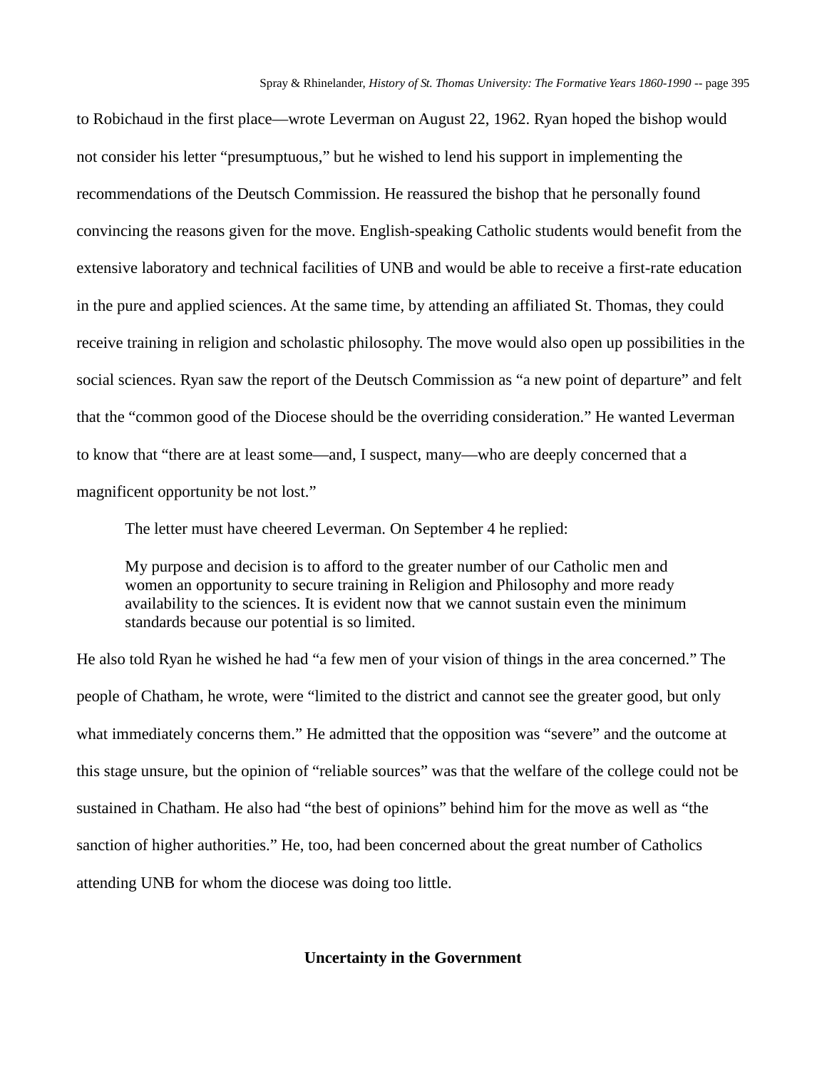to Robichaud in the first place—wrote Leverman on August 22, 1962. Ryan hoped the bishop would not consider his letter "presumptuous," but he wished to lend his support in implementing the recommendations of the Deutsch Commission. He reassured the bishop that he personally found convincing the reasons given for the move. English-speaking Catholic students would benefit from the extensive laboratory and technical facilities of UNB and would be able to receive a first-rate education in the pure and applied sciences. At the same time, by attending an affiliated St. Thomas, they could receive training in religion and scholastic philosophy. The move would also open up possibilities in the social sciences. Ryan saw the report of the Deutsch Commission as "a new point of departure" and felt that the "common good of the Diocese should be the overriding consideration." He wanted Leverman to know that "there are at least some—and, I suspect, many—who are deeply concerned that a magnificent opportunity be not lost."

The letter must have cheered Leverman. On September 4 he replied:

> My purpose and decision is to afford to the greater number of our Catholic men and women an opportunity to secure training in Religion and Philosophy and more ready availability to the sciences. It is evident now that we cannot sustain even the minimum standards because our potential is so limited.

He also told Ryan he wished he had "a few men of your vision of things in the area concerned." The people of Chatham, he wrote, were "limited to the district and cannot see the greater good, but only what immediately concerns them." He admitted that the opposition was "severe" and the outcome at this stage unsure, but the opinion of "reliable sources" was that the welfare of the college could not be sustained in Chatham. He also had "the best of opinions" behind him for the move as well as "the sanction of higher authorities." He, too, had been concerned about the great number of Catholics attending UNB for whom the diocese was doing too little.

### Uncertainty in the Government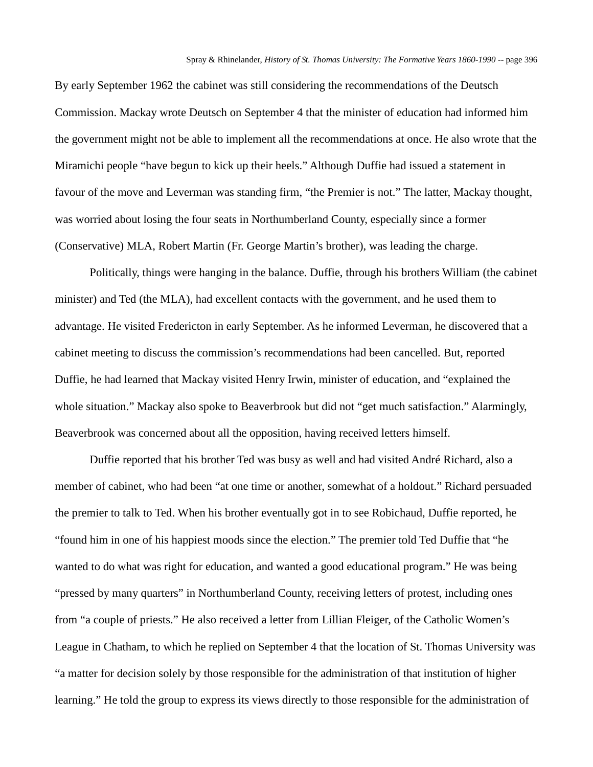By early September 1962 the cabinet was still considering the recommendations of the Deutsch Commission. Mackay wrote Deutsch on September 4 that the minister of education had informed him the government might not be able to implement all the recommendations at once. He also wrote that the Miramichi people "have begun to kick up their heels." Although Duffie had issued a statement in favour of the move and Leverman was standing firm, "the Premier is not." The latter, Mackay thought, was worried about losing the four seats in Northumberland County, especially since a former (Conservative) MLA, Robert Martin (Fr. George Martin's brother), was leading the charge.

Politically, things were hanging in the balance. Duffie, through his brothers William (the cabinet minister) and Ted (the MLA), had excellent contacts with the government, and he used them to advantage. He visited Fredericton in early September. As he informed Leverman, he discovered that a cabinet meeting to discuss the commission's recommendations had been cancelled. But, reported Duffie, he had learned that Mackay visited Henry Irwin, minister of education, and "explained the whole situation." Mackay also spoke to Beaverbrook but did not "get much satisfaction." Alarmingly, Beaverbrook was concerned about all the opposition, having received letters himself.

Duffie reported that his brother Ted was busy as well and had visited André Richard, also a member of cabinet, who had been "at one time or another, somewhat of a holdout." Richard persuaded the premier to talk to Ted. When his brother eventually got in to see Robichaud, Duffie reported, he "found him in one of his happiest moods since the election." The premier told Ted Duffie that "he wanted to do what was right for education, and wanted a good educational program." He was being "pressed by many quarters" in Northumberland County, receiving letters of protest, including ones from "a couple of priests." He also received a letter from Lillian Fleiger, of the Catholic Women's League in Chatham, to which he replied on September 4 that the location of St. Thomas University was "a matter for decision solely by those responsible for the administration of that institution of higher learning." He told the group to express its views directly to those responsible for the administration of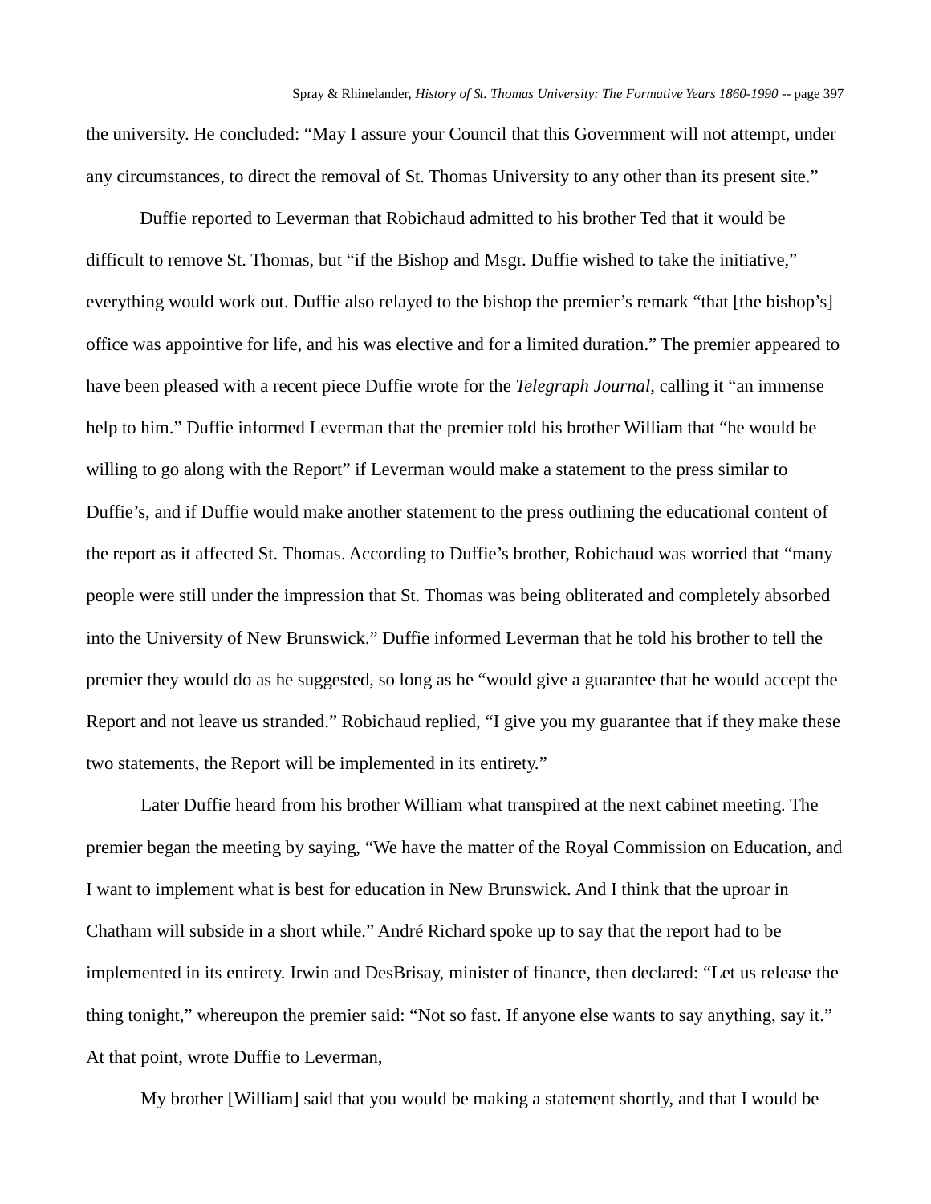the university. He concluded: "May I assure your Council that this Government will not attempt, under any circumstances, to direct the removal of St. Thomas University to any other than its present site."

Duffie reported to Leverman that Robichaud admitted to his brother Ted that it would be difficult to remove St. Thomas, but "if the Bishop and Msgr. Duffie wished to take the initiative," everything would work out. Duffie also relayed to the bishop the premier's remark "that [the bishop's] office was appointive for life, and his was elective and for a limited duration." The premier appeared to have been pleased with a recent piece Duffie wrote for the *Telegraph Journal*, calling it "an immense help to him." Duffie informed Leverman that the premier told his brother William that "he would be willing to go along with the Report" if Leverman would make a statement to the press similar to Duffie's, and if Duffie would make another statement to the press outlining the educational content of the report as it affected St. Thomas. According to Duffie's brother, Robichaud was worried that "many people were still under the impression that St. Thomas was being obliterated and completely absorbed into the University of New Brunswick." Duffie informed Leverman that he told his brother to tell the premier they would do as he suggested, so long as he "would give a guarantee that he would accept the Report and not leave us stranded." Robichaud replied, "I give you my guarantee that if they make these two statements, the Report will be implemented in its entirety."

Later Duffie heard from his brother William what transpired at the next cabinet meeting. The premier began the meeting by saying, "We have the matter of the Royal Commission on Education, and I want to implement what is best for education in New Brunswick. And I think that the uproar in Chatham will subside in a short while." André Richard spoke up to say that the report had to be implemented in its entirety. Irwin and DesBrisay, minister of finance, then declared: "Let us release the thing tonight," whereupon the premier said: "Not so fast. If anyone else wants to say anything, say it." At that point, wrote Duffie to Leverman,

My brother [William] said that you would be making a statement shortly, and that I would be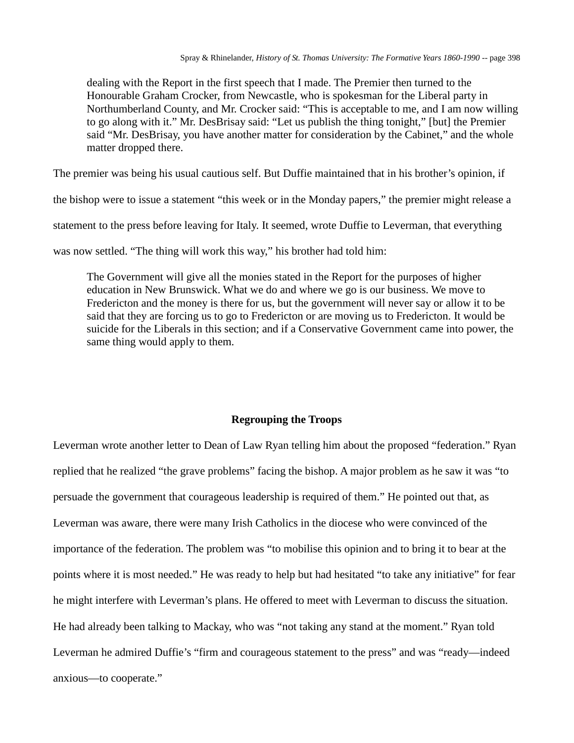> dealing with the Report in the first speech that I made. The Premier then turned to the Honourable Graham Crocker, from Newcastle, who is spokesman for the Liberal party in Northumberland County, and Mr. Crocker said: “This is acceptable to me, and I am now willing to go along with it.” Mr. DesBrisay said: “Let us publish the thing tonight,” [but] the Premier said “Mr. DesBrisay, you have another matter for consideration by the Cabinet,” and the whole matter dropped there.

The premier was being his usual cautious self. But Duffie maintained that in his brother’s opinion, if the bishop were to issue a statement “this week or in the Monday papers,” the premier might release a statement to the press before leaving for Italy. It seemed, wrote Duffie to Leverman, that everything was now settled. “The thing will work this way,” his brother had told him:

> The Government will give all the monies stated in the Report for the purposes of higher education in New Brunswick. What we do and where we go is our business. We move to Fredericton and the money is there for us, but the government will never say or allow it to be said that they are forcing us to go to Fredericton or are moving us to Fredericton. It would be suicide for the Liberals in this section; and if a Conservative Government came into power, the same thing would apply to them.

## Regrouping the Troops

Leverman wrote another letter to Dean of Law Ryan telling him about the proposed “federation.” Ryan replied that he realized “the grave problems” facing the bishop. A major problem as he saw it was “to persuade the government that courageous leadership is required of them.” He pointed out that, as Leverman was aware, there were many Irish Catholics in the diocese who were convinced of the importance of the federation. The problem was “to mobilise this opinion and to bring it to bear at the points where it is most needed.” He was ready to help but had hesitated “to take any initiative” for fear he might interfere with Leverman’s plans. He offered to meet with Leverman to discuss the situation. He had already been talking to Mackay, who was “not taking any stand at the moment.” Ryan told Leverman he admired Duffie’s “firm and courageous statement to the press” and was “ready—indeed anxious—to cooperate.”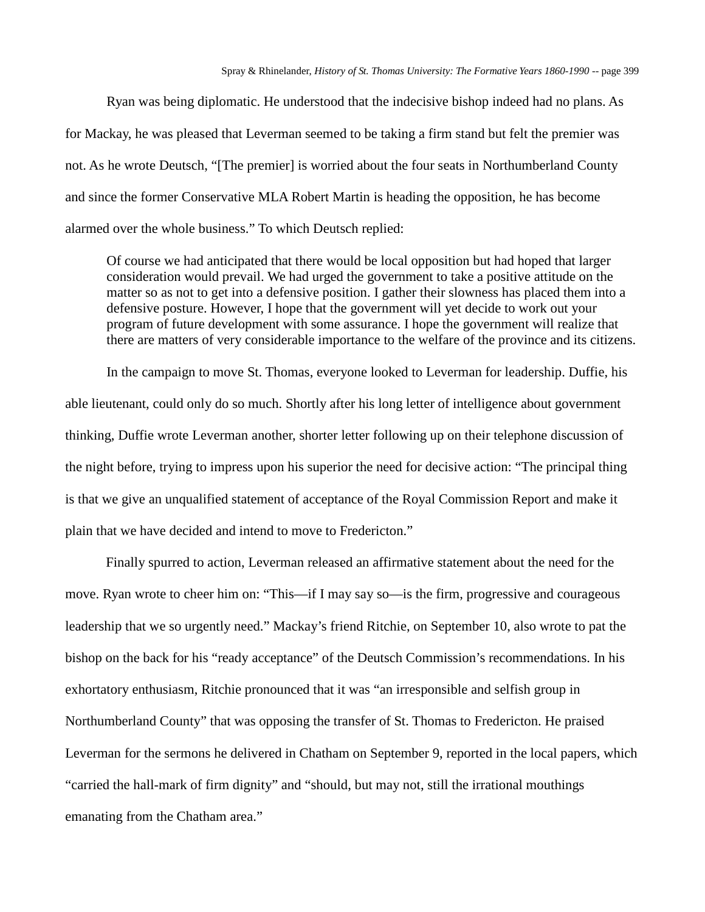Ryan was being diplomatic. He understood that the indecisive bishop indeed had no plans. As for Mackay, he was pleased that Leverman seemed to be taking a firm stand but felt the premier was not. As he wrote Deutsch, "[The premier] is worried about the four seats in Northumberland County and since the former Conservative MLA Robert Martin is heading the opposition, he has become alarmed over the whole business." To which Deutsch replied:

> Of course we had anticipated that there would be local opposition but had hoped that larger consideration would prevail. We had urged the government to take a positive attitude on the matter so as not to get into a defensive position. I gather their slowness has placed them into a defensive posture. However, I hope that the government will yet decide to work out your program of future development with some assurance. I hope the government will realize that there are matters of very considerable importance to the welfare of the province and its citizens.

In the campaign to move St. Thomas, everyone looked to Leverman for leadership. Duffie, his able lieutenant, could only do so much. Shortly after his long letter of intelligence about government thinking, Duffie wrote Leverman another, shorter letter following up on their telephone discussion of the night before, trying to impress upon his superior the need for decisive action: "The principal thing is that we give an unqualified statement of acceptance of the Royal Commission Report and make it plain that we have decided and intend to move to Fredericton."

Finally spurred to action, Leverman released an affirmative statement about the need for the move. Ryan wrote to cheer him on: "This—if I may say so—is the firm, progressive and courageous leadership that we so urgently need." Mackay's friend Ritchie, on September 10, also wrote to pat the bishop on the back for his "ready acceptance" of the Deutsch Commission's recommendations. In his exhortatory enthusiasm, Ritchie pronounced that it was "an irresponsible and selfish group in Northumberland County" that was opposing the transfer of St. Thomas to Fredericton. He praised Leverman for the sermons he delivered in Chatham on September 9, reported in the local papers, which "carried the hall-mark of firm dignity" and "should, but may not, still the irrational mouthings emanating from the Chatham area."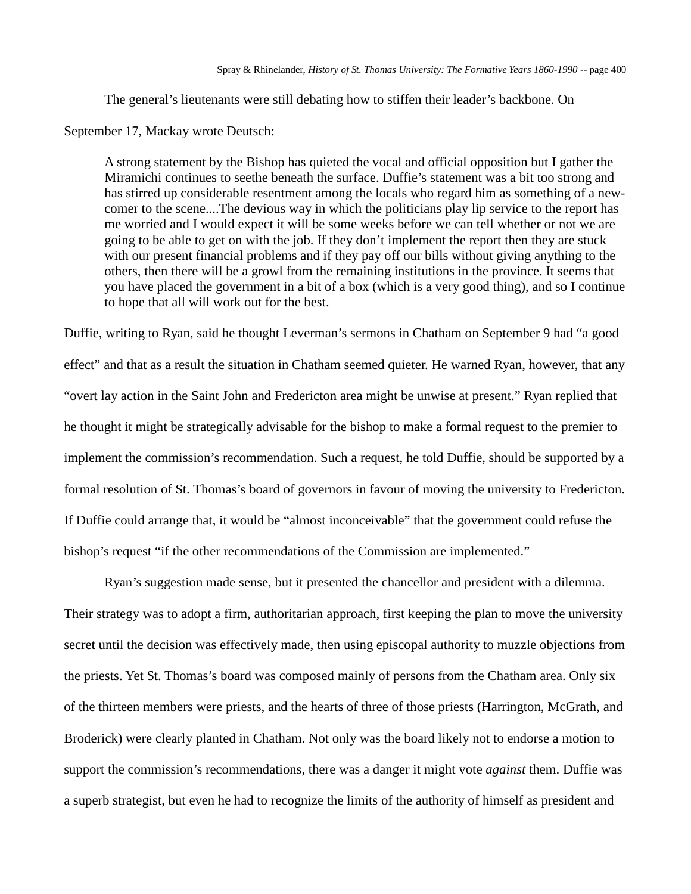The general's lieutenants were still debating how to stiffen their leader's backbone. On September 17, Mackay wrote Deutsch:

> A strong statement by the Bishop has quieted the vocal and official opposition but I gather the Miramichi continues to seethe beneath the surface. Duffie's statement was a bit too strong and has stirred up considerable resentment among the locals who regard him as something of a new-comer to the scene....The devious way in which the politicians play lip service to the report has me worried and I would expect it will be some weeks before we can tell whether or not we are going to be able to get on with the job. If they don't implement the report then they are stuck with our present financial problems and if they pay off our bills without giving anything to the others, then there will be a growl from the remaining institutions in the province. It seems that you have placed the government in a bit of a box (which is a very good thing), and so I continue to hope that all will work out for the best.

Duffie, writing to Ryan, said he thought Leverman's sermons in Chatham on September 9 had "a good effect" and that as a result the situation in Chatham seemed quieter. He warned Ryan, however, that any "overt lay action in the Saint John and Fredericton area might be unwise at present." Ryan replied that he thought it might be strategically advisable for the bishop to make a formal request to the premier to implement the commission's recommendation. Such a request, he told Duffie, should be supported by a formal resolution of St. Thomas's board of governors in favour of moving the university to Fredericton. If Duffie could arrange that, it would be "almost inconceivable" that the government could refuse the bishop's request "if the other recommendations of the Commission are implemented."

Ryan's suggestion made sense, but it presented the chancellor and president with a dilemma. Their strategy was to adopt a firm, authoritarian approach, first keeping the plan to move the university secret until the decision was effectively made, then using episcopal authority to muzzle objections from the priests. Yet St. Thomas's board was composed mainly of persons from the Chatham area. Only six of the thirteen members were priests, and the hearts of three of those priests (Harrington, McGrath, and Broderick) were clearly planted in Chatham. Not only was the board likely not to endorse a motion to support the commission's recommendations, there was a danger it might vote *against* them. Duffie was a superb strategist, but even he had to recognize the limits of the authority of himself as president and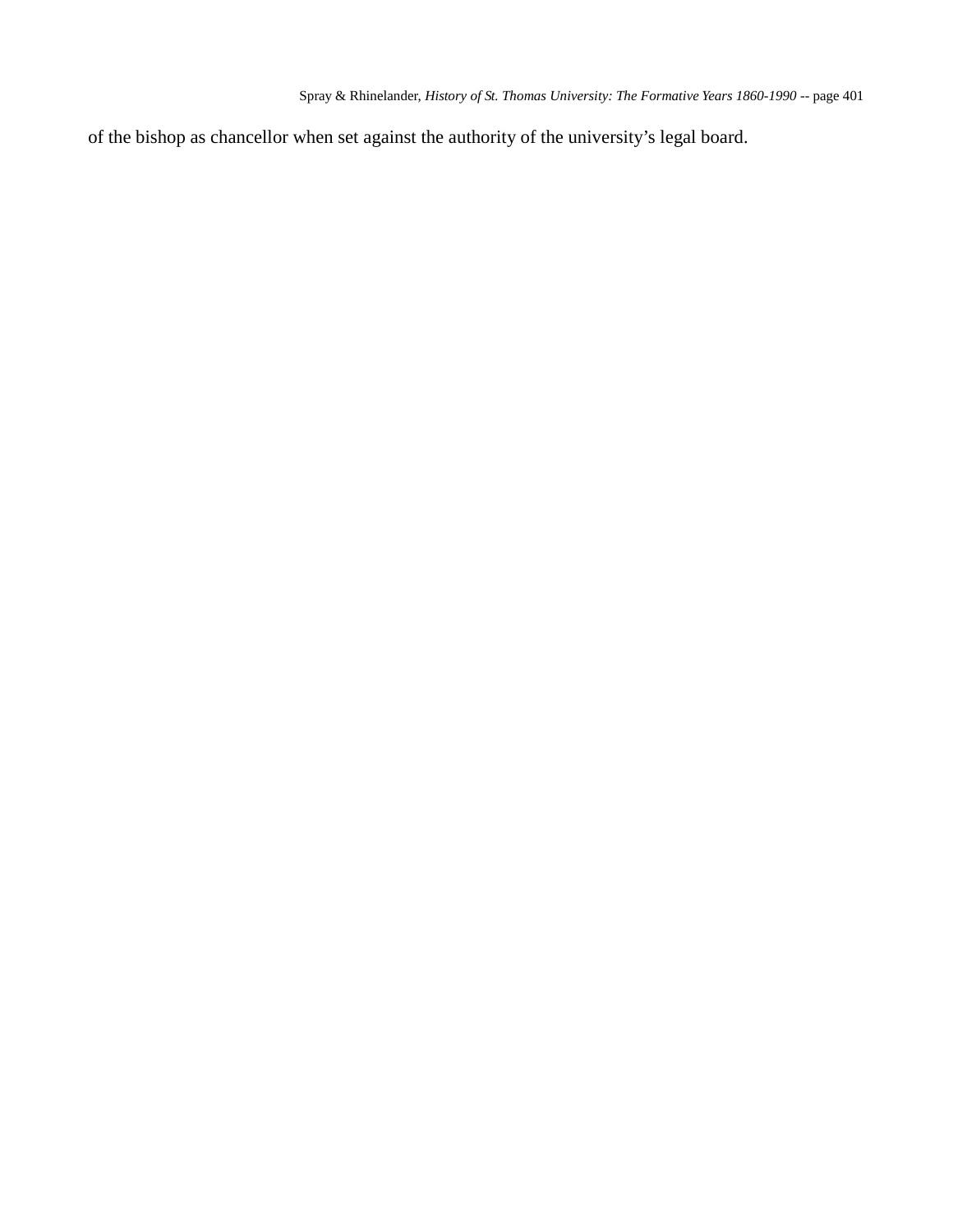of the bishop as chancellor when set against the authority of the university’s legal board.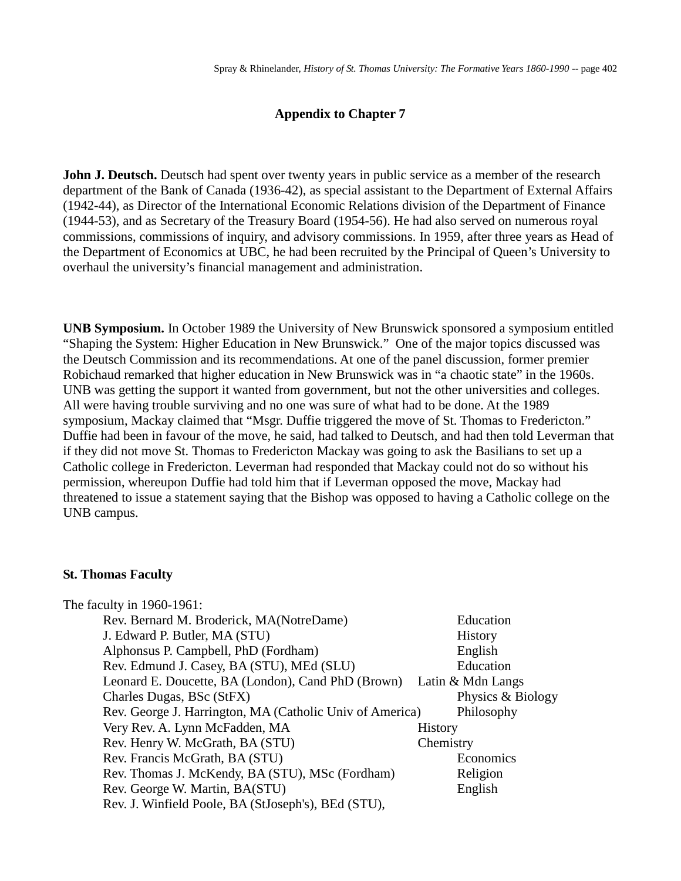## Appendix to Chapter 7

**John J. Deutsch.** Deutsch had spent over twenty years in public service as a member of the research department of the Bank of Canada (1936-42), as special assistant to the Department of External Affairs (1942-44), as Director of the International Economic Relations division of the Department of Finance (1944-53), and as Secretary of the Treasury Board (1954-56). He had also served on numerous royal commissions, commissions of inquiry, and advisory commissions. In 1959, after three years as Head of the Department of Economics at UBC, he had been recruited by the Principal of Queen's University to overhaul the university's financial management and administration.

**UNB Symposium.** In October 1989 the University of New Brunswick sponsored a symposium entitled "Shaping the System: Higher Education in New Brunswick." One of the major topics discussed was the Deutsch Commission and its recommendations. At one of the panel discussion, former premier Robichaud remarked that higher education in New Brunswick was in "a chaotic state" in the 1960s. UNB was getting the support it wanted from government, but not the other universities and colleges. All were having trouble surviving and no one was sure of what had to be done. At the 1989 symposium, Mackay claimed that "Msgr. Duffie triggered the move of St. Thomas to Fredericton." Duffie had been in favour of the move, he said, had talked to Deutsch, and had then told Leverman that if they did not move St. Thomas to Fredericton Mackay was going to ask the Basilians to set up a Catholic college in Fredericton. Leverman had responded that Mackay could not do so without his permission, whereupon Duffie had told him that if Leverman opposed the move, Mackay had threatened to issue a statement saying that the Bishop was opposed to having a Catholic college on the UNB campus.

**St. Thomas Faculty**

The faculty in 1960-1961:

| | |
|---|---|
| Rev. Bernard M. Broderick, MA(NotreDame) | Education |
| J. Edward P. Butler, MA (STU) | History |
| Alphonsus P. Campbell, PhD (Fordham) | English |
| Rev. Edmund J. Casey, BA (STU), MEd (SLU) | Education |
| Leonard E. Doucette, BA (London), Cand PhD (Brown) | Latin & Mdn Langs |
| Charles Dugas, BSc (StFX) | Physics & Biology |
| Rev. George J. Harrington, MA (Catholic Univ of America) | Philosophy |
| Very Rev. A. Lynn McFadden, MA | History |
| Rev. Henry W. McGrath, BA (STU) | Chemistry |
| Rev. Francis McGrath, BA (STU) | Economics |
| Rev. Thomas J. McKendy, BA (STU), MSc (Fordham) | Religion |
| Rev. George W. Martin, BA(STU) | English |
| Rev. J. Winfield Poole, BA (StJoseph's), BEd (STU), | |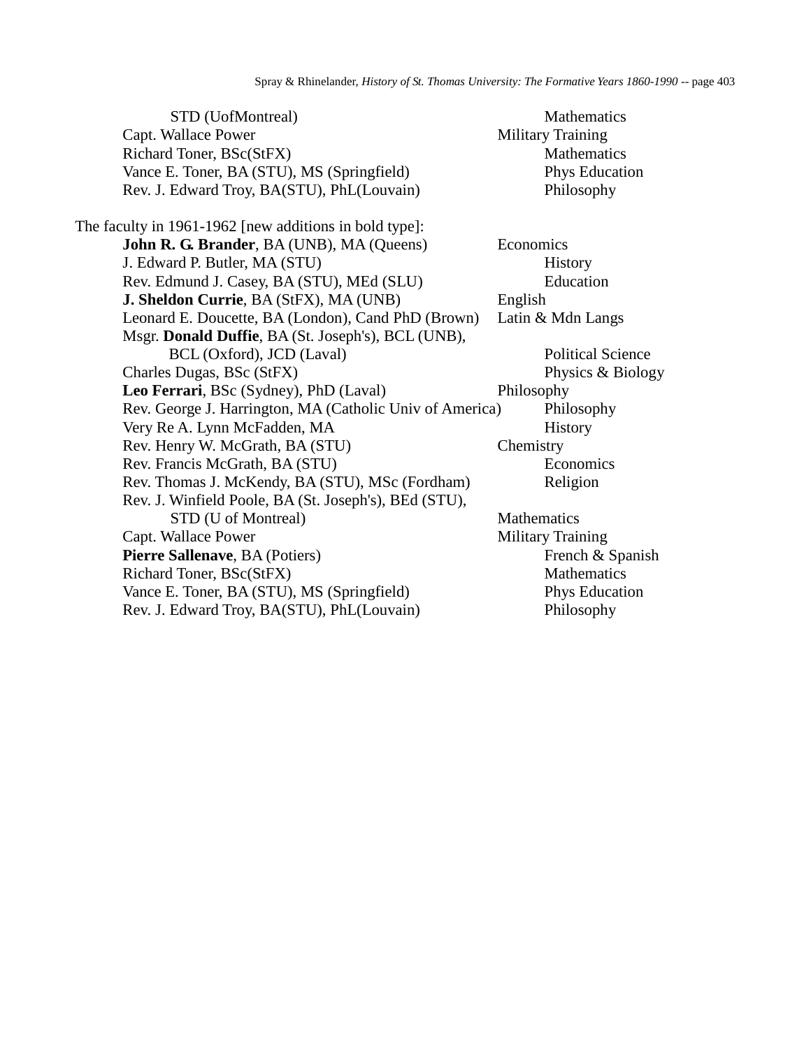| | |
|---|---|
| STD (UofMontreal) | Mathematics |
| Capt. Wallace Power | Military Training |
| Richard Toner, BSc(StFX) | Mathematics |
| Vance E. Toner, BA (STU), MS (Springfield) | Phys Education |
| Rev. J. Edward Troy, BA(STU), PhL(Louvain) | Philosophy |

The faculty in 1961-1962 [new additions in bold type]:

| | |
|---|---|
| **John R. G. Brander**, BA (UNB), MA (Queens) | Economics |
| J. Edward P. Butler, MA (STU) | History |
| Rev. Edmund J. Casey, BA (STU), MEd (SLU) | Education |
| **J. Sheldon Currie**, BA (StFX), MA (UNB) | English |
| Leonard E. Doucette, BA (London), Cand PhD (Brown) | Latin & Mdn Langs |
| Msgr. **Donald Duffie**, BA (St. Joseph's), BCL (UNB), BCL (Oxford), JCD (Laval) | Political Science |
| Charles Dugas, BSc (StFX) | Physics & Biology |
| **Leo Ferrari**, BSc (Sydney), PhD (Laval) | Philosophy |
| Rev. George J. Harrington, MA (Catholic Univ of America) | Philosophy |
| Very Re A. Lynn McFadden, MA | History |
| Rev. Henry W. McGrath, BA (STU) | Chemistry |
| Rev. Francis McGrath, BA (STU) | Economics |
| Rev. Thomas J. McKendy, BA (STU), MSc (Fordham) | Religion |
| Rev. J. Winfield Poole, BA (St. Joseph's), BEd (STU), STD (U of Montreal) | Mathematics |
| Capt. Wallace Power | Military Training |
| **Pierre Sallenave**, BA (Potiers) | French & Spanish |
| Richard Toner, BSc(StFX) | Mathematics |
| Vance E. Toner, BA (STU), MS (Springfield) | Phys Education |
| Rev. J. Edward Troy, BA(STU), PhL(Louvain) | Philosophy |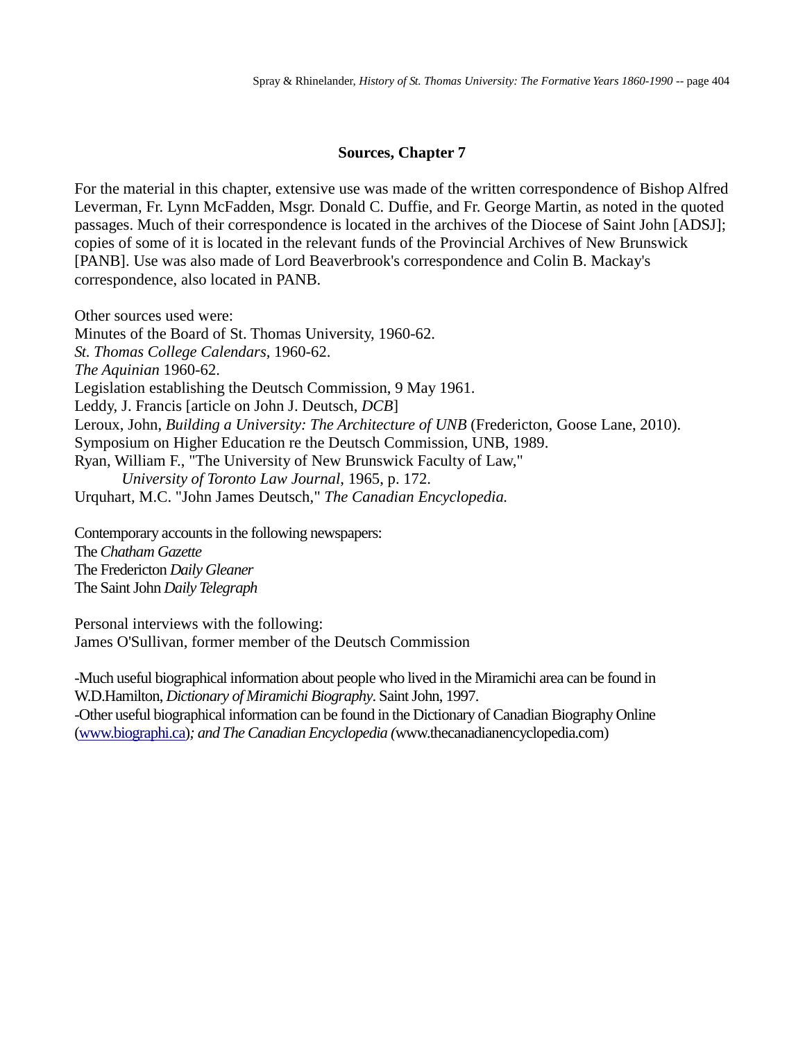## Sources, Chapter 7

For the material in this chapter, extensive use was made of the written correspondence of Bishop Alfred Leverman, Fr. Lynn McFadden, Msgr. Donald C. Duffie, and Fr. George Martin, as noted in the quoted passages. Much of their correspondence is located in the archives of the Diocese of Saint John [ADSJ]; copies of some of it is located in the relevant funds of the Provincial Archives of New Brunswick [PANB]. Use was also made of Lord Beaverbrook's correspondence and Colin B. Mackay's correspondence, also located in PANB.

Other sources used were:
Minutes of the Board of St. Thomas University, 1960-62.
*St. Thomas College Calendars*, 1960-62.
*The Aquinian* 1960-62.
Legislation establishing the Deutsch Commission, 9 May 1961.
Leddy, J. Francis [article on John J. Deutsch, *DCB*]
Leroux, John, *Building a University: The Architecture of UNB* (Fredericton, Goose Lane, 2010).
Symposium on Higher Education re the Deutsch Commission, UNB, 1989.
Ryan, William F., "The University of New Brunswick Faculty of Law,"
 *University of Toronto Law Journal*, 1965, p. 172.
Urquhart, M.C. "John James Deutsch," *The Canadian Encyclopedia.*

Contemporary accounts in the following newspapers:
The *Chatham Gazette*
The Fredericton *Daily Gleaner*
The Saint John *Daily Telegraph*

Personal interviews with the following:
James O'Sullivan, former member of the Deutsch Commission

-Much useful biographical information about people who lived in the Miramichi area can be found in W.D.Hamilton, *Dictionary of Miramichi Biography*. Saint John, 1997.
-Other useful biographical information can be found in the Dictionary of Canadian Biography Online (www.biographi.ca)*; and The Canadian Encyclopedia (*www.thecanadianencyclopedia.com)